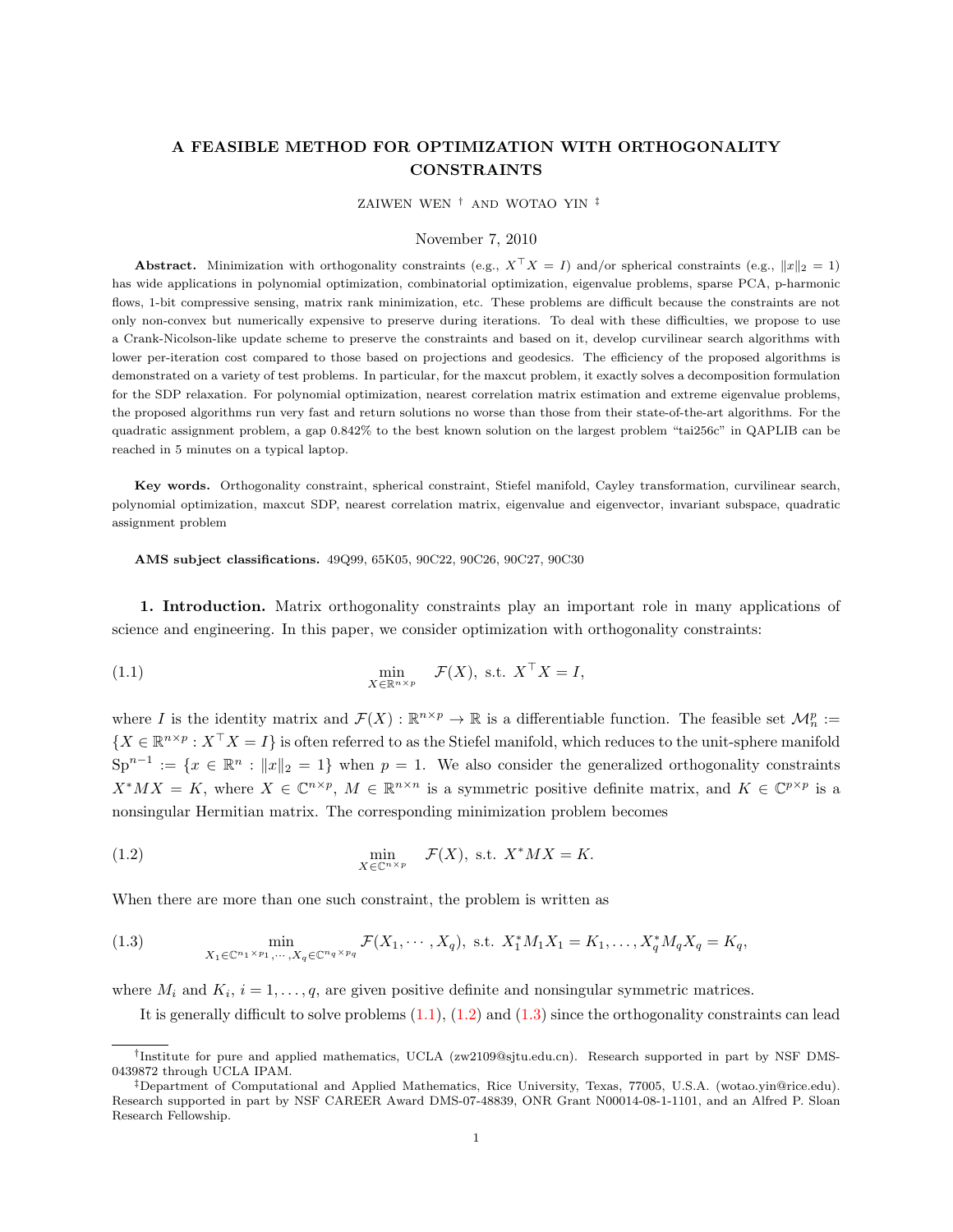# A FEASIBLE METHOD FOR OPTIMIZATION WITH ORTHOGONALITY CONSTRAINTS

ZAWEN WEN † AND WOTAO YIN ‡

November 7, 2010

**Abstract.** Minimization with orthogonality constraints (e.g., $X^\top X = I$) and/or spherical constraints (e.g., $\|x\|_2 = 1$) has wide applications in polynomial optimization, combinatorial optimization, eigenvalue problems, sparse PCA, p-harmonic flows, 1-bit compressive sensing, matrix rank minimization, etc. These problems are difficult because the constraints are not only non-convex but numerically expensive to preserve during iterations. To deal with these difficulties, we propose to use a Crank-Nicolson-like update scheme to preserve the constraints and based on it, develop curvilinear search algorithms with lower per-iteration cost compared to those based on projections and geodesics. The efficiency of the proposed algorithms is demonstrated on a variety of test problems. In particular, for the maxcut problem, it exactly solves a decomposition formulation for the SDP relaxation. For polynomial optimization, nearest correlation matrix estimation and extreme eigenvalue problems, the proposed algorithms run very fast and return solutions no worse than those from their state-of-the-art algorithms. For the quadratic assignment problem, a gap 0.842% to the best known solution on the largest problem "tai256c" in QAPLIB can be reached in 5 minutes on a typical laptop.

**Key words.** Orthogonality constraint, spherical constraint, Stiefel manifold, Cayley transformation, curvilinear search, polynomial optimization, maxcut SDP, nearest correlation matrix, eigenvalue and eigenvector, invariant subspace, quadratic assignment problem

**AMS subject classifications.** 49Q99, 65K05, 90C22, 90C26, 90C27, 90C30

## 1. Introduction.

Matrix orthogonality constraints play an important role in many applications of science and engineering. In this paper, we consider optimization with orthogonality constraints:

$$\min_{X \in \mathbb{R}^{n \times p}} \quad \mathcal{F}(X), \text{ s.t. } X^\top X = I, \tag{1.1}$$

where $I$ is the identity matrix and $\mathcal{F}(X) : \mathbb{R}^{n\times p} \to \mathbb{R}$ is a differentiable function. The feasible set $\mathcal{M}_n^p := \{X \in \mathbb{R}^{n\times p} : X^\top X = I\}$ is often referred to as the Stiefel manifold, which reduces to the unit-sphere manifold $\mathrm{Sp}^{n-1} := \{x \in \mathbb{R}^n : \|x\|_2 = 1\}$ when $p = 1$. We also consider the generalized orthogonality constraints $X^* M X = K$, where $X \in \mathbb{C}^{n\times p}$, $M \in \mathbb{R}^{n\times n}$ is a symmetric positive definite matrix, and $K \in \mathbb{C}^{p\times p}$ is a nonsingular Hermitian matrix. The corresponding minimization problem becomes

$$\min_{X \in \mathbb{C}^{n \times p}} \quad \mathcal{F}(X), \text{ s.t. } X^* M X = K. \tag{1.2}$$

When there are more than one such constraint, the problem is written as

$$\min_{X_1 \in \mathbb{C}^{n_1\times p_1}, \cdots, X_q \in \mathbb{C}^{n_q \times p_q}} \mathcal{F}(X_1, \cdots, X_q), \text{ s.t. } X_1^* M_1 X_1 = K_1, \ldots, X_q^* M_q X_q = K_q, \tag{1.3}$$

where $M_i$ and $K_i$, $i = 1, \ldots, q$, are given positive definite and nonsingular symmetric matrices.

It is generally difficult to solve problems (1.1), (1.2) and (1.3) since the orthogonality constraints can lead

---

†Institute for pure and applied mathematics, UCLA (zw2109@sjtu.edu.cn). Research supported in part by NSF DMS-0439872 through UCLA IPAM.

‡Department of Computational and Applied Mathematics, Rice University, Texas, 77005, U.S.A. (wotao.yin@rice.edu). Research supported in part by NSF CAREER Award DMS-07-48839, ONR Grant N00014-08-1-1101, and an Alfred P. Sloan Research Fellowship.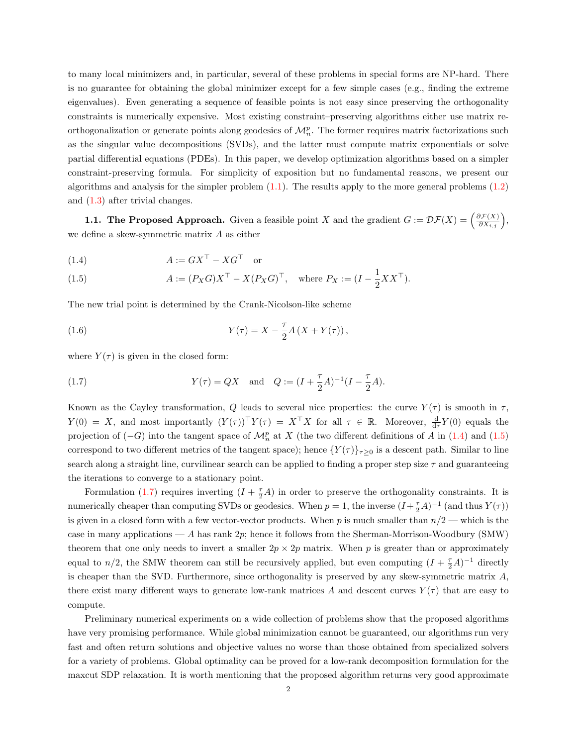to many local minimizers and, in particular, several of these problems in special forms are NP-hard. There is no guarantee for obtaining the global minimizer except for a few simple cases (e.g., finding the extreme eigenvalues). Even generating a sequence of feasible points is not easy since preserving the orthogonality constraints is numerically expensive. Most existing constraint–preserving algorithms either use matrix re-orthogonalization or generate points along geodesics of $\mathcal{M}_n^p$. The former requires matrix factorizations such as the singular value decompositions (SVDs), and the latter must compute matrix exponentials or solve partial differential equations (PDEs). In this paper, we develop optimization algorithms based on a simpler constraint-preserving formula. For simplicity of exposition but no fundamental reasons, we present our algorithms and analysis for the simpler problem (1.1). The results apply to the more general problems (1.2) and (1.3) after trivial changes.

**1.1. The Proposed Approach.** Given a feasible point $X$ and the gradient $G := \mathcal{D}\mathcal{F}(X) = \left(\frac{\partial \mathcal{F}(X)}{\partial X_{i,j}}\right)$, we define a skew-symmetric matrix $A$ as either

$$A := GX^\top - XG^\top \quad \text{or} \tag{1.4}$$

$$A := (P_X G)X^\top - X(P_X G)^\top, \quad \text{where } P_X := (I - \frac{1}{2}XX^\top). \tag{1.5}$$

The new trial point is determined by the Crank-Nicolson-like scheme

$$Y(\tau) = X - \frac{\tau}{2}A\left(X + Y(\tau)\right), \tag{1.6}$$

where $Y(\tau)$ is given in the closed form:

$$Y(\tau) = QX \quad \text{and} \quad Q := (I + \frac{\tau}{2}A)^{-1}(I - \frac{\tau}{2}A). \tag{1.7}$$

Known as the Cayley transformation, $Q$ leads to several nice properties: the curve $Y(\tau)$ is smooth in $\tau$, $Y(0) = X$, and most importantly $(Y(\tau))^\top Y(\tau) = X^\top X$ for all $\tau \in \mathbb{R}$. Moreover, $\frac{\mathrm{d}}{\mathrm{d}\tau}Y(0)$ equals the projection of $(-G)$ into the tangent space of $\mathcal{M}_n^p$ at $X$ (the two different definitions of $A$ in (1.4) and (1.5) correspond to two different metrics of the tangent space); hence $\{Y(\tau)\}_{\tau \geq 0}$ is a descent path. Similar to line search along a straight line, curvilinear search can be applied to finding a proper step size $\tau$ and guaranteeing the iterations to converge to a stationary point.

Formulation (1.7) requires inverting $(I + \frac{\tau}{2}A)$ in order to preserve the orthogonality constraints. It is numerically cheaper than computing SVDs or geodesics. When $p = 1$, the inverse $(I + \frac{\tau}{2}A)^{-1}$ (and thus $Y(\tau)$) is given in a closed form with a few vector-vector products. When $p$ is much smaller than $n/2$ — which is the case in many applications — $A$ has rank $2p$; hence it follows from the Sherman-Morrison-Woodbury (SMW) theorem that one only needs to invert a smaller $2p \times 2p$ matrix. When $p$ is greater than or approximately equal to $n/2$, the SMW theorem can still be recursively applied, but even computing $(I + \frac{\tau}{2}A)^{-1}$ directly is cheaper than the SVD. Furthermore, since orthogonality is preserved by any skew-symmetric matrix $A$, there exist many different ways to generate low-rank matrices $A$ and descent curves $Y(\tau)$ that are easy to compute.

Preliminary numerical experiments on a wide collection of problems show that the proposed algorithms have very promising performance. While global minimization cannot be guaranteed, our algorithms run very fast and often return solutions and objective values no worse than those obtained from specialized solvers for a variety of problems. Global optimality can be proved for a low-rank decomposition formulation for the maxcut SDP relaxation. It is worth mentioning that the proposed algorithm returns very good approximate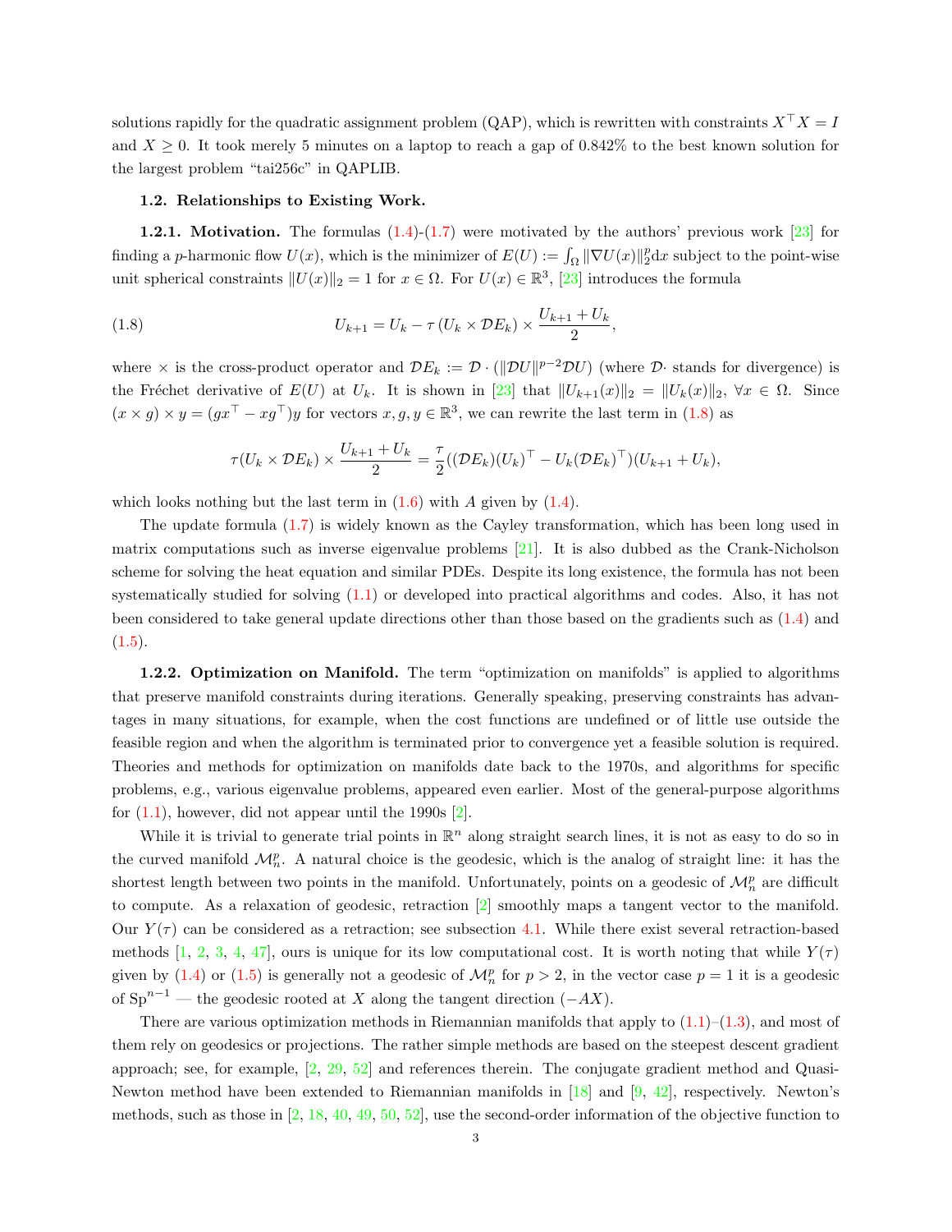solutions rapidly for the quadratic assignment problem (QAP), which is rewritten with constraints $X^\top X = I$ and $X \geq 0$. It took merely 5 minutes on a laptop to reach a gap of 0.842% to the best known solution for the largest problem "tai256c" in QAPLIB.

### 1.2. Relationships to Existing Work.

**1.2.1. Motivation.** The formulas (1.4)-(1.7) were motivated by the authors' previous work [23] for finding a $p$-harmonic flow $U(x)$, which is the minimizer of $E(U) := \int_\Omega \|\nabla U(x)\|_2^p \mathrm{d}x$ subject to the point-wise unit spherical constraints $\|U(x)\|_2 = 1$ for $x \in \Omega$. For $U(x) \in \mathbb{R}^3$, [23] introduces the formula

$$U_{k+1} = U_k - \tau \left(U_k \times \mathcal{D}E_k\right) \times \frac{U_{k+1} + U_k}{2}, \tag{1.8}$$

where $\times$ is the cross-product operator and $\mathcal{D}E_k := \mathcal{D} \cdot (\|\mathcal{D}U\|^{p-2}\mathcal{D}U)$ (where $\mathcal{D}\cdot$ stands for divergence) is the Fréchet derivative of $E(U)$ at $U_k$. It is shown in [23] that $\|U_{k+1}(x)\|_2 = \|U_k(x)\|_2$, $\forall x \in \Omega$. Since $(x \times g) \times y = (gx^\top - xg^\top)y$ for vectors $x, g, y \in \mathbb{R}^3$, we can rewrite the last term in (1.8) as

$$\tau(U_k \times \mathcal{D}E_k) \times \frac{U_{k+1} + U_k}{2} = \frac{\tau}{2}((\mathcal{D}E_k)(U_k)^\top - U_k(\mathcal{D}E_k)^\top)(U_{k+1} + U_k),$$

which looks nothing but the last term in (1.6) with $A$ given by (1.4).

The update formula (1.7) is widely known as the Cayley transformation, which has been long used in matrix computations such as inverse eigenvalue problems [21]. It is also dubbed as the Crank-Nicholson scheme for solving the heat equation and similar PDEs. Despite its long existence, the formula has not been systematically studied for solving (1.1) or developed into practical algorithms and codes. Also, it has not been considered to take general update directions other than those based on the gradients such as (1.4) and (1.5).

**1.2.2. Optimization on Manifold.** The term "optimization on manifolds" is applied to algorithms that preserve manifold constraints during iterations. Generally speaking, preserving constraints has advantages in many situations, for example, when the cost functions are undefined or of little use outside the feasible region and when the algorithm is terminated prior to convergence yet a feasible solution is required. Theories and methods for optimization on manifolds date back to the 1970s, and algorithms for specific problems, e.g., various eigenvalue problems, appeared even earlier. Most of the general-purpose algorithms for (1.1), however, did not appear until the 1990s [2].

While it is trivial to generate trial points in $\mathbb{R}^n$ along straight search lines, it is not as easy to do so in the curved manifold $\mathcal{M}_n^p$. A natural choice is the geodesic, which is the analog of straight line: it has the shortest length between two points in the manifold. Unfortunately, points on a geodesic of $\mathcal{M}_n^p$ are difficult to compute. As a relaxation of geodesic, retraction [2] smoothly maps a tangent vector to the manifold. Our $Y(\tau)$ can be considered as a retraction; see subsection 4.1. While there exist several retraction-based methods [1, 2, 3, 4, 47], ours is unique for its low computational cost. It is worth noting that while $Y(\tau)$ given by (1.4) or (1.5) is generally not a geodesic of $\mathcal{M}_n^p$ for $p > 2$, in the vector case $p = 1$ it is a geodesic of $\mathrm{Sp}^{n-1}$ — the geodesic rooted at $X$ along the tangent direction $(-AX)$.

There are various optimization methods in Riemannian manifolds that apply to (1.1)–(1.3), and most of them rely on geodesics or projections. The rather simple methods are based on the steepest descent gradient approach; see, for example, [2, 29, 52] and references therein. The conjugate gradient method and Quasi-Newton method have been extended to Riemannian manifolds in [18] and [9, 42], respectively. Newton's methods, such as those in [2, 18, 40, 49, 50, 52], use the second-order information of the objective function to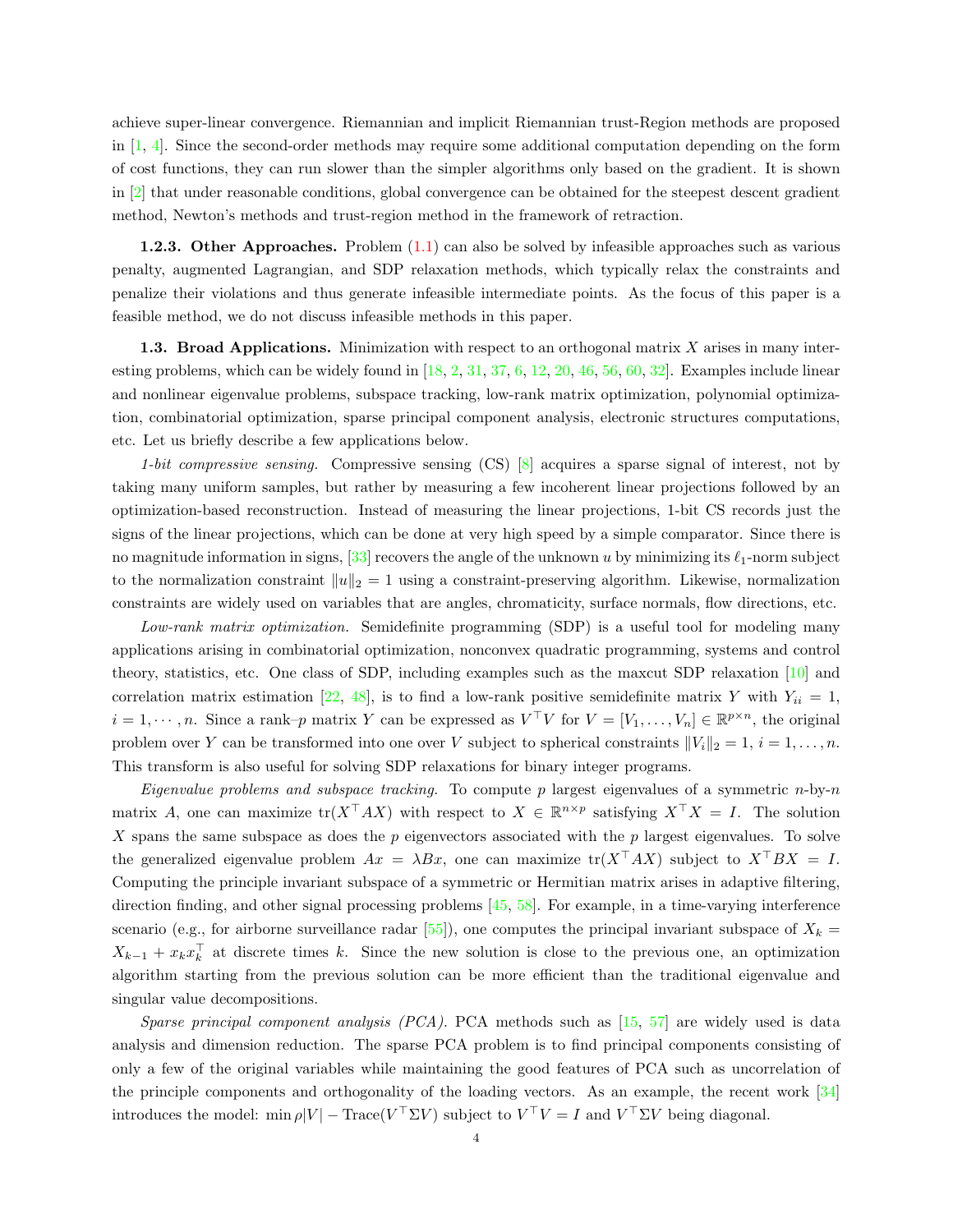achieve super-linear convergence. Riemannian and implicit Riemannian trust-Region methods are proposed in [1, 4]. Since the second-order methods may require some additional computation depending on the form of cost functions, they can run slower than the simpler algorithms only based on the gradient. It is shown in [2] that under reasonable conditions, global convergence can be obtained for the steepest descent gradient method, Newton's methods and trust-region method in the framework of retraction.

**1.2.3. Other Approaches.** Problem (1.1) can also be solved by infeasible approaches such as various penalty, augmented Lagrangian, and SDP relaxation methods, which typically relax the constraints and penalize their violations and thus generate infeasible intermediate points. As the focus of this paper is a feasible method, we do not discuss infeasible methods in this paper.

**1.3. Broad Applications.** Minimization with respect to an orthogonal matrix $X$ arises in many interesting problems, which can be widely found in [18, 2, 31, 37, 6, 12, 20, 46, 56, 60, 32]. Examples include linear and nonlinear eigenvalue problems, subspace tracking, low-rank matrix optimization, polynomial optimization, combinatorial optimization, sparse principal component analysis, electronic structures computations, etc. Let us briefly describe a few applications below.

*1-bit compressive sensing.* Compressive sensing (CS) [8] acquires a sparse signal of interest, not by taking many uniform samples, but rather by measuring a few incoherent linear projections followed by an optimization-based reconstruction. Instead of measuring the linear projections, 1-bit CS records just the signs of the linear projections, which can be done at very high speed by a simple comparator. Since there is no magnitude information in signs, [33] recovers the angle of the unknown $u$ by minimizing its $\ell_1$-norm subject to the normalization constraint $\|u\|_2 = 1$ using a constraint-preserving algorithm. Likewise, normalization constraints are widely used on variables that are angles, chromaticity, surface normals, flow directions, etc.

*Low-rank matrix optimization.* Semidefinite programming (SDP) is a useful tool for modeling many applications arising in combinatorial optimization, nonconvex quadratic programming, systems and control theory, statistics, etc. One class of SDP, including examples such as the maxcut SDP relaxation [10] and correlation matrix estimation [22, 48], is to find a low-rank positive semidefinite matrix $Y$ with $Y_{ii} = 1$, $i = 1, \cdots, n$. Since a rank–$p$ matrix $Y$ can be expressed as $V^\top V$ for $V = [V_1, \ldots, V_n] \in \mathbb{R}^{p\times n}$, the original problem over $Y$ can be transformed into one over $V$ subject to spherical constraints $\|V_i\|_2 = 1$, $i = 1, \ldots, n$. This transform is also useful for solving SDP relaxations for binary integer programs.

*Eigenvalue problems and subspace tracking.* To compute $p$ largest eigenvalues of a symmetric $n$-by-$n$ matrix $A$, one can maximize $\mathrm{tr}(X^\top AX)$ with respect to $X \in \mathbb{R}^{n\times p}$ satisfying $X^\top X = I$. The solution $X$ spans the same subspace as does the $p$ eigenvectors associated with the $p$ largest eigenvalues. To solve the generalized eigenvalue problem $Ax = \lambda Bx$, one can maximize $\mathrm{tr}(X^\top AX)$ subject to $X^\top BX = I$. Computing the principle invariant subspace of a symmetric or Hermitian matrix arises in adaptive filtering, direction finding, and other signal processing problems [45, 58]. For example, in a time-varying interference scenario (e.g., for airborne surveillance radar [55]), one computes the principal invariant subspace of $X_k = X_{k-1} + x_k x_k^\top$ at discrete times $k$. Since the new solution is close to the previous one, an optimization algorithm starting from the previous solution can be more efficient than the traditional eigenvalue and singular value decompositions.

*Sparse principal component analysis (PCA).* PCA methods such as [15, 57] are widely used is data analysis and dimension reduction. The sparse PCA problem is to find principal components consisting of only a few of the original variables while maintaining the good features of PCA such as uncorrelation of the principle components and orthogonality of the loading vectors. As an example, the recent work [34] introduces the model: $\min \rho|V| - \mathrm{Trace}(V^\top \Sigma V)$ subject to $V^\top V = I$ and $V^\top \Sigma V$ being diagonal.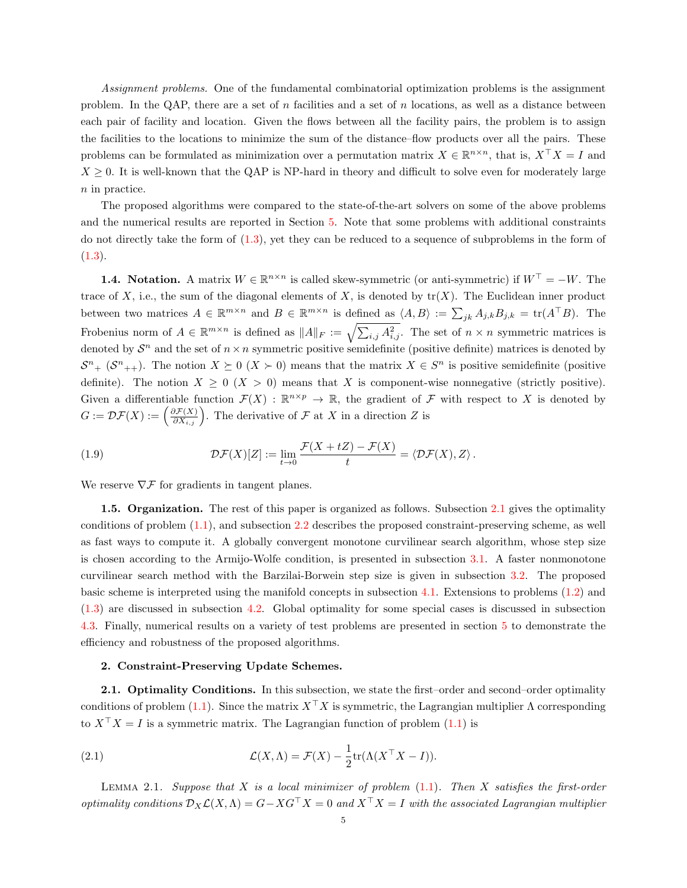*Assignment problems.* One of the fundamental combinatorial optimization problems is the assignment problem. In the QAP, there are a set of $n$ facilities and a set of $n$ locations, as well as a distance between each pair of facility and location. Given the flows between all the facility pairs, the problem is to assign the facilities to the locations to minimize the sum of the distance–flow products over all the pairs. These problems can be formulated as minimization over a permutation matrix $X \in \mathbb{R}^{n\times n}$, that is, $X^\top X = I$ and $X \geq 0$. It is well-known that the QAP is NP-hard in theory and difficult to solve even for moderately large $n$ in practice.

The proposed algorithms were compared to the state-of-the-art solvers on some of the above problems and the numerical results are reported in Section 5. Note that some problems with additional constraints do not directly take the form of (1.3), yet they can be reduced to a sequence of subproblems in the form of (1.3).

**1.4. Notation.** A matrix $W \in \mathbb{R}^{n\times n}$ is called skew-symmetric (or anti-symmetric) if $W^\top = -W$. The trace of $X$, i.e., the sum of the diagonal elements of $X$, is denoted by $\mathrm{tr}(X)$. The Euclidean inner product between two matrices $A \in \mathbb{R}^{m\times n}$ and $B \in \mathbb{R}^{m\times n}$ is defined as $\langle A, B\rangle := \sum_{jk} A_{j,k}B_{j,k} = \mathrm{tr}(A^\top B)$. The Frobenius norm of $A \in \mathbb{R}^{m\times n}$ is defined as $\|A\|_F := \sqrt{\sum_{i,j} A_{i,j}^2}$. The set of $n \times n$ symmetric matrices is denoted by $\mathcal{S}^n$ and the set of $n\times n$ symmetric positive semidefinite (positive definite) matrices is denoted by ${\mathcal{S}^n}_+$ (${\mathcal{S}^n}_{++}$). The notion $X \succeq 0$ ($X \succ 0$) means that the matrix $X \in S^n$ is positive semidefinite (positive definite). The notion $X \geq 0$ ($X > 0$) means that $X$ is component-wise nonnegative (strictly positive). Given a differentiable function $\mathcal{F}(X) : \mathbb{R}^{n\times p} \to \mathbb{R}$, the gradient of $\mathcal{F}$ with respect to $X$ is denoted by $G := \mathcal{DF}(X) := \left(\frac{\partial \mathcal{F}(X)}{\partial X_{i,j}}\right)$. The derivative of $\mathcal{F}$ at $X$ in a direction $Z$ is

$$\mathcal{DF}(X)[Z] := \lim_{t\to 0} \frac{\mathcal{F}(X + tZ) - \mathcal{F}(X)}{t} = \langle \mathcal{DF}(X), Z\rangle \,. \tag{1.9}$$

We reserve $\nabla\mathcal{F}$ for gradients in tangent planes.

**1.5. Organization.** The rest of this paper is organized as follows. Subsection 2.1 gives the optimality conditions of problem (1.1), and subsection 2.2 describes the proposed constraint-preserving scheme, as well as fast ways to compute it. A globally convergent monotone curvilinear search algorithm, whose step size is chosen according to the Armijo-Wolfe condition, is presented in subsection 3.1. A faster nonmonotone curvilinear search method with the Barzilai-Borwein step size is given in subsection 3.2. The proposed basic scheme is interpreted using the manifold concepts in subsection 4.1. Extensions to problems (1.2) and (1.3) are discussed in subsection 4.2. Global optimality for some special cases is discussed in subsection 4.3. Finally, numerical results on a variety of test problems are presented in section 5 to demonstrate the efficiency and robustness of the proposed algorithms.

## 2. Constraint-Preserving Update Schemes.

**2.1. Optimality Conditions.** In this subsection, we state the first–order and second–order optimality conditions of problem (1.1). Since the matrix $X^\top X$ is symmetric, the Lagrangian multiplier $\Lambda$ corresponding to $X^\top X = I$ is a symmetric matrix. The Lagrangian function of problem (1.1) is

$$\mathcal{L}(X, \Lambda) = \mathcal{F}(X) - \frac{1}{2}\mathrm{tr}(\Lambda(X^\top X - I)). \tag{2.1}$$

Lemma 2.1. *Suppose that $X$ is a local minimizer of problem (1.1). Then $X$ satisfies the first-order optimality conditions $\mathcal{D}_X\mathcal{L}(X, \Lambda) = G - XG^\top X = 0$ and $X^\top X = I$ with the associated Lagrangian multiplier*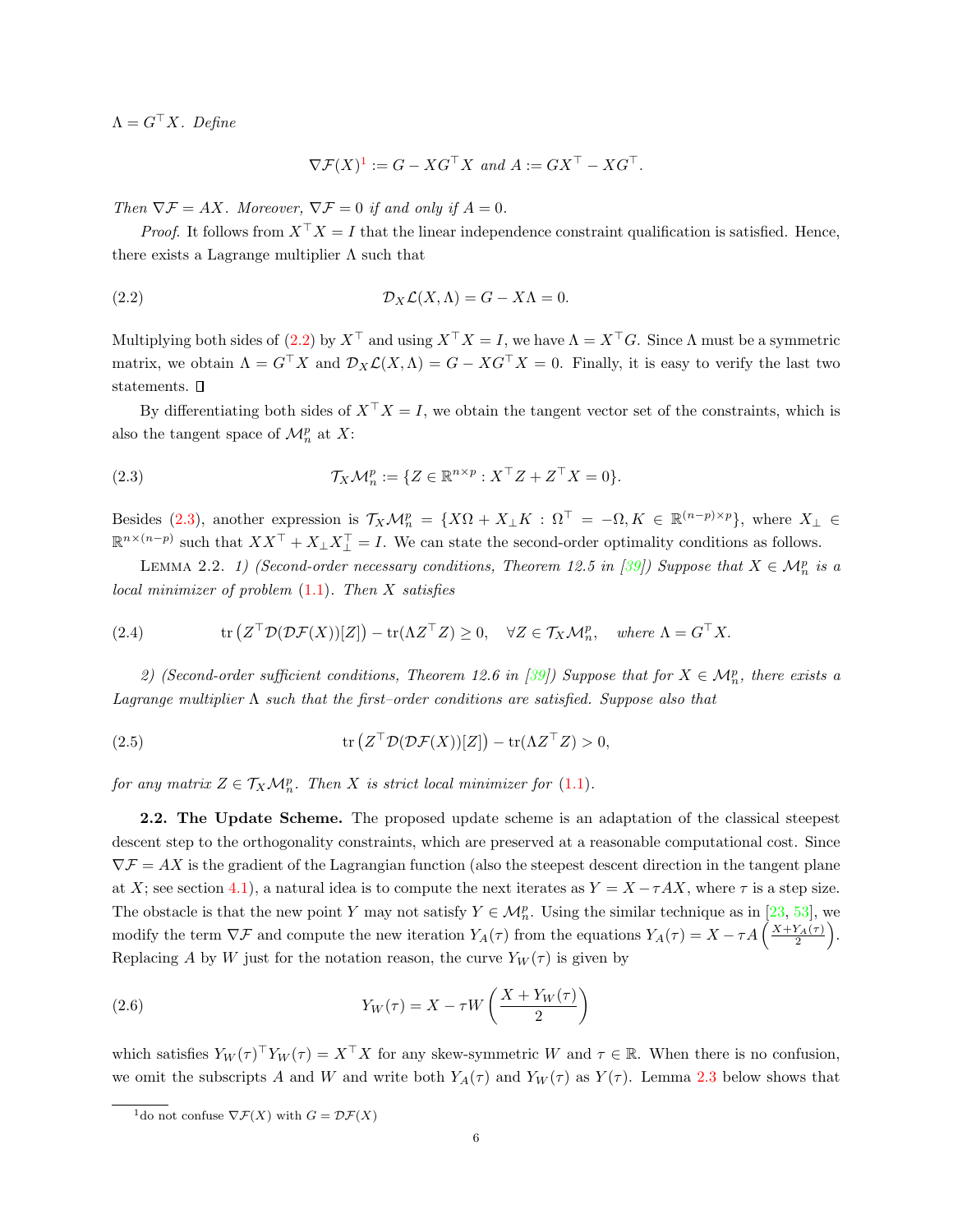$\Lambda = G^\top X$. *Define*

$$\nabla \mathcal{F}(X)^{1} := G - XG^\top X \text{ and } A := GX^\top - XG^\top.$$

*Then* $\nabla \mathcal{F} = AX$. *Moreover,* $\nabla \mathcal{F} = 0$ *if and only if* $A = 0$.

*Proof.* It follows from $X^\top X = I$ that the linear independence constraint qualification is satisfied. Hence, there exists a Lagrange multiplier $\Lambda$ such that

$$\mathcal{D}_X \mathcal{L}(X, \Lambda) = G - X\Lambda = 0. \tag{2.2}$$

Multiplying both sides of (2.2) by $X^\top$ and using $X^\top X = I$, we have $\Lambda = X^\top G$. Since $\Lambda$ must be a symmetric matrix, we obtain $\Lambda = G^\top X$ and $\mathcal{D}_X \mathcal{L}(X, \Lambda) = G - XG^\top X = 0$. Finally, it is easy to verify the last two statements. ∎

By differentiating both sides of $X^\top X = I$, we obtain the tangent vector set of the constraints, which is also the tangent space of $\mathcal{M}_n^p$ at $X$:

$$\mathcal{T}_X \mathcal{M}_n^p := \{Z \in \mathbb{R}^{n\times p} : X^\top Z + Z^\top X = 0\}. \tag{2.3}$$

Besides (2.3), another expression is $\mathcal{T}_X \mathcal{M}_n^p = \{X\Omega + X_\perp K : \Omega^\top = -\Omega, K \in \mathbb{R}^{(n-p)\times p}\}$, where $X_\perp \in \mathbb{R}^{n\times(n-p)}$ such that $XX^\top + X_\perp X_\perp^\top = I$. We can state the second-order optimality conditions as follows.

Lemma 2.2. *1) (Second-order necessary conditions, Theorem 12.5 in [39]) Suppose that* $X \in \mathcal{M}_n^p$ *is a local minimizer of problem* (1.1)*. Then* $X$ *satisfies*

$$\operatorname{tr}\left(Z^\top \mathcal{D}(\mathcal{D}\mathcal{F}(X))[Z]\right) - \operatorname{tr}(\Lambda Z^\top Z) \geq 0, \quad \forall Z \in \mathcal{T}_X \mathcal{M}_n^p, \quad \text{where } \Lambda = G^\top X. \tag{2.4}$$

*2) (Second-order sufficient conditions, Theorem 12.6 in [39]) Suppose that for* $X \in \mathcal{M}_n^p$*, there exists a Lagrange multiplier* $\Lambda$ *such that the first–order conditions are satisfied. Suppose also that*

$$\operatorname{tr}\left(Z^\top \mathcal{D}(\mathcal{D}\mathcal{F}(X))[Z]\right) - \operatorname{tr}(\Lambda Z^\top Z) > 0, \tag{2.5}$$

*for any matrix* $Z \in \mathcal{T}_X \mathcal{M}_n^p$*. Then* $X$ *is strict local minimizer for* (1.1)*.*

**2.2. The Update Scheme.** The proposed update scheme is an adaptation of the classical steepest descent step to the orthogonality constraints, which are preserved at a reasonable computational cost. Since $\nabla \mathcal{F} = AX$ is the gradient of the Lagrangian function (also the steepest descent direction in the tangent plane at $X$; see section 4.1), a natural idea is to compute the next iterates as $Y = X - \tau AX$, where $\tau$ is a step size. The obstacle is that the new point $Y$ may not satisfy $Y \in \mathcal{M}_n^p$. Using the similar technique as in [23, 53], we modify the term $\nabla \mathcal{F}$ and compute the new iteration $Y_A(\tau)$ from the equations $Y_A(\tau) = X - \tau A\left(\frac{X + Y_A(\tau)}{2}\right)$. Replacing $A$ by $W$ just for the notation reason, the curve $Y_W(\tau)$ is given by

$$Y_W(\tau) = X - \tau W\left(\frac{X + Y_W(\tau)}{2}\right) \tag{2.6}$$

which satisfies $Y_W(\tau)^\top Y_W(\tau) = X^\top X$ for any skew-symmetric $W$ and $\tau \in \mathbb{R}$. When there is no confusion, we omit the subscripts $A$ and $W$ and write both $Y_A(\tau)$ and $Y_W(\tau)$ as $Y(\tau)$. Lemma 2.3 below shows that

[1] do not confuse $\nabla \mathcal{F}(X)$ with $G = \mathcal{D}\mathcal{F}(X)$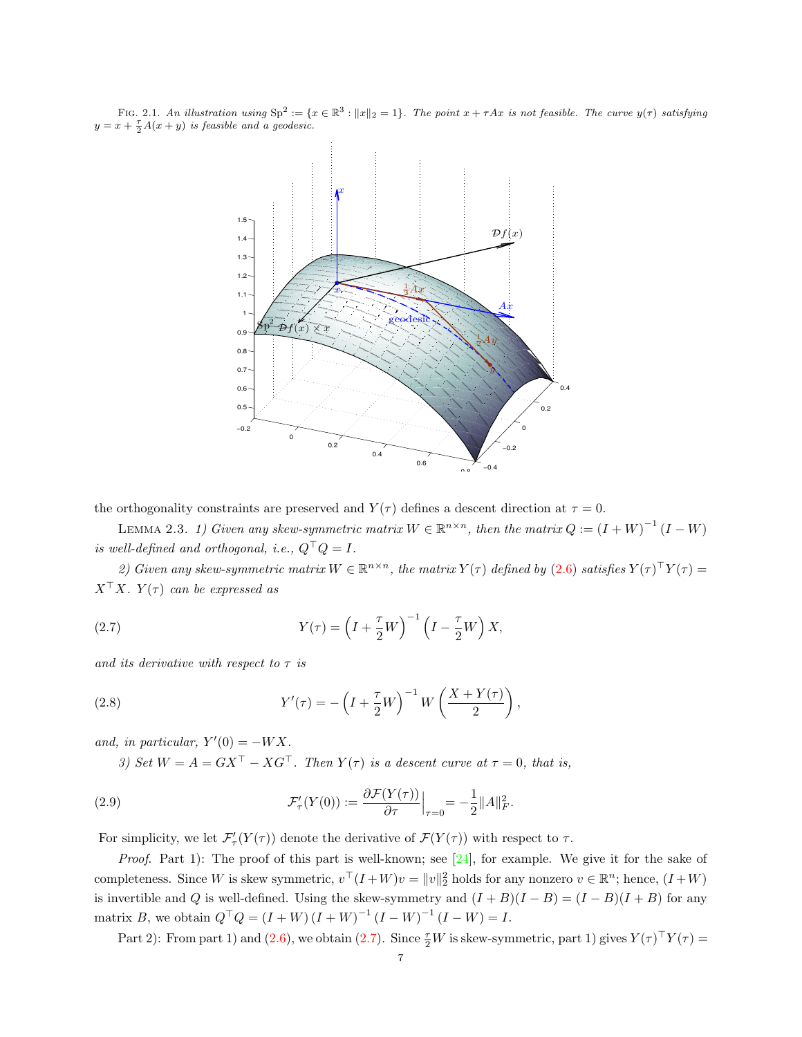FIG. 2.1. *An illustration using* $\mathrm{Sp}^2 := \{x \in \mathbb{R}^3 : \|x\|_2 = 1\}$*. The point* $x + \tau Ax$ *is not feasible. The curve* $y(\tau)$ *satisfying* $y = x + \frac{\tau}{2}A(x+y)$ *is feasible and a geodesic.*

the orthogonality constraints are preserved and $Y(\tau)$ defines a descent direction at $\tau = 0$.

LEMMA 2.3. *1) Given any skew-symmetric matrix* $W \in \mathbb{R}^{n\times n}$*, then the matrix* $Q := (I+W)^{-1}(I-W)$ *is well-defined and orthogonal, i.e.,* $Q^\top Q = I$*.*

*2) Given any skew-symmetric matrix* $W \in \mathbb{R}^{n\times n}$*, the matrix* $Y(\tau)$ *defined by* (2.6) *satisfies* $Y(\tau)^\top Y(\tau) = X^\top X$*.* $Y(\tau)$ *can be expressed as*

$$Y(\tau) = \left(I + \frac{\tau}{2}W\right)^{-1}\left(I - \frac{\tau}{2}W\right)X, \tag{2.7}$$

*and its derivative with respect to* $\tau$ *is*

$$Y'(\tau) = -\left(I + \frac{\tau}{2}W\right)^{-1} W \left(\frac{X + Y(\tau)}{2}\right), \tag{2.8}$$

*and, in particular,* $Y'(0) = -WX$*.*

*3) Set* $W = A = GX^\top - XG^\top$*. Then* $Y(\tau)$ *is a descent curve at* $\tau = 0$*, that is,*

$$\mathcal{F}'_\tau(Y(0)) := \frac{\partial \mathcal{F}(Y(\tau))}{\partial \tau}\Big|_{\tau=0} = -\frac{1}{2}\|A\|_F^2. \tag{2.9}$$

For simplicity, we let $\mathcal{F}'_\tau(Y(\tau))$ denote the derivative of $\mathcal{F}(Y(\tau))$ with respect to $\tau$.

*Proof.* Part 1): The proof of this part is well-known; see [24], for example. We give it for the sake of completeness. Since $W$ is skew symmetric, $v^\top(I+W)v = \|v\|_2^2$ holds for any nonzero $v \in \mathbb{R}^n$; hence, $(I+W)$ is invertible and $Q$ is well-defined. Using the skew-symmetry and $(I+B)(I-B) = (I-B)(I+B)$ for any matrix $B$, we obtain $Q^\top Q = (I+W)(I+W)^{-1}(I-W)^{-1}(I-W) = I$.

Part 2): From part 1) and (2.6), we obtain (2.7). Since $\frac{\tau}{2}W$ is skew-symmetric, part 1) gives $Y(\tau)^\top Y(\tau) =$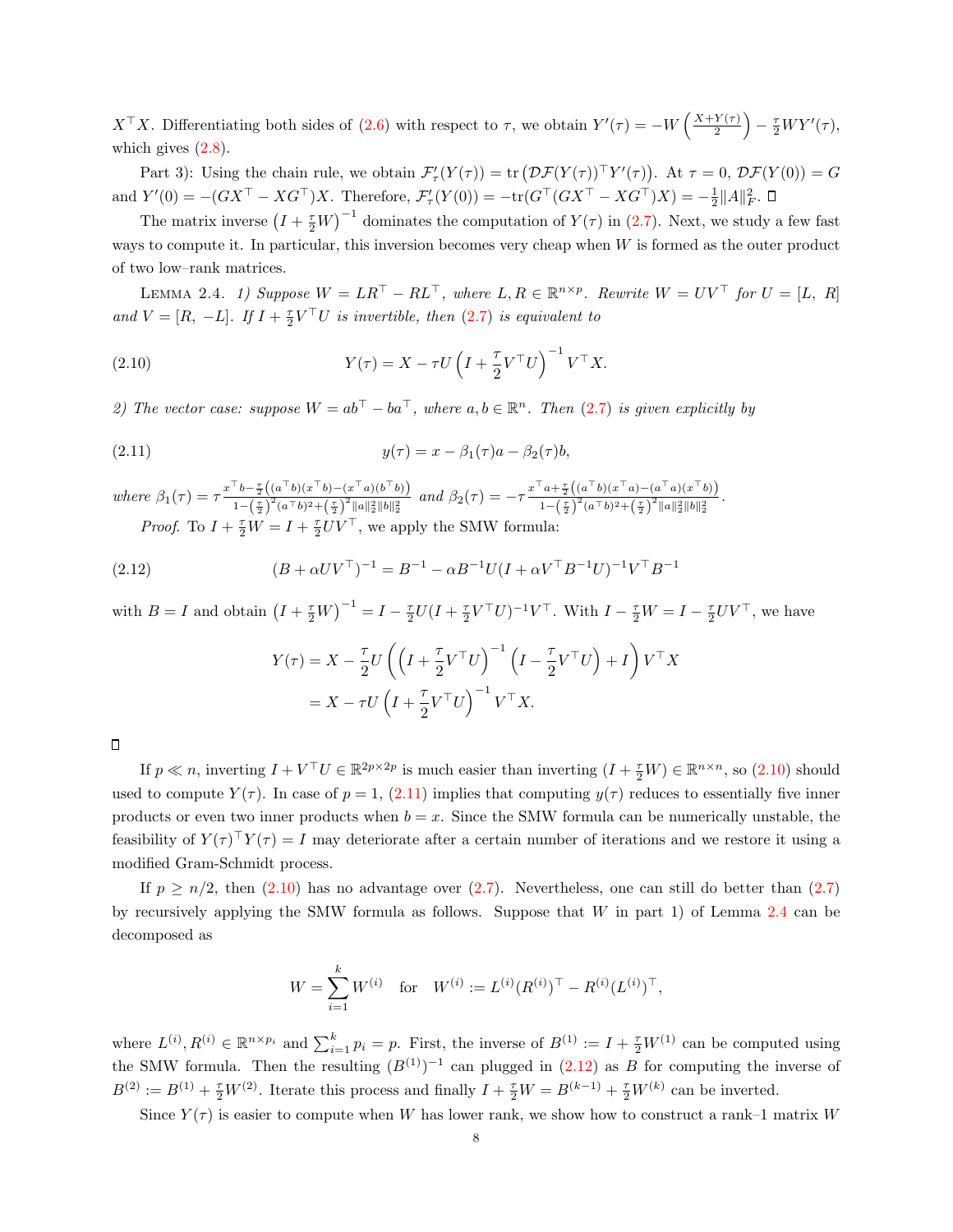$X^\top X$. Differentiating both sides of (2.6) with respect to $\tau$, we obtain $Y'(\tau) = -W\left(\frac{X+Y(\tau)}{2}\right) - \frac{\tau}{2}WY'(\tau)$, which gives (2.8).

Part 3): Using the chain rule, we obtain $\mathcal{F}'_\tau(Y(\tau)) = \mathrm{tr}\left(\mathcal{DF}(Y(\tau))^\top Y'(\tau)\right)$. At $\tau = 0$, $\mathcal{DF}(Y(0)) = G$ and $Y'(0) = -(GX^\top - XG^\top)X$. Therefore, $\mathcal{F}'_\tau(Y(0)) = -\mathrm{tr}(G^\top(GX^\top - XG^\top)X) = -\frac{1}{2}\|A\|_F^2$. ◻

The matrix inverse $\left(I + \frac{\tau}{2}W\right)^{-1}$ dominates the computation of $Y(\tau)$ in (2.7). Next, we study a few fast ways to compute it. In particular, this inversion becomes very cheap when $W$ is formed as the outer product of two low–rank matrices.

Lemma 2.4. *1) Suppose $W = LR^\top - RL^\top$, where $L, R \in \mathbb{R}^{n\times p}$. Rewrite $W = UV^\top$ for $U = [L,\ R]$ and $V = [R,\ -L]$. If $I + \frac{\tau}{2}V^\top U$ is invertible, then (2.7) is equivalent to*

$$Y(\tau) = X - \tau U\left(I + \frac{\tau}{2}V^\top U\right)^{-1} V^\top X. \tag{2.10}$$

*2) The vector case: suppose $W = ab^\top - ba^\top$, where $a, b \in \mathbb{R}^n$. Then (2.7) is given explicitly by*

$$y(\tau) = x - \beta_1(\tau)a - \beta_2(\tau)b, \tag{2.11}$$

*where* $\beta_1(\tau) = \tau\frac{x^\top b - \frac{\tau}{2}\left((a^\top b)(x^\top b) - (x^\top a)(b^\top b)\right)}{1 - \left(\frac{\tau}{2}\right)^2(a^\top b)^2 + \left(\frac{\tau}{2}\right)^2\|a\|_2^2\|b\|_2^2}$ *and* $\beta_2(\tau) = -\tau\frac{x^\top a + \frac{\tau}{2}\left((a^\top b)(x^\top a) - (a^\top a)(x^\top b)\right)}{1 - \left(\frac{\tau}{2}\right)^2(a^\top b)^2 + \left(\frac{\tau}{2}\right)^2\|a\|_2^2\|b\|_2^2}$.

*Proof.* To $I + \frac{\tau}{2}W = I + \frac{\tau}{2}UV^\top$, we apply the SMW formula:

$$(B + \alpha UV^\top)^{-1} = B^{-1} - \alpha B^{-1}U(I + \alpha V^\top B^{-1}U)^{-1}V^\top B^{-1} \tag{2.12}$$

with $B = I$ and obtain $\left(I + \frac{\tau}{2}W\right)^{-1} = I - \frac{\tau}{2}U(I + \frac{\tau}{2}V^\top U)^{-1}V^\top$. With $I - \frac{\tau}{2}W = I - \frac{\tau}{2}UV^\top$, we have

$$\begin{aligned}
Y(\tau) &= X - \frac{\tau}{2}U\left(\left(I + \frac{\tau}{2}V^\top U\right)^{-1}\left(I - \frac{\tau}{2}V^\top U\right) + I\right)V^\top X \\
&= X - \tau U\left(I + \frac{\tau}{2}V^\top U\right)^{-1} V^\top X.
\end{aligned}$$

◻

If $p \ll n$, inverting $I + V^\top U \in \mathbb{R}^{2p\times 2p}$ is much easier than inverting $(I + \frac{\tau}{2}W) \in \mathbb{R}^{n\times n}$, so (2.10) should used to compute $Y(\tau)$. In case of $p = 1$, (2.11) implies that computing $y(\tau)$ reduces to essentially five inner products or even two inner products when $b = x$. Since the SMW formula can be numerically unstable, the feasibility of $Y(\tau)^\top Y(\tau) = I$ may deteriorate after a certain number of iterations and we restore it using a modified Gram-Schmidt process.

If $p \geq n/2$, then (2.10) has no advantage over (2.7). Nevertheless, one can still do better than (2.7) by recursively applying the SMW formula as follows. Suppose that $W$ in part 1) of Lemma 2.4 can be decomposed as

$$W = \sum_{i=1}^{k} W^{(i)} \quad \text{for} \quad W^{(i)} := L^{(i)}(R^{(i)})^\top - R^{(i)}(L^{(i)})^\top,$$

where $L^{(i)}, R^{(i)} \in \mathbb{R}^{n\times p_i}$ and $\sum_{i=1}^{k} p_i = p$. First, the inverse of $B^{(1)} := I + \frac{\tau}{2}W^{(1)}$ can be computed using the SMW formula. Then the resulting $(B^{(1)})^{-1}$ can plugged in (2.12) as $B$ for computing the inverse of $B^{(2)} := B^{(1)} + \frac{\tau}{2}W^{(2)}$. Iterate this process and finally $I + \frac{\tau}{2}W = B^{(k-1)} + \frac{\tau}{2}W^{(k)}$ can be inverted.

Since $Y(\tau)$ is easier to compute when $W$ has lower rank, we show how to construct a rank–1 matrix $W$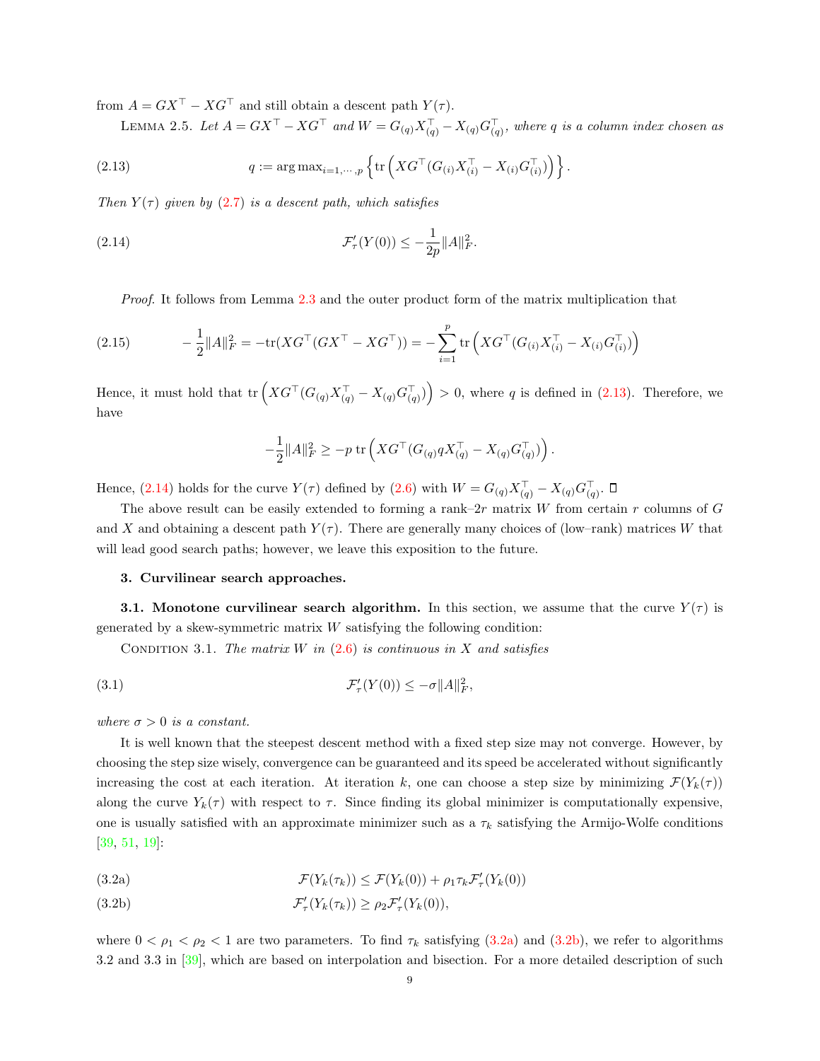from $A = GX^\top - XG^\top$ and still obtain a descent path $Y(\tau)$.

LEMMA 2.5. *Let $A = GX^\top - XG^\top$ and $W = G_{(q)}X_{(q)}^\top - X_{(q)}G_{(q)}^\top$, where $q$ is a column index chosen as*

$$q := \arg\max_{i=1,\cdots,p} \left\{ \mathrm{tr}\left( XG^\top (G_{(i)}X_{(i)}^\top - X_{(i)}G_{(i)}^\top) \right) \right\}. \tag{2.13}$$

*Then $Y(\tau)$ given by (2.7) is a descent path, which satisfies*

$$\mathcal{F}'_\tau(Y(0)) \le -\frac{1}{2p}\|A\|_F^2. \tag{2.14}$$

*Proof.* It follows from Lemma 2.3 and the outer product form of the matrix multiplication that

$$-\frac{1}{2}\|A\|_F^2 = -\mathrm{tr}(XG^\top(GX^\top - XG^\top)) = -\sum_{i=1}^p \mathrm{tr}\left( XG^\top (G_{(i)}X_{(i)}^\top - X_{(i)}G_{(i)}^\top) \right) \tag{2.15}$$

Hence, it must hold that $\mathrm{tr}\left( XG^\top (G_{(q)}X_{(q)}^\top - X_{(q)}G_{(q)}^\top) \right) > 0$, where $q$ is defined in (2.13). Therefore, we have

$$-\frac{1}{2}\|A\|_F^2 \ge -p\, \mathrm{tr}\left( XG^\top (G_{(q)}qX_{(q)}^\top - X_{(q)}G_{(q)}^\top) \right).$$

Hence, (2.14) holds for the curve $Y(\tau)$ defined by (2.6) with $W = G_{(q)}X_{(q)}^\top - X_{(q)}G_{(q)}^\top$. ◻

The above result can be easily extended to forming a rank–$2r$ matrix $W$ from certain $r$ columns of $G$ and $X$ and obtaining a descent path $Y(\tau)$. There are generally many choices of (low–rank) matrices $W$ that will lead good search paths; however, we leave this exposition to the future.

## 3. Curvilinear search approaches.

**3.1. Monotone curvilinear search algorithm.** In this section, we assume that the curve $Y(\tau)$ is generated by a skew-symmetric matrix $W$ satisfying the following condition:

CONDITION 3.1. *The matrix $W$ in (2.6) is continuous in $X$ and satisfies*

$$\mathcal{F}'_\tau(Y(0)) \le -\sigma\|A\|_F^2, \tag{3.1}$$

*where $\sigma > 0$ is a constant.*

It is well known that the steepest descent method with a fixed step size may not converge. However, by choosing the step size wisely, convergence can be guaranteed and its speed be accelerated without significantly increasing the cost at each iteration. At iteration $k$, one can choose a step size by minimizing $\mathcal{F}(Y_k(\tau))$ along the curve $Y_k(\tau)$ with respect to $\tau$. Since finding its global minimizer is computationally expensive, one is usually satisfied with an approximate minimizer such as a $\tau_k$ satisfying the Armijo-Wolfe conditions [39, 51, 19]:

$$\mathcal{F}(Y_k(\tau_k)) \le \mathcal{F}(Y_k(0)) + \rho_1\tau_k\mathcal{F}'_\tau(Y_k(0)) \tag{3.2a}$$

$$\mathcal{F}'_\tau(Y_k(\tau_k)) \ge \rho_2\mathcal{F}'_\tau(Y_k(0)), \tag{3.2b}$$

where $0 < \rho_1 < \rho_2 < 1$ are two parameters. To find $\tau_k$ satisfying (3.2a) and (3.2b), we refer to algorithms 3.2 and 3.3 in [39], which are based on interpolation and bisection. For a more detailed description of such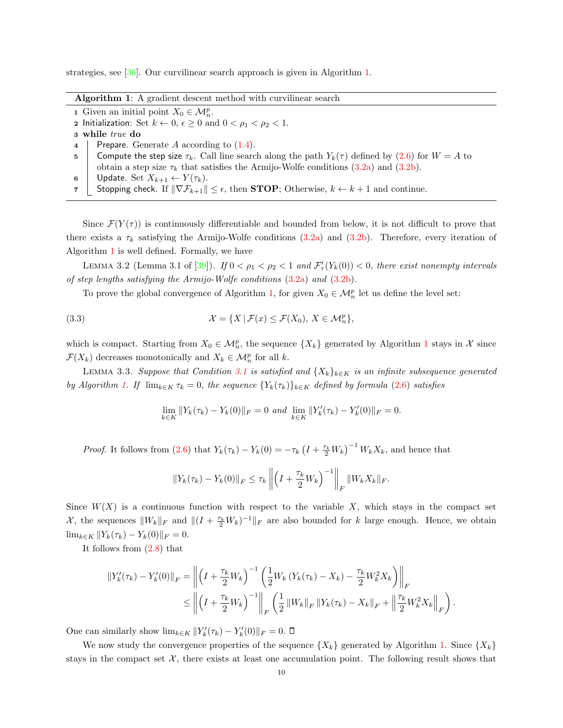strategies, see [36]. Our curvilinear search approach is given in Algorithm 1.

---

**Algorithm 1**: A gradient descent method with curvilinear search

---

1. Given an initial point $X_0 \in \mathcal{M}_n^p$.
2. Initialization: Set $k \leftarrow 0$, $\epsilon \geq 0$ and $0 < \rho_1 < \rho_2 < 1$.
3. **while** *true* **do**
4. Prepare. Generate $A$ according to (1.4).
5. Compute the step size $\tau_k$. Call line search along the path $Y_k(\tau)$ defined by (2.6) for $W = A$ to obtain a step size $\tau_k$ that satisfies the Armijo-Wolfe conditions (3.2a) and (3.2b).
6. Update. Set $X_{k+1} \leftarrow Y(\tau_k)$.
7. Stopping check. If $\|\nabla \mathcal{F}_{k+1}\| \leq \epsilon$, then **STOP**; Otherwise, $k \leftarrow k+1$ and continue.

---

Since $\mathcal{F}(Y(\tau))$ is continuously differentiable and bounded from below, it is not difficult to prove that there exists a $\tau_k$ satisfying the Armijo-Wolfe conditions (3.2a) and (3.2b). Therefore, every iteration of Algorithm 1 is well defined. Formally, we have

Lemma 3.2 (Lemma 3.1 of [39]). *If $0 < \rho_1 < \rho_2 < 1$ and $\mathcal{F}'_\tau(Y_k(0)) < 0$, there exist nonempty intervals of step lengths satisfying the Armijo-Wolfe conditions (3.2a) and (3.2b).*

To prove the global convergence of Algorithm 1, for given $X_0 \in \mathcal{M}_n^p$ let us define the level set:

$$\mathcal{X} = \{X \mid \mathcal{F}(x) \leq \mathcal{F}(X_0),\ X \in \mathcal{M}_n^p\}, \tag{3.3}$$

which is compact. Starting from $X_0 \in \mathcal{M}_n^p$, the sequence $\{X_k\}$ generated by Algorithm 1 stays in $\mathcal{X}$ since $\mathcal{F}(X_k)$ decreases monotonically and $X_k \in \mathcal{M}_n^p$ for all $k$.

Lemma 3.3. *Suppose that Condition 3.1 is satisfied and $\{X_k\}_{k\in K}$ is an infinite subsequence generated by Algorithm 1. If $\lim_{k\in K} \tau_k = 0$, the sequence $\{Y_k(\tau_k)\}_{k\in K}$ defined by formula (2.6) satisfies*

$$\lim_{k\in K} \|Y_k(\tau_k) - Y_k(0)\|_F = 0 \text{ and } \lim_{k\in K} \|Y_k'(\tau_k) - Y_k'(0)\|_F = 0.$$

*Proof.* It follows from (2.6) that $Y_k(\tau_k) - Y_k(0) = -\tau_k \left(I + \frac{\tau_k}{2} W_k\right)^{-1} W_k X_k$, and hence that

$$\|Y_k(\tau_k) - Y_k(0)\|_F \leq \tau_k \left\| \left(I + \frac{\tau_k}{2} W_k\right)^{-1} \right\|_F \|W_k X_k\|_F.$$

Since $W(X)$ is a continuous function with respect to the variable $X$, which stays in the compact set $\mathcal{X}$, the sequences $\|W_k\|_F$ and $\|(I + \frac{\tau_k}{2} W_k)^{-1}\|_F$ are also bounded for $k$ large enough. Hence, we obtain $\lim_{k\in K} \|Y_k(\tau_k) - Y_k(0)\|_F = 0$.

It follows from (2.8) that

$$\begin{aligned}
\|Y_k'(\tau_k) - Y_k'(0)\|_F &= \left\| \left(I + \frac{\tau_k}{2} W_k\right)^{-1} \left( \frac{1}{2} W_k \left(Y_k(\tau_k) - X_k\right) - \frac{\tau_k}{2} W_k^2 X_k \right) \right\|_F \\
&\leq \left\| \left(I + \frac{\tau_k}{2} W_k\right)^{-1} \right\|_F \left( \frac{1}{2} \|W_k\|_F \|Y_k(\tau_k) - X_k\|_F + \left\| \frac{\tau_k}{2} W_k^2 X_k \right\|_F \right).
\end{aligned}$$

One can similarly show $\lim_{k\in K} \|Y_k'(\tau_k) - Y_k'(0)\|_F = 0$. $\square$

We now study the convergence properties of the sequence $\{X_k\}$ generated by Algorithm 1. Since $\{X_k\}$ stays in the compact set $\mathcal{X}$, there exists at least one accumulation point. The following result shows that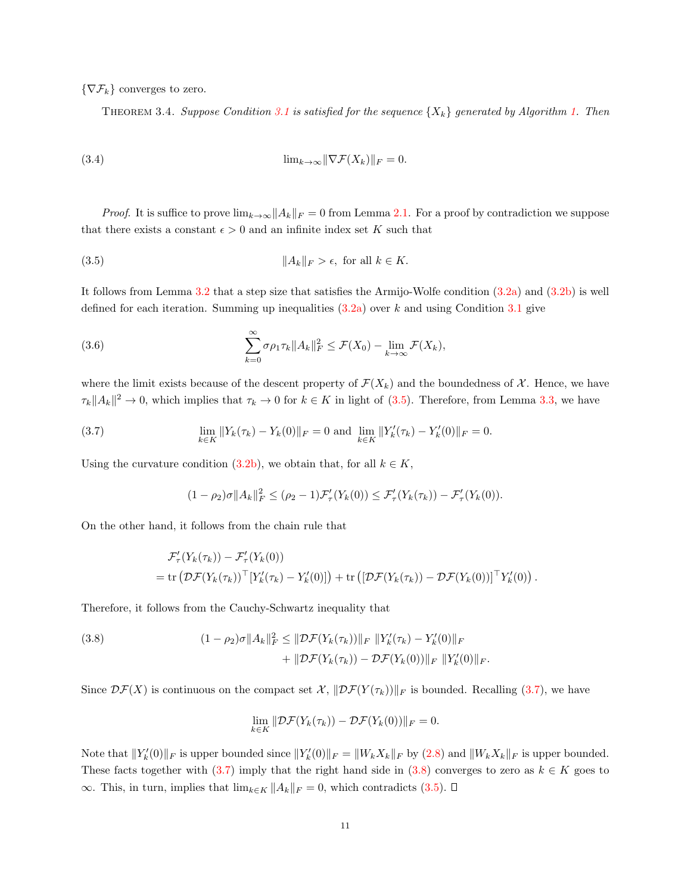$\{\nabla \mathcal{F}_k\}$ converges to zero.

THEOREM 3.4. *Suppose Condition 3.1 is satisfied for the sequence $\{X_k\}$ generated by Algorithm 1. Then*

$$\lim_{k\to\infty} \|\nabla \mathcal{F}(X_k)\|_F = 0. \tag{3.4}$$

*Proof.* It is suffice to prove $\lim_{k\to\infty}\|A_k\|_F = 0$ from Lemma 2.1. For a proof by contradiction we suppose that there exists a constant $\epsilon > 0$ and an infinite index set $K$ such that

$$\|A_k\|_F > \epsilon, \text{ for all } k \in K. \tag{3.5}$$

It follows from Lemma 3.2 that a step size that satisfies the Armijo-Wolfe condition (3.2a) and (3.2b) is well defined for each iteration. Summing up inequalities (3.2a) over $k$ and using Condition 3.1 give

$$\sum_{k=0}^{\infty} \sigma\rho_1\tau_k\|A_k\|_F^2 \leq \mathcal{F}(X_0) - \lim_{k\to\infty} \mathcal{F}(X_k), \tag{3.6}$$

where the limit exists because of the descent property of $\mathcal{F}(X_k)$ and the boundedness of $\mathcal{X}$. Hence, we have $\tau_k\|A_k\|^2 \to 0$, which implies that $\tau_k \to 0$ for $k \in K$ in light of (3.5). Therefore, from Lemma 3.3, we have

$$\lim_{k\in K} \|Y_k(\tau_k) - Y_k(0)\|_F = 0 \text{ and } \lim_{k\in K} \|Y_k'(\tau_k) - Y_k'(0)\|_F = 0. \tag{3.7}$$

Using the curvature condition (3.2b), we obtain that, for all $k \in K$,

$$(1-\rho_2)\sigma\|A_k\|_F^2 \leq (\rho_2 - 1)\mathcal{F}_\tau'(Y_k(0)) \leq \mathcal{F}_\tau'(Y_k(\tau_k)) - \mathcal{F}_\tau'(Y_k(0)).$$

On the other hand, it follows from the chain rule that

$$\begin{aligned}
&\mathcal{F}_\tau'(Y_k(\tau_k)) - \mathcal{F}_\tau'(Y_k(0)) \\
&= \operatorname{tr}\left(\mathcal{DF}(Y_k(\tau_k))^\top [Y_k'(\tau_k) - Y_k'(0)]\right) + \operatorname{tr}\left([\mathcal{DF}(Y_k(\tau_k)) - \mathcal{DF}(Y_k(0))]^\top Y_k'(0)\right).
\end{aligned}$$

Therefore, it follows from the Cauchy-Schwartz inequality that

$$\begin{aligned}
(1-\rho_2)\sigma\|A_k\|_F^2 \leq\ & \|\mathcal{DF}(Y_k(\tau_k))\|_F \ \|Y_k'(\tau_k) - Y_k'(0)\|_F \\
&+ \|\mathcal{DF}(Y_k(\tau_k)) - \mathcal{DF}(Y_k(0))\|_F \ \|Y_k'(0)\|_F.
\end{aligned} \tag{3.8}$$

Since $\mathcal{DF}(X)$ is continuous on the compact set $\mathcal{X}$, $\|\mathcal{DF}(Y(\tau_k))\|_F$ is bounded. Recalling (3.7), we have

$$\lim_{k\in K} \|\mathcal{DF}(Y_k(\tau_k)) - \mathcal{DF}(Y_k(0))\|_F = 0.$$

Note that $\|Y_k'(0)\|_F$ is upper bounded since $\|Y_k'(0)\|_F = \|W_kX_k\|_F$ by (2.8) and $\|W_kX_k\|_F$ is upper bounded. These facts together with (3.7) imply that the right hand side in (3.8) converges to zero as $k \in K$ goes to $\infty$. This, in turn, implies that $\lim_{k\in K} \|A_k\|_F = 0$, which contradicts (3.5). $\square$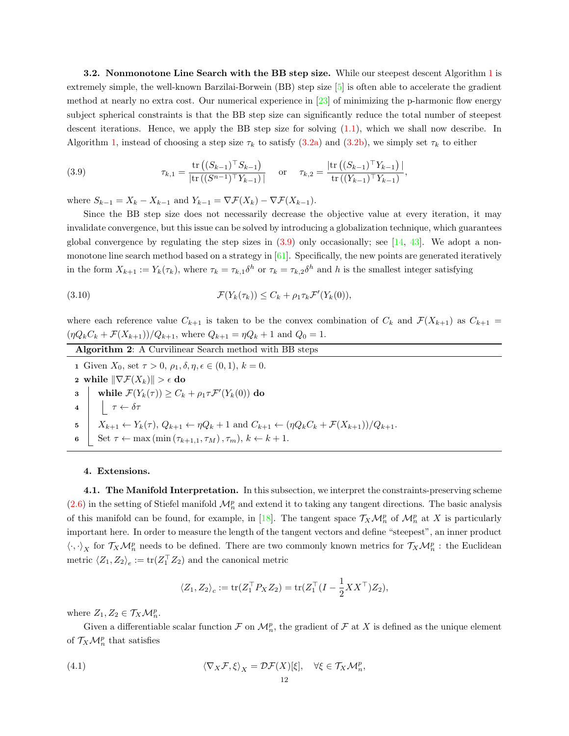**3.2. Nonmonotone Line Search with the BB step size.** While our steepest descent Algorithm 1 is extremely simple, the well-known Barzilai-Borwein (BB) step size [5] is often able to accelerate the gradient method at nearly no extra cost. Our numerical experience in [23] of minimizing the p-harmonic flow energy subject spherical constraints is that the BB step size can significantly reduce the total number of steepest descent iterations. Hence, we apply the BB step size for solving (1.1), which we shall now describe. In Algorithm 1, instead of choosing a step size $\tau_k$ to satisfy (3.2a) and (3.2b), we simply set $\tau_k$ to either

$$\tau_{k,1} = \frac{\operatorname{tr}\left((S_{k-1})^\top S_{k-1}\right)}{|\operatorname{tr}\left((S^{n-1})^\top Y_{k-1}\right)|} \quad \text{or} \quad \tau_{k,2} = \frac{|\operatorname{tr}\left((S_{k-1})^\top Y_{k-1}\right)|}{\operatorname{tr}\left((Y_{k-1})^\top Y_{k-1}\right)}, \tag{3.9}$$

where $S_{k-1} = X_k - X_{k-1}$ and $Y_{k-1} = \nabla\mathcal{F}(X_k) - \nabla\mathcal{F}(X_{k-1})$.

Since the BB step size does not necessarily decrease the objective value at every iteration, it may invalidate convergence, but this issue can be solved by introducing a globalization technique, which guarantees global convergence by regulating the step sizes in (3.9) only occasionally; see [14, 43]. We adopt a nonmonotone line search method based on a strategy in [61]. Specifically, the new points are generated iteratively in the form $X_{k+1} := Y_k(\tau_k)$, where $\tau_k = \tau_{k,1}\delta^h$ or $\tau_k = \tau_{k,2}\delta^h$ and $h$ is the smallest integer satisfying

$$\mathcal{F}(Y_k(\tau_k)) \leq C_k + \rho_1 \tau_k \mathcal{F}'(Y_k(0)), \tag{3.10}$$

where each reference value $C_{k+1}$ is taken to be the convex combination of $C_k$ and $\mathcal{F}(X_{k+1})$ as $C_{k+1} = (\eta Q_k C_k + \mathcal{F}(X_{k+1}))/Q_{k+1}$, where $Q_{k+1} = \eta Q_k + 1$ and $Q_0 = 1$.

**Algorithm 2**: A Curvilinear Search method with BB steps

```
1 Given X_0, set τ > 0, ρ_1, δ, η, ϵ ∈ (0,1), k = 0.
2 while ‖∇F(X_k)‖ > ϵ do
3     while F(Y_k(τ)) ≥ C_k + ρ_1 τ F'(Y_k(0)) do
4         τ ← δτ
5     X_{k+1} ← Y_k(τ), Q_{k+1} ← ηQ_k + 1 and C_{k+1} ← (ηQ_k C_k + F(X_{k+1}))/Q_{k+1}.
6     Set τ ← max(min(τ_{k+1,1}, τ_M), τ_m), k ← k + 1.
```

## 4. Extensions.

**4.1. The Manifold Interpretation.** In this subsection, we interpret the constraints-preserving scheme (2.6) in the setting of Stiefel manifold $\mathcal{M}_n^p$ and extend it to taking any tangent directions. The basic analysis of this manifold can be found, for example, in [18]. The tangent space $\mathcal{T}_X\mathcal{M}_n^p$ of $\mathcal{M}_n^p$ at $X$ is particularly important here. In order to measure the length of the tangent vectors and define "steepest", an inner product $\langle\cdot,\cdot\rangle_X$ for $\mathcal{T}_X\mathcal{M}_n^p$ needs to be defined. There are two commonly known metrics for $\mathcal{T}_X\mathcal{M}_n^p$ : the Euclidean metric $\langle Z_1, Z_2\rangle_e := \operatorname{tr}(Z_1^\top Z_2)$ and the canonical metric

$$\langle Z_1, Z_2\rangle_c := \operatorname{tr}(Z_1^\top P_X Z_2) = \operatorname{tr}(Z_1^\top (I - \frac{1}{2}XX^\top)Z_2),$$

where $Z_1, Z_2 \in \mathcal{T}_X\mathcal{M}_n^p$.

Given a differentiable scalar function $\mathcal{F}$ on $\mathcal{M}_n^p$, the gradient of $\mathcal{F}$ at $X$ is defined as the unique element of $\mathcal{T}_X\mathcal{M}_n^p$ that satisfies

$$\langle \nabla_X \mathcal{F}, \xi\rangle_X = \mathcal{D}\mathcal{F}(X)[\xi], \quad \forall \xi \in \mathcal{T}_X\mathcal{M}_n^p, \tag{4.1}$$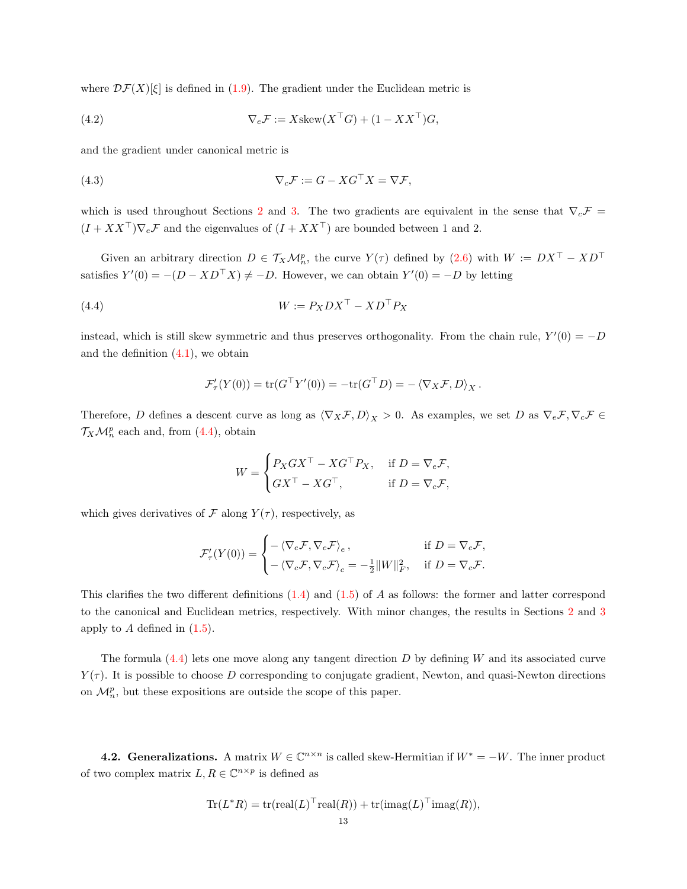where $\mathcal{DF}(X)[\xi]$ is defined in (1.9). The gradient under the Euclidean metric is

$$\nabla_e \mathcal{F} := X \text{skew}(X^\top G) + (1 - XX^\top)G, \tag{4.2}$$

and the gradient under canonical metric is

$$\nabla_c \mathcal{F} := G - XG^\top X = \nabla \mathcal{F}, \tag{4.3}$$

which is used throughout Sections 2 and 3. The two gradients are equivalent in the sense that $\nabla_c \mathcal{F} = (I + XX^\top)\nabla_e \mathcal{F}$ and the eigenvalues of $(I + XX^\top)$ are bounded between 1 and 2.

Given an arbitrary direction $D \in \mathcal{T}_X \mathcal{M}_n^p$, the curve $Y(\tau)$ defined by (2.6) with $W := DX^\top - XD^\top$ satisfies $Y'(0) = -(D - XD^\top X) \neq -D$. However, we can obtain $Y'(0) = -D$ by letting

$$W := P_X DX^\top - XD^\top P_X \tag{4.4}$$

instead, which is still skew symmetric and thus preserves orthogonality. From the chain rule, $Y'(0) = -D$ and the definition (4.1), we obtain

$$\mathcal{F}'_\tau(Y(0)) = \text{tr}(G^\top Y'(0)) = -\text{tr}(G^\top D) = -\langle \nabla_X \mathcal{F}, D \rangle_X.$$

Therefore, $D$ defines a descent curve as long as $\langle \nabla_X \mathcal{F}, D \rangle_X > 0$. As examples, we set $D$ as $\nabla_e \mathcal{F}, \nabla_c \mathcal{F} \in \mathcal{T}_X \mathcal{M}_n^p$ each and, from (4.4), obtain

$$W = \begin{cases} P_X G X^\top - XG^\top P_X, & \text{if } D = \nabla_e \mathcal{F}, \\ GX^\top - XG^\top, & \text{if } D = \nabla_c \mathcal{F}, \end{cases}$$

which gives derivatives of $\mathcal{F}$ along $Y(\tau)$, respectively, as

$$\mathcal{F}'_\tau(Y(0)) = \begin{cases} -\langle \nabla_e \mathcal{F}, \nabla_e \mathcal{F} \rangle_e, & \text{if } D = \nabla_e \mathcal{F}, \\ -\langle \nabla_c \mathcal{F}, \nabla_c \mathcal{F} \rangle_c = -\frac{1}{2}\|W\|_F^2, & \text{if } D = \nabla_c \mathcal{F}. \end{cases}$$

This clarifies the two different definitions (1.4) and (1.5) of $A$ as follows: the former and latter correspond to the canonical and Euclidean metrics, respectively. With minor changes, the results in Sections 2 and 3 apply to $A$ defined in (1.5).

The formula (4.4) lets one move along any tangent direction $D$ by defining $W$ and its associated curve $Y(\tau)$. It is possible to choose $D$ corresponding to conjugate gradient, Newton, and quasi-Newton directions on $\mathcal{M}_n^p$, but these expositions are outside the scope of this paper.

**4.2. Generalizations.** A matrix $W \in \mathbb{C}^{n \times n}$ is called skew-Hermitian if $W^* = -W$. The inner product of two complex matrix $L, R \in \mathbb{C}^{n \times p}$ is defined as

$$\text{Tr}(L^* R) = \text{tr}(\text{real}(L)^\top \text{real}(R)) + \text{tr}(\text{imag}(L)^\top \text{imag}(R)),$$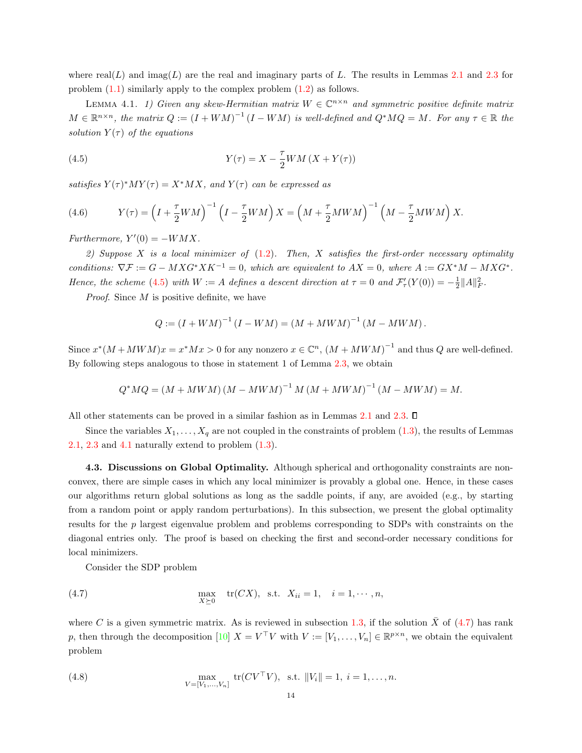where real($L$) and imag($L$) are the real and imaginary parts of $L$. The results in Lemmas 2.1 and 2.3 for problem (1.1) similarly apply to the complex problem (1.2) as follows.

LEMMA 4.1. *1) Given any skew-Hermitian matrix $W \in \mathbb{C}^{n\times n}$ and symmetric positive definite matrix $M \in \mathbb{R}^{n\times n}$, the matrix $Q := (I + WM)^{-1}(I - WM)$ is well-defined and $Q^*MQ = M$. For any $\tau \in \mathbb{R}$ the solution $Y(\tau)$ of the equations*

$$Y(\tau) = X - \frac{\tau}{2} WM\left(X + Y(\tau)\right) \tag{4.5}$$

*satisfies $Y(\tau)^* M Y(\tau) = X^* M X$, and $Y(\tau)$ can be expressed as*

$$Y(\tau) = \left(I + \frac{\tau}{2}WM\right)^{-1}\left(I - \frac{\tau}{2}WM\right)X = \left(M + \frac{\tau}{2}MWM\right)^{-1}\left(M - \frac{\tau}{2}MWM\right)X. \tag{4.6}$$

*Furthermore, $Y'(0) = -WMX$.*

*2) Suppose $X$ is a local minimizer of (1.2). Then, $X$ satisfies the first-order necessary optimality conditions: $\nabla\mathcal{F} := G - MXG^*XK^{-1} = 0$, which are equivalent to $AX = 0$, where $A := GX^*M - MXG^*$. Hence, the scheme (4.5) with $W := A$ defines a descent direction at $\tau = 0$ and $\mathcal{F}'_\tau(Y(0)) = -\frac{1}{2}\|A\|_F^2$.*

*Proof.* Since $M$ is positive definite, we have

$$Q := (I + WM)^{-1}(I - WM) = (M + MWM)^{-1}(M - MWM).$$

Since $x^*(M + MWM)x = x^*Mx > 0$ for any nonzero $x \in \mathbb{C}^n$, $(M + MWM)^{-1}$ and thus $Q$ are well-defined. By following steps analogous to those in statement 1 of Lemma 2.3, we obtain

$$Q^*MQ = (M + MWM)(M - MWM)^{-1} M (M + MWM)^{-1}(M - MWM) = M.$$

All other statements can be proved in a similar fashion as in Lemmas 2.1 and 2.3. ∎

Since the variables $X_1, \ldots, X_q$ are not coupled in the constraints of problem (1.3), the results of Lemmas 2.1, 2.3 and 4.1 naturally extend to problem (1.3).

### 4.3. Discussions on Global Optimality.

Although spherical and orthogonality constraints are nonconvex, there are simple cases in which any local minimizer is provably a global one. Hence, in these cases our algorithms return global solutions as long as the saddle points, if any, are avoided (e.g., by starting from a random point or apply random perturbations). In this subsection, we present the global optimality results for the $p$ largest eigenvalue problem and problems corresponding to SDPs with constraints on the diagonal entries only. The proof is based on checking the first and second-order necessary conditions for local minimizers.

Consider the SDP problem

$$\max_{X \succeq 0} \quad \mathrm{tr}(CX), \quad \text{s.t.} \quad X_{ii} = 1, \quad i = 1, \cdots, n, \tag{4.7}$$

where $C$ is a given symmetric matrix. As is reviewed in subsection 1.3, if the solution $\bar{X}$ of (4.7) has rank $p$, then through the decomposition [10] $X = V^\top V$ with $V := [V_1, \ldots, V_n] \in \mathbb{R}^{p\times n}$, we obtain the equivalent problem

$$\max_{V=[V_1,\ldots,V_n]} \ \mathrm{tr}(CV^\top V), \ \text{ s.t. } \|V_i\| = 1, \ i = 1, \ldots, n. \tag{4.8}$$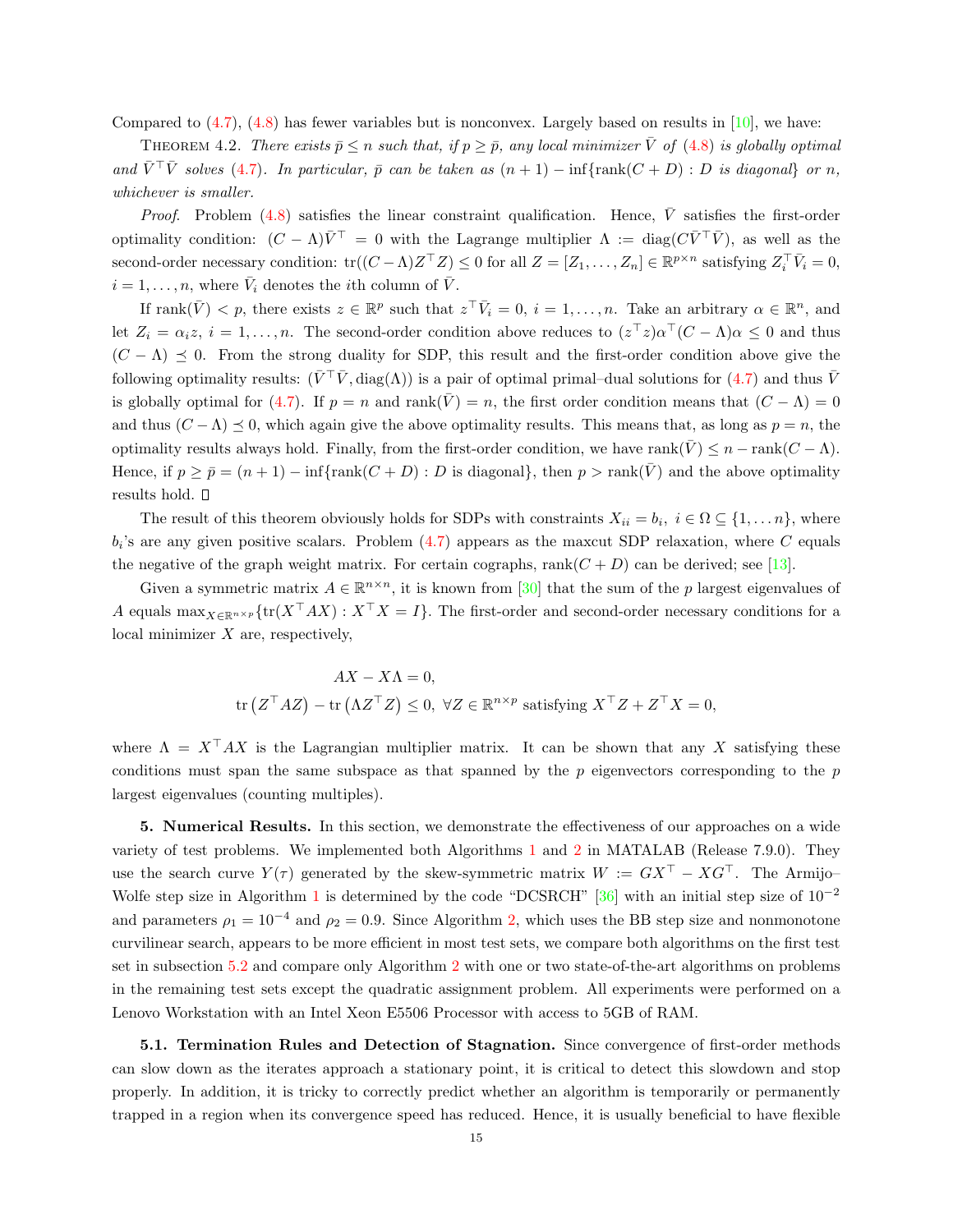Compared to (4.7), (4.8) has fewer variables but is nonconvex. Largely based on results in [10], we have:

THEOREM 4.2. *There exists $\bar{p} \le n$ such that, if $p \ge \bar{p}$, any local minimizer $\bar{V}$ of (4.8) is globally optimal and $\bar{V}^\top \bar{V}$ solves (4.7). In particular, $\bar{p}$ can be taken as $(n+1) - \inf\{\text{rank}(C+D) : D \text{ is diagonal}\}$ or $n$, whichever is smaller.*

*Proof.* Problem (4.8) satisfies the linear constraint qualification. Hence, $\bar{V}$ satisfies the first-order optimality condition: $(C-\Lambda)\bar{V}^\top = 0$ with the Lagrange multiplier $\Lambda := \text{diag}(C\bar{V}^\top \bar{V})$, as well as the second-order necessary condition: $\text{tr}((C-\Lambda)Z^\top Z) \le 0$ for all $Z = [Z_1, \ldots, Z_n] \in \mathbb{R}^{p \times n}$ satisfying $Z_i^\top \bar{V}_i = 0$, $i = 1, \ldots, n$, where $\bar{V}_i$ denotes the $i$th column of $\bar{V}$.

If $\text{rank}(\bar{V}) < p$, there exists $z \in \mathbb{R}^p$ such that $z^\top \bar{V}_i = 0$, $i = 1, \ldots, n$. Take an arbitrary $\alpha \in \mathbb{R}^n$, and let $Z_i = \alpha_i z$, $i = 1, \ldots, n$. The second-order condition above reduces to $(z^\top z)\alpha^\top (C-\Lambda)\alpha \le 0$ and thus $(C - \Lambda) \preceq 0$. From the strong duality for SDP, this result and the first-order condition above give the following optimality results: $(\bar{V}^\top \bar{V}, \text{diag}(\Lambda))$ is a pair of optimal primal–dual solutions for (4.7) and thus $\bar{V}$ is globally optimal for (4.7). If $p = n$ and $\text{rank}(\bar{V}) = n$, the first order condition means that $(C - \Lambda) = 0$ and thus $(C - \Lambda) \preceq 0$, which again give the above optimality results. This means that, as long as $p = n$, the optimality results always hold. Finally, from the first-order condition, we have $\text{rank}(\bar{V}) \le n - \text{rank}(C - \Lambda)$. Hence, if $p \ge \bar{p} = (n+1) - \inf\{\text{rank}(C+D) : D \text{ is diagonal}\}$, then $p > \text{rank}(\bar{V})$ and the above optimality results hold. $\square$

The result of this theorem obviously holds for SDPs with constraints $X_{ii} = b_i$, $i \in \Omega \subseteq \{1, \ldots n\}$, where $b_i$'s are any given positive scalars. Problem (4.7) appears as the maxcut SDP relaxation, where $C$ equals the negative of the graph weight matrix. For certain cographs, $\text{rank}(C+D)$ can be derived; see [13].

Given a symmetric matrix $A \in \mathbb{R}^{n \times n}$, it is known from [30] that the sum of the $p$ largest eigenvalues of $A$ equals $\max_{X \in \mathbb{R}^{n\times p}}\{\text{tr}(X^\top A X) : X^\top X = I\}$. The first-order and second-order necessary conditions for a local minimizer $X$ are, respectively,

$$
\begin{gathered}
AX - X\Lambda = 0, \\
\text{tr}\left(Z^\top A Z\right) - \text{tr}\left(\Lambda Z^\top Z\right) \le 0, \ \forall Z \in \mathbb{R}^{n\times p} \text{ satisfying } X^\top Z + Z^\top X = 0,
\end{gathered}
$$

where $\Lambda = X^\top A X$ is the Lagrangian multiplier matrix. It can be shown that any $X$ satisfying these conditions must span the same subspace as that spanned by the $p$ eigenvectors corresponding to the $p$ largest eigenvalues (counting multiples).

## 5. Numerical Results.

In this section, we demonstrate the effectiveness of our approaches on a wide variety of test problems. We implemented both Algorithms 1 and 2 in MATLAB (Release 7.9.0). They use the search curve $Y(\tau)$ generated by the skew-symmetric matrix $W := GX^\top - XG^\top$. The Armijo–Wolfe step size in Algorithm 1 is determined by the code "DCSRCH" [36] with an initial step size of $10^{-2}$ and parameters $\rho_1 = 10^{-4}$ and $\rho_2 = 0.9$. Since Algorithm 2, which uses the BB step size and nonmonotone curvilinear search, appears to be more efficient in most test sets, we compare both algorithms on the first test set in subsection 5.2 and compare only Algorithm 2 with one or two state-of-the-art algorithms on problems in the remaining test sets except the quadratic assignment problem. All experiments were performed on a Lenovo Workstation with an Intel Xeon E5506 Processor with access to 5GB of RAM.

### 5.1. Termination Rules and Detection of Stagnation.

Since convergence of first-order methods can slow down as the iterates approach a stationary point, it is critical to detect this slowdown and stop properly. In addition, it is tricky to correctly predict whether an algorithm is temporarily or permanently trapped in a region when its convergence speed has reduced. Hence, it is usually beneficial to have flexible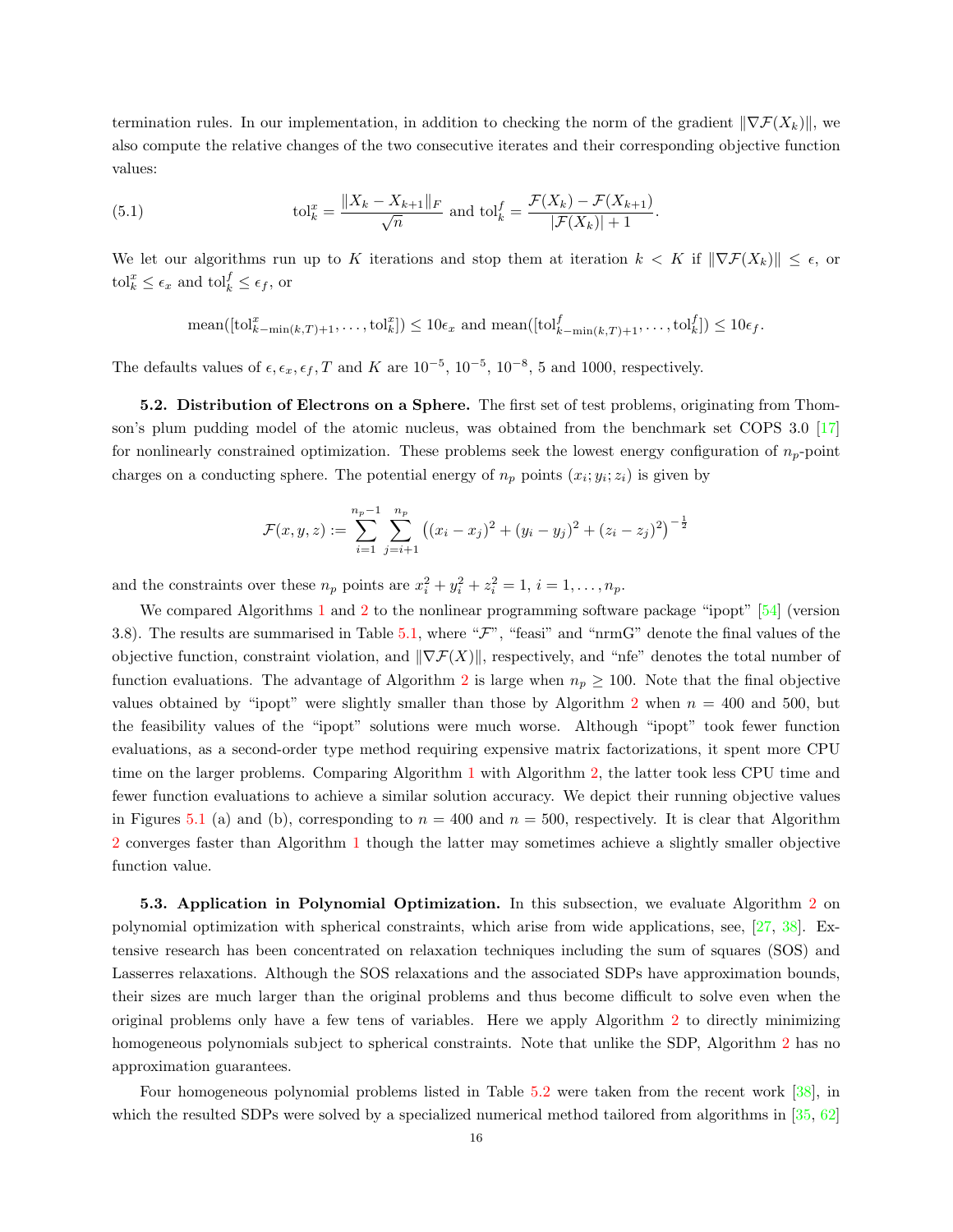termination rules. In our implementation, in addition to checking the norm of the gradient $\|\nabla \mathcal{F}(X_k)\|$, we also compute the relative changes of the two consecutive iterates and their corresponding objective function values:

$$\text{tol}_k^x = \frac{\|X_k - X_{k+1}\|_F}{\sqrt{n}} \text{ and } \text{tol}_k^f = \frac{\mathcal{F}(X_k) - \mathcal{F}(X_{k+1})}{|\mathcal{F}(X_k)| + 1}. \tag{5.1}$$

We let our algorithms run up to $K$ iterations and stop them at iteration $k < K$ if $\|\nabla \mathcal{F}(X_k)\| \leq \epsilon$, or $\text{tol}_k^x \leq \epsilon_x$ and $\text{tol}_k^f \leq \epsilon_f$, or

$$\text{mean}([\text{tol}^x_{k-\min(k,T)+1}, \ldots, \text{tol}^x_k]) \leq 10\epsilon_x \text{ and } \text{mean}([\text{tol}^f_{k-\min(k,T)+1}, \ldots, \text{tol}^f_k]) \leq 10\epsilon_f.$$

The defaults values of $\epsilon, \epsilon_x, \epsilon_f, T$ and $K$ are $10^{-5}$, $10^{-5}$, $10^{-8}$, 5 and 1000, respectively.

**5.2. Distribution of Electrons on a Sphere.** The first set of test problems, originating from Thomson's plum pudding model of the atomic nucleus, was obtained from the benchmark set COPS 3.0 [17] for nonlinearly constrained optimization. These problems seek the lowest energy configuration of $n_p$-point charges on a conducting sphere. The potential energy of $n_p$ points $(x_i; y_i; z_i)$ is given by

$$\mathcal{F}(x, y, z) := \sum_{i=1}^{n_p - 1} \sum_{j=i+1}^{n_p} \left( (x_i - x_j)^2 + (y_i - y_j)^2 + (z_i - z_j)^2 \right)^{-\frac{1}{2}}$$

and the constraints over these $n_p$ points are $x_i^2 + y_i^2 + z_i^2 = 1$, $i = 1, \ldots, n_p$.

We compared Algorithms 1 and 2 to the nonlinear programming software package "ipopt" [54] (version 3.8). The results are summarised in Table 5.1, where "$\mathcal{F}$", "feasi" and "nrmG" denote the final values of the objective function, constraint violation, and $\|\nabla \mathcal{F}(X)\|$, respectively, and "nfe" denotes the total number of function evaluations. The advantage of Algorithm 2 is large when $n_p \geq 100$. Note that the final objective values obtained by "ipopt" were slightly smaller than those by Algorithm 2 when $n = 400$ and 500, but the feasibility values of the "ipopt" solutions were much worse. Although "ipopt" took fewer function evaluations, as a second-order type method requiring expensive matrix factorizations, it spent more CPU time on the larger problems. Comparing Algorithm 1 with Algorithm 2, the latter took less CPU time and fewer function evaluations to achieve a similar solution accuracy. We depict their running objective values in Figures 5.1 (a) and (b), corresponding to $n = 400$ and $n = 500$, respectively. It is clear that Algorithm 2 converges faster than Algorithm 1 though the latter may sometimes achieve a slightly smaller objective function value.

**5.3. Application in Polynomial Optimization.** In this subsection, we evaluate Algorithm 2 on polynomial optimization with spherical constraints, which arise from wide applications, see, [27, 38]. Extensive research has been concentrated on relaxation techniques including the sum of squares (SOS) and Lasserres relaxations. Although the SOS relaxations and the associated SDPs have approximation bounds, their sizes are much larger than the original problems and thus become difficult to solve even when the original problems only have a few tens of variables. Here we apply Algorithm 2 to directly minimizing homogeneous polynomials subject to spherical constraints. Note that unlike the SDP, Algorithm 2 has no approximation guarantees.

Four homogeneous polynomial problems listed in Table 5.2 were taken from the recent work [38], in which the resulted SDPs were solved by a specialized numerical method tailored from algorithms in [35, 62]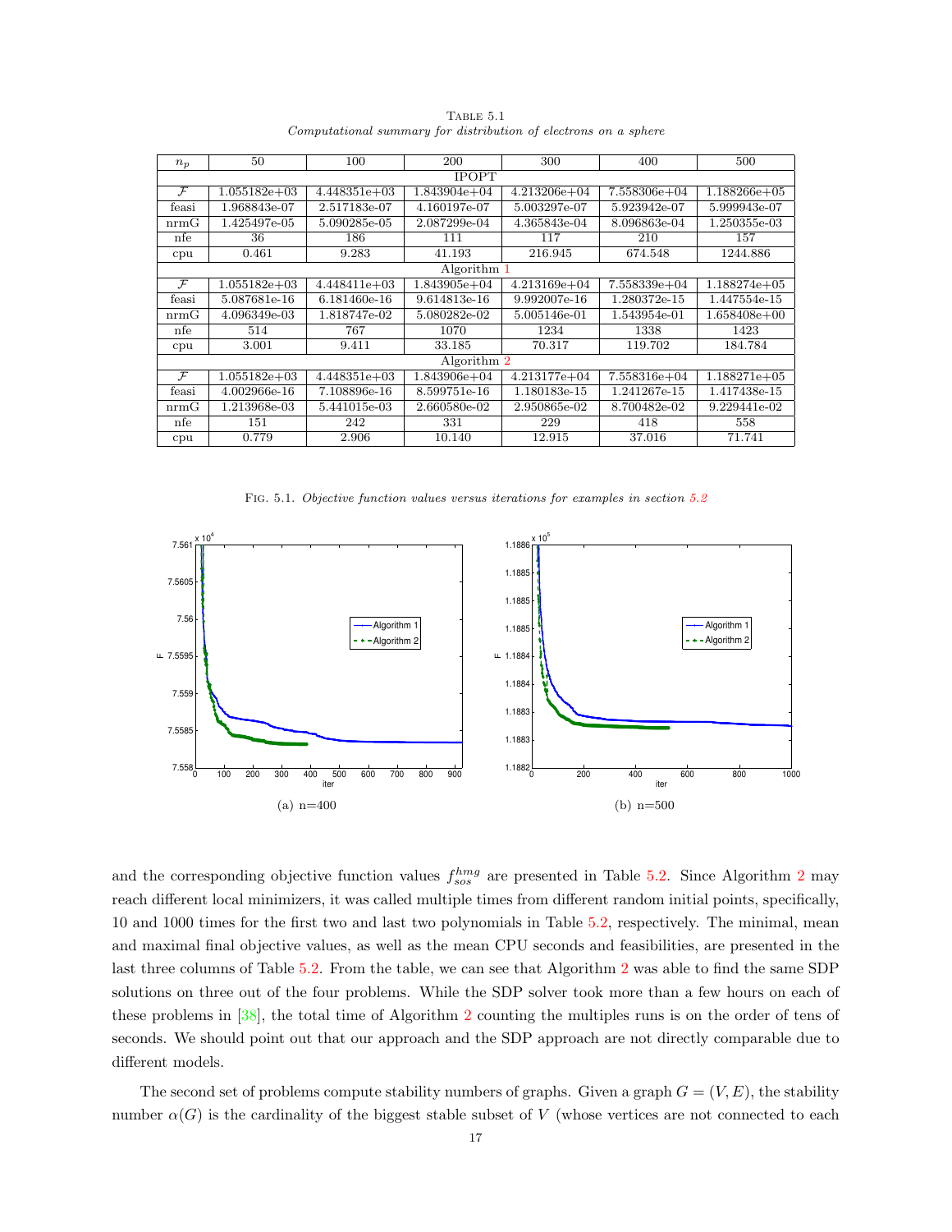TABLE 5.1
*Computational summary for distribution of electrons on a sphere*

| $n_p$ | 50 | 100 | 200 | 300 | 400 | 500 |
|---|---|---|---|---|---|---|
| | | | IPOPT | | | |
| $\mathcal{F}$ | 1.055182e+03 | 4.448351e+03 | 1.843904e+04 | 4.213206e+04 | 7.558306e+04 | 1.188266e+05 |
| feasi | 1.968843e-07 | 2.517183e-07 | 4.160197e-07 | 5.003297e-07 | 5.923942e-07 | 5.999943e-07 |
| nrmG | 1.425497e-05 | 5.090285e-05 | 2.087299e-04 | 4.365843e-04 | 8.096863e-04 | 1.250355e-03 |
| nfe | 36 | 186 | 111 | 117 | 210 | 157 |
| cpu | 0.461 | 9.283 | 41.193 | 216.945 | 674.548 | 1244.886 |
| | | | Algorithm 1 | | | |
| $\mathcal{F}$ | 1.055182e+03 | 4.448411e+03 | 1.843905e+04 | 4.213169e+04 | 7.558339e+04 | 1.188274e+05 |
| feasi | 5.087681e-16 | 6.181460e-16 | 9.614813e-16 | 9.992007e-16 | 1.280372e-15 | 1.447554e-15 |
| nrmG | 4.096349e-03 | 1.818747e-02 | 5.080282e-02 | 5.005146e-01 | 1.543954e-01 | 1.658408e+00 |
| nfe | 514 | 767 | 1070 | 1234 | 1338 | 1423 |
| cpu | 3.001 | 9.411 | 33.185 | 70.317 | 119.702 | 184.784 |
| | | | Algorithm 2 | | | |
| $\mathcal{F}$ | 1.055182e+03 | 4.448351e+03 | 1.843906e+04 | 4.213177e+04 | 7.558316e+04 | 1.188271e+05 |
| feasi | 4.002966e-16 | 7.108896e-16 | 8.599751e-16 | 1.180183e-15 | 1.241267e-15 | 1.417438e-15 |
| nrmG | 1.213968e-03 | 5.441015e-03 | 2.660580e-02 | 2.950865e-02 | 8.700482e-02 | 9.229441e-02 |
| nfe | 151 | 242 | 331 | 229 | 418 | 558 |
| cpu | 0.779 | 2.906 | 10.140 | 12.915 | 37.016 | 71.741 |

FIG. 5.1. *Objective function values versus iterations for examples in section 5.2*

(a) n=400

(b) n=500

and the corresponding objective function values $f_{sos}^{hmg}$ are presented in Table 5.2. Since Algorithm 2 may reach different local minimizers, it was called multiple times from different random initial points, specifically, 10 and 1000 times for the first two and last two polynomials in Table 5.2, respectively. The minimal, mean and maximal final objective values, as well as the mean CPU seconds and feasibilities, are presented in the last three columns of Table 5.2. From the table, we can see that Algorithm 2 was able to find the same SDP solutions on three out of the four problems. While the SDP solver took more than a few hours on each of these problems in [38], the total time of Algorithm 2 counting the multiples runs is on the order of tens of seconds. We should point out that our approach and the SDP approach are not directly comparable due to different models.

The second set of problems compute stability numbers of graphs. Given a graph $G = (V, E)$, the stability number $\alpha(G)$ is the cardinality of the biggest stable subset of $V$ (whose vertices are not connected to each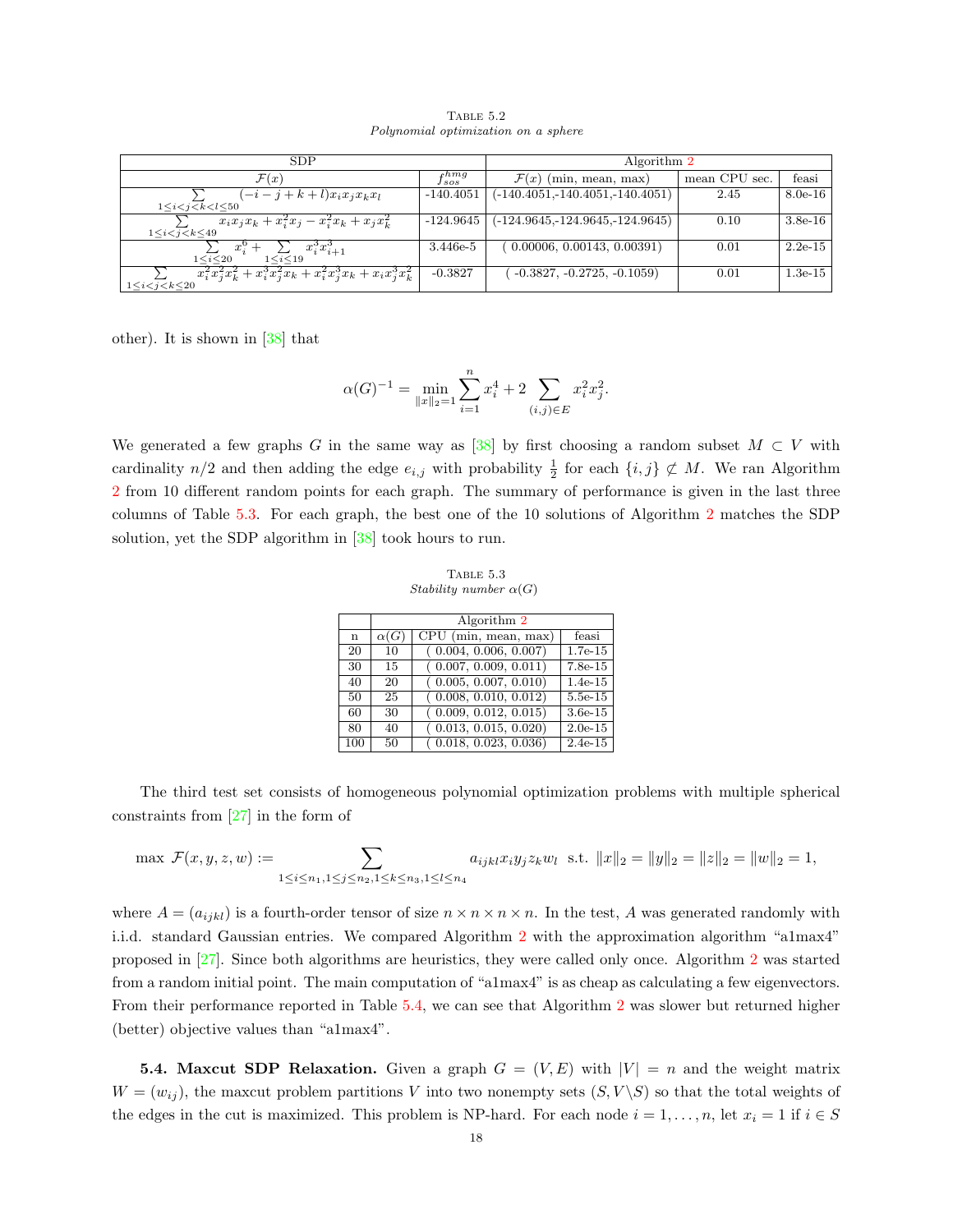TABLE 5.2
*Polynomial optimization on a sphere*

| SDP | | Algorithm 2 | | |
|---|---|---|---|---|
| $\mathcal{F}(x)$ | $f_{sos}^{hmg}$ | $\mathcal{F}(x)$ (min, mean, max) | mean CPU sec. | feasi |
| $\sum_{1\le i<j<k<l\le 50}(-i-j+k+l)x_ix_jx_kx_l$ | -140.4051 | (-140.4051,-140.4051,-140.4051) | 2.45 | 8.0e-16 |
| $\sum_{1\le i<j<k\le 49} x_ix_jx_k + x_i^2x_j - x_i^2x_k + x_jx_k^2$ | -124.9645 | (-124.9645,-124.9645,-124.9645) | 0.10 | 3.8e-16 |
| $\sum_{1\le i\le 20} x_i^6 + \sum_{1\le i\le 19} x_i^3x_{i+1}^3$ | 3.446e-5 | ( 0.00006, 0.00143, 0.00391) | 0.01 | 2.2e-15 |
| $\sum_{1\le i<j<k\le 20} x_i^2x_j^2x_k^2 + x_i^3x_j^2x_k + x_i^2x_j^3x_k + x_ix_j^3x_k^2$ | -0.3827 | ( -0.3827, -0.2725, -0.1059) | 0.01 | 1.3e-15 |

other). It is shown in [38] that

$$\alpha(G)^{-1} = \min_{\|x\|_2=1} \sum_{i=1}^n x_i^4 + 2\sum_{(i,j)\in E} x_i^2x_j^2.$$

We generated a few graphs $G$ in the same way as [38] by first choosing a random subset $M \subset V$ with cardinality $n/2$ and then adding the edge $e_{i,j}$ with probability $\frac{1}{2}$ for each $\{i,j\} \not\subset M$. We ran Algorithm 2 from 10 different random points for each graph. The summary of performance is given in the last three columns of Table 5.3. For each graph, the best one of the 10 solutions of Algorithm 2 matches the SDP solution, yet the SDP algorithm in [38] took hours to run.

TABLE 5.3
*Stability number $\alpha(G)$*

| | Algorithm 2 | | |
|---|---|---|---|
| n | $\alpha(G)$ | CPU (min, mean, max) | feasi |
| 20 | 10 | ( 0.004, 0.006, 0.007) | 1.7e-15 |
| 30 | 15 | ( 0.007, 0.009, 0.011) | 7.8e-15 |
| 40 | 20 | ( 0.005, 0.007, 0.010) | 1.4e-15 |
| 50 | 25 | ( 0.008, 0.010, 0.012) | 5.5e-15 |
| 60 | 30 | ( 0.009, 0.012, 0.015) | 3.6e-15 |
| 80 | 40 | ( 0.013, 0.015, 0.020) | 2.0e-15 |
| 100 | 50 | ( 0.018, 0.023, 0.036) | 2.4e-15 |

The third test set consists of homogeneous polynomial optimization problems with multiple spherical constraints from [27] in the form of

$$\max\ \mathcal{F}(x,y,z,w) := \sum_{1\le i\le n_1, 1\le j\le n_2, 1\le k\le n_3, 1\le l\le n_4} a_{ijkl}x_iy_jz_kw_l \ \text{ s.t. } \|x\|_2 = \|y\|_2 = \|z\|_2 = \|w\|_2 = 1,$$

where $A = (a_{ijkl})$ is a fourth-order tensor of size $n \times n \times n \times n$. In the test, $A$ was generated randomly with i.i.d. standard Gaussian entries. We compared Algorithm 2 with the approximation algorithm "a1max4" proposed in [27]. Since both algorithms are heuristics, they were called only once. Algorithm 2 was started from a random initial point. The main computation of "a1max4" is as cheap as calculating a few eigenvectors. From their performance reported in Table 5.4, we can see that Algorithm 2 was slower but returned higher (better) objective values than "a1max4".

**5.4. Maxcut SDP Relaxation.** Given a graph $G = (V,E)$ with $|V| = n$ and the weight matrix $W = (w_{ij})$, the maxcut problem partitions $V$ into two nonempty sets $(S, V\backslash S)$ so that the total weights of the edges in the cut is maximized. This problem is NP-hard. For each node $i = 1,\dots,n$, let $x_i = 1$ if $i \in S$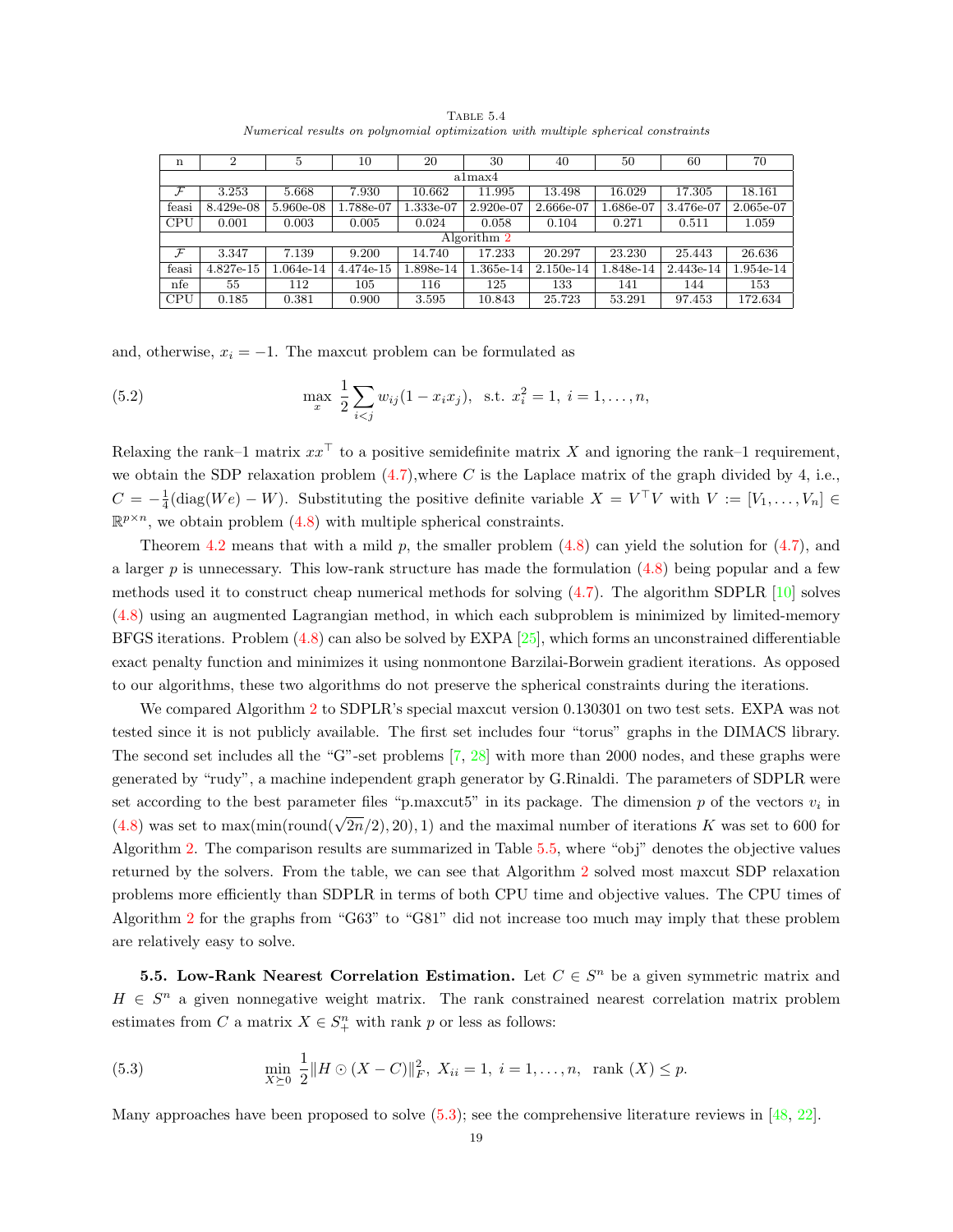Table 5.4
*Numerical results on polynomial optimization with multiple spherical constraints*

| n | 2 | 5 | 10 | 20 | 30 | 40 | 50 | 60 | 70 |
|---|---|---|---|---|---|---|---|---|---|
| | | | | | a1max4 | | | | |
| $\mathcal{F}$ | 3.253 | 5.668 | 7.930 | 10.662 | 11.995 | 13.498 | 16.029 | 17.305 | 18.161 |
| feasi | 8.429e-08 | 5.960e-08 | 1.788e-07 | 1.333e-07 | 2.920e-07 | 2.666e-07 | 1.686e-07 | 3.476e-07 | 2.065e-07 |
| CPU | 0.001 | 0.003 | 0.005 | 0.024 | 0.058 | 0.104 | 0.271 | 0.511 | 1.059 |
| | | | | | Algorithm 2 | | | | |
| $\mathcal{F}$ | 3.347 | 7.139 | 9.200 | 14.740 | 17.233 | 20.297 | 23.230 | 25.443 | 26.636 |
| feasi | 4.827e-15 | 1.064e-14 | 4.474e-15 | 1.898e-14 | 1.365e-14 | 2.150e-14 | 1.848e-14 | 2.443e-14 | 1.954e-14 |
| nfe | 55 | 112 | 105 | 116 | 125 | 133 | 141 | 144 | 153 |
| CPU | 0.185 | 0.381 | 0.900 | 3.595 | 10.843 | 25.723 | 53.291 | 97.453 | 172.634 |

and, otherwise, $x_i = -1$. The maxcut problem can be formulated as

$$\max_{x} \ \frac{1}{2}\sum_{i<j} w_{ij}(1 - x_i x_j), \ \text{ s.t. } x_i^2 = 1, \ i = 1, \ldots, n, \tag{5.2}$$

Relaxing the rank–1 matrix $xx^\top$ to a positive semidefinite matrix $X$ and ignoring the rank–1 requirement, we obtain the SDP relaxation problem (4.7),where $C$ is the Laplace matrix of the graph divided by 4, i.e., $C = -\frac{1}{4}(\text{diag}(We) - W)$. Substituting the positive definite variable $X = V^\top V$ with $V := [V_1, \ldots, V_n] \in \mathbb{R}^{p \times n}$, we obtain problem (4.8) with multiple spherical constraints.

Theorem 4.2 means that with a mild $p$, the smaller problem (4.8) can yield the solution for (4.7), and a larger $p$ is unnecessary. This low-rank structure has made the formulation (4.8) being popular and a few methods used it to construct cheap numerical methods for solving (4.7). The algorithm SDPLR [10] solves (4.8) using an augmented Lagrangian method, in which each subproblem is minimized by limited-memory BFGS iterations. Problem (4.8) can also be solved by EXPA [25], which forms an unconstrained differentiable exact penalty function and minimizes it using nonmontone Barzilai-Borwein gradient iterations. As opposed to our algorithms, these two algorithms do not preserve the spherical constraints during the iterations.

We compared Algorithm 2 to SDPLR's special maxcut version 0.130301 on two test sets. EXPA was not tested since it is not publicly available. The first set includes four "torus" graphs in the DIMACS library. The second set includes all the "G"-set problems [7, 28] with more than 2000 nodes, and these graphs were generated by "rudy", a machine independent graph generator by G.Rinaldi. The parameters of SDPLR were set according to the best parameter files "p.maxcut5" in its package. The dimension $p$ of the vectors $v_i$ in (4.8) was set to $\max(\min(\text{round}(\sqrt{2n}/2), 20), 1)$ and the maximal number of iterations $K$ was set to 600 for Algorithm 2. The comparison results are summarized in Table 5.5, where "obj" denotes the objective values returned by the solvers. From the table, we can see that Algorithm 2 solved most maxcut SDP relaxation problems more efficiently than SDPLR in terms of both CPU time and objective values. The CPU times of Algorithm 2 for the graphs from "G63" to "G81" did not increase too much may imply that these problem are relatively easy to solve.

**5.5. Low-Rank Nearest Correlation Estimation.** Let $C \in S^n$ be a given symmetric matrix and $H \in S^n$ a given nonnegative weight matrix. The rank constrained nearest correlation matrix problem estimates from $C$ a matrix $X \in S^n_+$ with rank $p$ or less as follows:

$$\min_{X \succeq 0} \ \frac{1}{2}\|H \odot (X - C)\|_F^2, \ X_{ii} = 1, \ i = 1, \ldots, n, \ \text{ rank } (X) \leq p. \tag{5.3}$$

Many approaches have been proposed to solve (5.3); see the comprehensive literature reviews in [48, 22].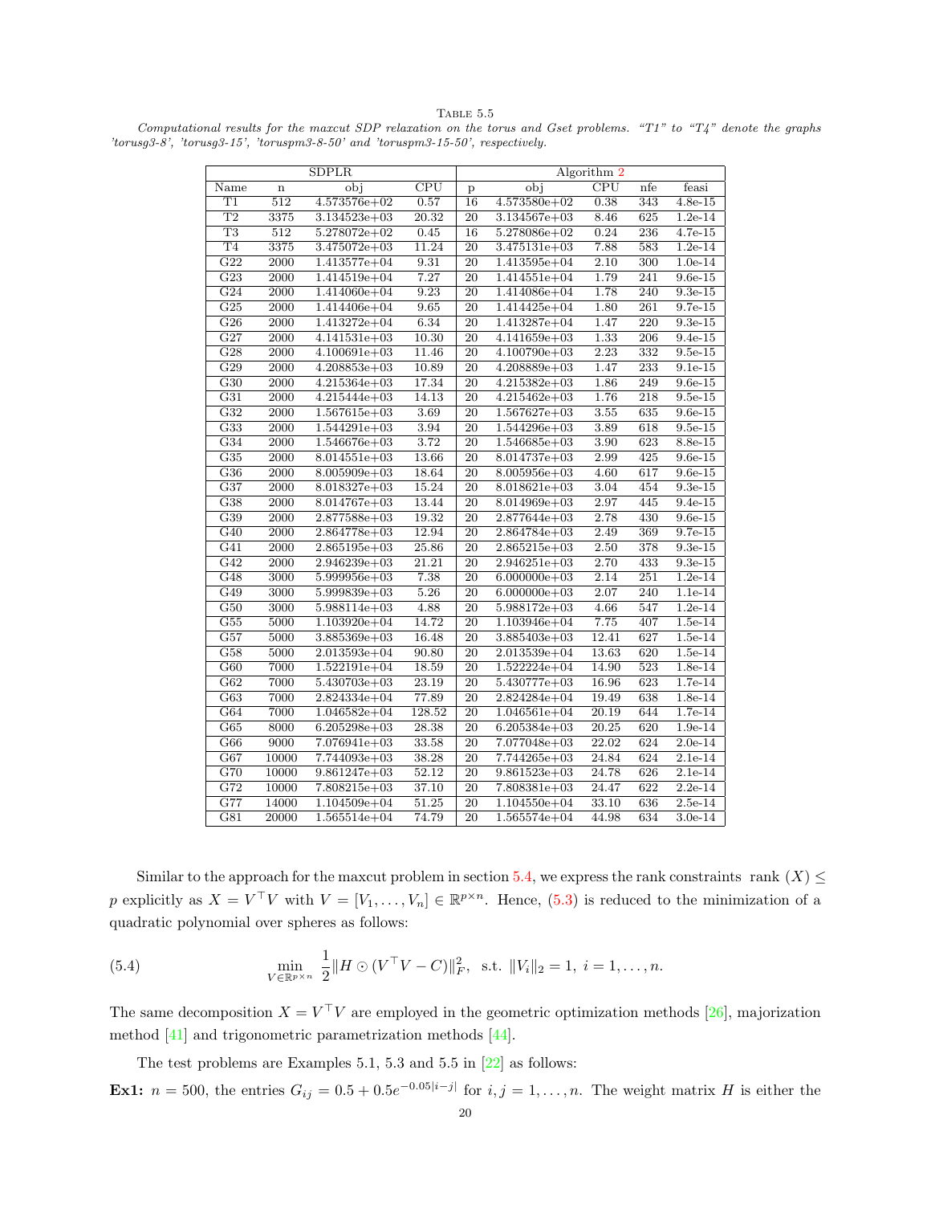Table 5.5

*Computational results for the maxcut SDP relaxation on the torus and Gset problems. "T1" to "T4" denote the graphs 'torusg3-8', 'torusg3-15', 'toruspm3-8-50' and 'toruspm3-15-50', respectively.*

| SDPLR | | | | Algorithm 2 | | | | |
|---|---|---|---|---|---|---|---|---|
| Name | n | obj | CPU | p | obj | CPU | nfe | feasi |
| T1 | 512 | 4.573576e+02 | 0.57 | 16 | 4.573580e+02 | 0.38 | 343 | 4.8e-15 |
| T2 | 3375 | 3.134523e+03 | 20.32 | 20 | 3.134567e+03 | 8.46 | 625 | 1.2e-14 |
| T3 | 512 | 5.278072e+02 | 0.45 | 16 | 5.278086e+02 | 0.24 | 236 | 4.7e-15 |
| T4 | 3375 | 3.475072e+03 | 11.24 | 20 | 3.475131e+03 | 7.88 | 583 | 1.2e-14 |
| G22 | 2000 | 1.413577e+04 | 9.31 | 20 | 1.413595e+04 | 2.10 | 300 | 1.0e-14 |
| G23 | 2000 | 1.414519e+04 | 7.27 | 20 | 1.414551e+04 | 1.79 | 241 | 9.6e-15 |
| G24 | 2000 | 1.414060e+04 | 9.23 | 20 | 1.414086e+04 | 1.78 | 240 | 9.3e-15 |
| G25 | 2000 | 1.414406e+04 | 9.65 | 20 | 1.414425e+04 | 1.80 | 261 | 9.7e-15 |
| G26 | 2000 | 1.413272e+04 | 6.34 | 20 | 1.413287e+04 | 1.47 | 220 | 9.3e-15 |
| G27 | 2000 | 4.141531e+03 | 10.30 | 20 | 4.141659e+03 | 1.33 | 206 | 9.4e-15 |
| G28 | 2000 | 4.100691e+03 | 11.46 | 20 | 4.100790e+03 | 2.23 | 332 | 9.5e-15 |
| G29 | 2000 | 4.208853e+03 | 10.89 | 20 | 4.208889e+03 | 1.47 | 233 | 9.1e-15 |
| G30 | 2000 | 4.215364e+03 | 17.34 | 20 | 4.215382e+03 | 1.86 | 249 | 9.6e-15 |
| G31 | 2000 | 4.215444e+03 | 14.13 | 20 | 4.215462e+03 | 1.76 | 218 | 9.5e-15 |
| G32 | 2000 | 1.567615e+03 | 3.69 | 20 | 1.567627e+03 | 3.55 | 635 | 9.6e-15 |
| G33 | 2000 | 1.544291e+03 | 3.94 | 20 | 1.544296e+03 | 3.89 | 618 | 9.5e-15 |
| G34 | 2000 | 1.546676e+03 | 3.72 | 20 | 1.546685e+03 | 3.90 | 623 | 8.8e-15 |
| G35 | 2000 | 8.014551e+03 | 13.66 | 20 | 8.014737e+03 | 2.99 | 425 | 9.6e-15 |
| G36 | 2000 | 8.005909e+03 | 18.64 | 20 | 8.005956e+03 | 4.60 | 617 | 9.6e-15 |
| G37 | 2000 | 8.018327e+03 | 15.24 | 20 | 8.018621e+03 | 3.04 | 454 | 9.3e-15 |
| G38 | 2000 | 8.014767e+03 | 13.44 | 20 | 8.014969e+03 | 2.97 | 445 | 9.4e-15 |
| G39 | 2000 | 2.877588e+03 | 19.32 | 20 | 2.877644e+03 | 2.78 | 430 | 9.6e-15 |
| G40 | 2000 | 2.864778e+03 | 12.94 | 20 | 2.864784e+03 | 2.49 | 369 | 9.7e-15 |
| G41 | 2000 | 2.865195e+03 | 25.86 | 20 | 2.865215e+03 | 2.50 | 378 | 9.3e-15 |
| G42 | 2000 | 2.946239e+03 | 21.21 | 20 | 2.946251e+03 | 2.70 | 433 | 9.3e-15 |
| G48 | 3000 | 5.999956e+03 | 7.38 | 20 | 6.000000e+03 | 2.14 | 251 | 1.2e-14 |
| G49 | 3000 | 5.999839e+03 | 5.26 | 20 | 6.000000e+03 | 2.07 | 240 | 1.1e-14 |
| G50 | 3000 | 5.988114e+03 | 4.88 | 20 | 5.988172e+03 | 4.66 | 547 | 1.2e-14 |
| G55 | 5000 | 1.103920e+04 | 14.72 | 20 | 1.103946e+04 | 7.75 | 407 | 1.5e-14 |
| G57 | 5000 | 3.885369e+03 | 16.48 | 20 | 3.885403e+03 | 12.41 | 627 | 1.5e-14 |
| G58 | 5000 | 2.013593e+04 | 90.80 | 20 | 2.013539e+04 | 13.63 | 620 | 1.5e-14 |
| G60 | 7000 | 1.522191e+04 | 18.59 | 20 | 1.522224e+04 | 14.90 | 523 | 1.8e-14 |
| G62 | 7000 | 5.430703e+03 | 23.19 | 20 | 5.430777e+03 | 16.96 | 623 | 1.7e-14 |
| G63 | 7000 | 2.824334e+04 | 77.89 | 20 | 2.824284e+04 | 19.49 | 638 | 1.8e-14 |
| G64 | 7000 | 1.046582e+04 | 128.52 | 20 | 1.046561e+04 | 20.19 | 644 | 1.7e-14 |
| G65 | 8000 | 6.205298e+03 | 28.38 | 20 | 6.205384e+03 | 20.25 | 620 | 1.9e-14 |
| G66 | 9000 | 7.076941e+03 | 33.58 | 20 | 7.077048e+03 | 22.02 | 624 | 2.0e-14 |
| G67 | 10000 | 7.744093e+03 | 38.28 | 20 | 7.744265e+03 | 24.84 | 624 | 2.1e-14 |
| G70 | 10000 | 9.861247e+03 | 52.12 | 20 | 9.861523e+03 | 24.78 | 626 | 2.1e-14 |
| G72 | 10000 | 7.808215e+03 | 37.10 | 20 | 7.808381e+03 | 24.47 | 622 | 2.2e-14 |
| G77 | 14000 | 1.104509e+04 | 51.25 | 20 | 1.104550e+04 | 33.10 | 636 | 2.5e-14 |
| G81 | 20000 | 1.565514e+04 | 74.79 | 20 | 1.565574e+04 | 44.98 | 634 | 3.0e-14 |

Similar to the approach for the maxcut problem in section 5.4, we express the rank constraints rank $(X) \leq p$ explicitly as $X = V^\top V$ with $V = [V_1, \ldots, V_n] \in \mathbb{R}^{p \times n}$. Hence, (5.3) is reduced to the minimization of a quadratic polynomial over spheres as follows:

$$\min_{V \in \mathbb{R}^{p \times n}} \ \frac{1}{2} \| H \odot (V^\top V - C) \|_F^2, \ \text{ s.t. } \ \|V_i\|_2 = 1, \ i = 1, \ldots, n. \tag{5.4}$$

The same decomposition $X = V^\top V$ are employed in the geometric optimization methods [26], majorization method [41] and trigonometric parametrization methods [44].

The test problems are Examples 5.1, 5.3 and 5.5 in [22] as follows:

**Ex1:** $n = 500$, the entries $G_{ij} = 0.5 + 0.5e^{-0.05|i-j|}$ for $i, j = 1, \ldots, n$. The weight matrix $H$ is either the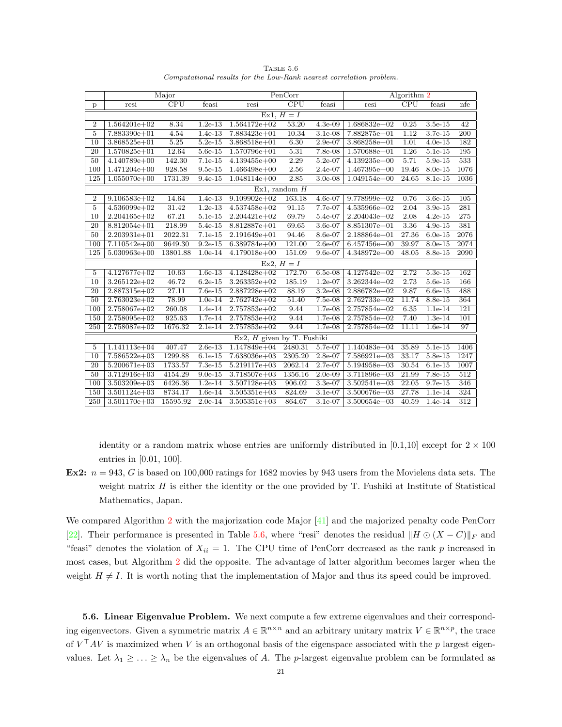TABLE 5.6
*Computational results for the Low-Rank nearest correlation problem.*

| | Major | | | PenCorr | | | Algorithm 2 | | | |
|---|---|---|---|---|---|---|---|---|---|---|
| p | resi | CPU | feasi | resi | CPU | feasi | resi | CPU | feasi | nfe |
| | | | | Ex1, $H = I$ | | | | | | |
| 2 | 1.564201e+02 | 8.34 | 1.2e-13 | 1.564172e+02 | 53.20 | 4.3e-09 | 1.686832e+02 | 0.25 | 3.5e-15 | 42 |
| 5 | 7.883390e+01 | 4.54 | 1.4e-13 | 7.883423e+01 | 10.34 | 3.1e-08 | 7.882875e+01 | 1.12 | 3.7e-15 | 200 |
| 10 | 3.868525e+01 | 5.25 | 5.2e-15 | 3.868518e+01 | 6.30 | 2.9e-07 | 3.868258e+01 | 1.01 | 4.0e-15 | 182 |
| 20 | 1.570825e+01 | 12.64 | 5.6e-15 | 1.570796e+01 | 5.31 | 7.8e-08 | 1.570688e+01 | 1.26 | 5.1e-15 | 195 |
| 50 | 4.140789e+00 | 142.30 | 7.1e-15 | 4.139455e+00 | 2.29 | 5.2e-07 | 4.139235e+00 | 5.71 | 5.9e-15 | 533 |
| 100 | 1.471204e+00 | 928.58 | 9.5e-15 | 1.466498e+00 | 2.56 | 2.4e-07 | 1.467395e+00 | 19.46 | 8.0e-15 | 1076 |
| 125 | 1.055070e+00 | 1731.39 | 9.4e-15 | 1.048114e+00 | 2.85 | 3.0e-08 | 1.049154e+00 | 24.65 | 8.1e-15 | 1036 |
| | | | | Ex1, random $H$ | | | | | | |
| 2 | 9.106583e+02 | 14.64 | 1.4e-13 | 9.109902e+02 | 163.18 | 4.6e-07 | 9.778999e+02 | 0.76 | 3.6e-15 | 105 |
| 5 | 4.536099e+02 | 31.42 | 1.2e-13 | 4.537458e+02 | 91.15 | 7.7e-07 | 4.535966e+02 | 2.04 | 3.9e-15 | 281 |
| 10 | 2.204165e+02 | 67.21 | 5.1e-15 | 2.204421e+02 | 69.79 | 5.4e-07 | 2.204043e+02 | 2.08 | 4.2e-15 | 275 |
| 20 | 8.812054e+01 | 218.99 | 5.4e-15 | 8.812887e+01 | 69.65 | 3.6e-07 | 8.851307e+01 | 3.36 | 4.9e-15 | 381 |
| 50 | 2.203931e+01 | 2022.31 | 7.1e-15 | 2.191649e+01 | 94.46 | 8.6e-07 | 2.188864e+01 | 27.36 | 6.0e-15 | 2076 |
| 100 | 7.110542e+00 | 9649.30 | 9.2e-15 | 6.389784e+00 | 121.00 | 2.6e-07 | 6.457456e+00 | 39.97 | 8.0e-15 | 2074 |
| 125 | 5.030963e+00 | 13801.88 | 1.0e-14 | 4.179018e+00 | 151.09 | 9.6e-07 | 4.348972e+00 | 48.05 | 8.8e-15 | 2090 |
| | | | | Ex2, $H = I$ | | | | | | |
| 5 | 4.127677e+02 | 10.63 | 1.6e-13 | 4.128428e+02 | 172.70 | 6.5e-08 | 4.127542e+02 | 2.72 | 5.3e-15 | 162 |
| 10 | 3.265122e+02 | 46.72 | 6.2e-15 | 3.263352e+02 | 185.19 | 1.2e-07 | 3.262344e+02 | 2.73 | 5.6e-15 | 166 |
| 20 | 2.887315e+02 | 27.11 | 7.6e-15 | 2.887228e+02 | 88.19 | 3.2e-08 | 2.886782e+02 | 9.87 | 6.6e-15 | 488 |
| 50 | 2.763023e+02 | 78.99 | 1.0e-14 | 2.762742e+02 | 51.40 | 7.5e-08 | 2.762733e+02 | 11.74 | 8.8e-15 | 364 |
| 100 | 2.758067e+02 | 260.08 | 1.4e-14 | 2.757853e+02 | 9.44 | 1.7e-08 | 2.757854e+02 | 6.35 | 1.1e-14 | 121 |
| 150 | 2.758095e+02 | 925.63 | 1.7e-14 | 2.757853e+02 | 9.44 | 1.7e-08 | 2.757854e+02 | 7.40 | 1.3e-14 | 101 |
| 250 | 2.758087e+02 | 1676.32 | 2.1e-14 | 2.757853e+02 | 9.44 | 1.7e-08 | 2.757854e+02 | 11.11 | 1.6e-14 | 97 |
| | | | | Ex2, $H$ given by T. Fushiki | | | | | | |
| 5 | 1.141113e+04 | 407.47 | 2.6e-13 | 1.147849e+04 | 2480.31 | 5.7e-07 | 1.140483e+04 | 35.89 | 5.1e-15 | 1406 |
| 10 | 7.586522e+03 | 1299.88 | 6.1e-15 | 7.638036e+03 | 2305.20 | 2.8e-07 | 7.586921e+03 | 33.17 | 5.8e-15 | 1247 |
| 20 | 5.200671e+03 | 1733.57 | 7.3e-15 | 5.219117e+03 | 2062.14 | 2.7e-07 | 5.194958e+03 | 30.54 | 6.1e-15 | 1007 |
| 50 | 3.712916e+03 | 4154.29 | 9.0e-15 | 3.718507e+03 | 1356.16 | 2.0e-09 | 3.711896e+03 | 21.99 | 7.8e-15 | 512 |
| 100 | 3.503209e+03 | 6426.36 | 1.2e-14 | 3.507128e+03 | 906.02 | 3.3e-07 | 3.502541e+03 | 22.05 | 9.7e-15 | 346 |
| 150 | 3.501124e+03 | 8734.17 | 1.6e-14 | 3.505351e+03 | 824.69 | 3.1e-07 | 3.500676e+03 | 27.78 | 1.1e-14 | 324 |
| 250 | 3.501170e+03 | 15595.92 | 2.0e-14 | 3.505351e+03 | 864.67 | 3.1e-07 | 3.500654e+03 | 40.59 | 1.4e-14 | 312 |

identity or a random matrix whose entries are uniformly distributed in [0.1,10] except for $2 \times 100$ entries in [0.01, 100].

**Ex2:** $n = 943$, $G$ is based on 100,000 ratings for 1682 movies by 943 users from the Movielens data sets. The weight matrix $H$ is either the identity or the one provided by T. Fushiki at Institute of Statistical Mathematics, Japan.

We compared Algorithm 2 with the majorization code Major [41] and the majorized penalty code PenCorr [22]. Their performance is presented in Table 5.6, where "resi" denotes the residual $\|H \odot (X - C)\|_F$ and "feasi" denotes the violation of $X_{ii} = 1$. The CPU time of PenCorr decreased as the rank $p$ increased in most cases, but Algorithm 2 did the opposite. The advantage of latter algorithm becomes larger when the weight $H \neq I$. It is worth noting that the implementation of Major and thus its speed could be improved.

**5.6. Linear Eigenvalue Problem.** We next compute a few extreme eigenvalues and their corresponding eigenvectors. Given a symmetric matrix $A \in \mathbb{R}^{n\times n}$ and an arbitrary unitary matrix $V \in \mathbb{R}^{n\times p}$, the trace of $V^\top AV$ is maximized when $V$ is an orthogonal basis of the eigenspace associated with the $p$ largest eigenvalues. Let $\lambda_1 \geq \ldots \geq \lambda_n$ be the eigenvalues of $A$. The $p$-largest eigenvalue problem can be formulated as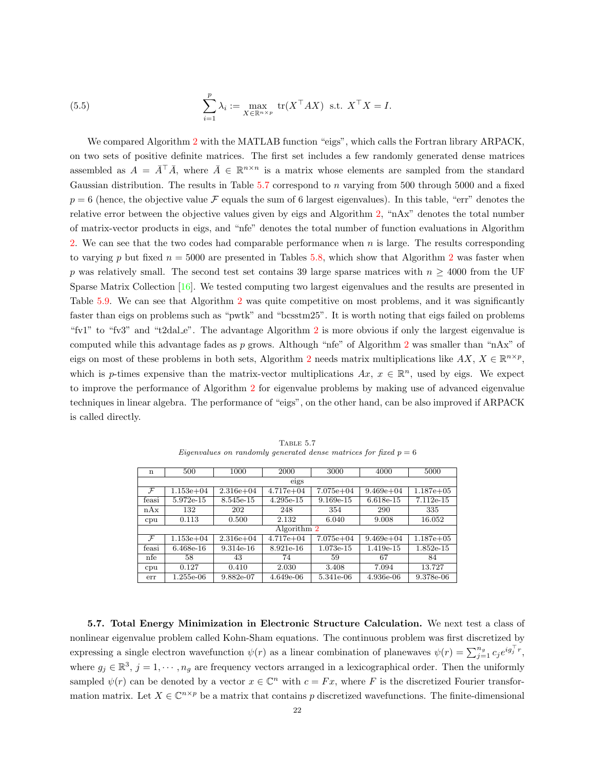$$\sum_{i=1}^{p} \lambda_i := \max_{X \in \mathbb{R}^{n \times p}} \operatorname{tr}(X^\top A X) \;\; \text{s.t.} \;\; X^\top X = I. \tag{5.5}$$

We compared Algorithm 2 with the MATLAB function "eigs", which calls the Fortran library ARPACK, on two sets of positive definite matrices. The first set includes a few randomly generated dense matrices assembled as $A = \bar{A}^\top \bar{A}$, where $\bar{A} \in \mathbb{R}^{n \times n}$ is a matrix whose elements are sampled from the standard Gaussian distribution. The results in Table 5.7 correspond to $n$ varying from 500 through 5000 and a fixed $p = 6$ (hence, the objective value $\mathcal{F}$ equals the sum of 6 largest eigenvalues). In this table, "err" denotes the relative error between the objective values given by eigs and Algorithm 2, "nAx" denotes the total number of matrix-vector products in eigs, and "nfe" denotes the total number of function evaluations in Algorithm 2. We can see that the two codes had comparable performance when $n$ is large. The results corresponding to varying $p$ but fixed $n = 5000$ are presented in Tables 5.8, which show that Algorithm 2 was faster when $p$ was relatively small. The second test set contains 39 large sparse matrices with $n \geq 4000$ from the UF Sparse Matrix Collection [16]. We tested computing two largest eigenvalues and the results are presented in Table 5.9. We can see that Algorithm 2 was quite competitive on most problems, and it was significantly faster than eigs on problems such as "pwtk" and "bcsstm25". It is worth noting that eigs failed on problems "fv1" to "fv3" and "t2dal_e". The advantage Algorithm 2 is more obvious if only the largest eigenvalue is computed while this advantage fades as $p$ grows. Although "nfe" of Algorithm 2 was smaller than "nAx" of eigs on most of these problems in both sets, Algorithm 2 needs matrix multiplications like $AX$, $X \in \mathbb{R}^{n \times p}$, which is $p$-times expensive than the matrix-vector multiplications $Ax$, $x \in \mathbb{R}^n$, used by eigs. We expect to improve the performance of Algorithm 2 for eigenvalue problems by making use of advanced eigenvalue techniques in linear algebra. The performance of "eigs", on the other hand, can be also improved if ARPACK is called directly.

Table 5.7
*Eigenvalues on randomly generated dense matrices for fixed $p = 6$*

| n | 500 | 1000 | 2000 | 3000 | 4000 | 5000 |
|---|---|---|---|---|---|---|
| | | | eigs | | | |
| $\mathcal{F}$ | 1.153e+04 | 2.316e+04 | 4.717e+04 | 7.075e+04 | 9.469e+04 | 1.187e+05 |
| feasi | 5.972e-15 | 8.545e-15 | 4.295e-15 | 9.169e-15 | 6.618e-15 | 7.112e-15 |
| nAx | 132 | 202 | 248 | 354 | 290 | 335 |
| cpu | 0.113 | 0.500 | 2.132 | 6.040 | 9.008 | 16.052 |
| | | | Algorithm 2 | | | |
| $\mathcal{F}$ | 1.153e+04 | 2.316e+04 | 4.717e+04 | 7.075e+04 | 9.469e+04 | 1.187e+05 |
| feasi | 6.468e-16 | 9.314e-16 | 8.921e-16 | 1.073e-15 | 1.419e-15 | 1.852e-15 |
| nfe | 58 | 43 | 74 | 59 | 67 | 84 |
| cpu | 0.127 | 0.410 | 2.030 | 3.408 | 7.094 | 13.727 |
| err | 1.255e-06 | 9.882e-07 | 4.649e-06 | 5.341e-06 | 4.936e-06 | 9.378e-06 |

**5.7. Total Energy Minimization in Electronic Structure Calculation.** We next test a class of nonlinear eigenvalue problem called Kohn-Sham equations. The continuous problem was first discretized by expressing a single electron wavefunction $\psi(r)$ as a linear combination of planewaves $\psi(r) = \sum_{j=1}^{n_g} c_j e^{i g_j^\top r}$, where $g_j \in \mathbb{R}^3$, $j = 1, \cdots, n_g$ are frequency vectors arranged in a lexicographical order. Then the uniformly sampled $\psi(r)$ can be denoted by a vector $x \in \mathbb{C}^n$ with $c = Fx$, where $F$ is the discretized Fourier transformation matrix. Let $X \in \mathbb{C}^{n \times p}$ be a matrix that contains $p$ discretized wavefunctions. The finite-dimensional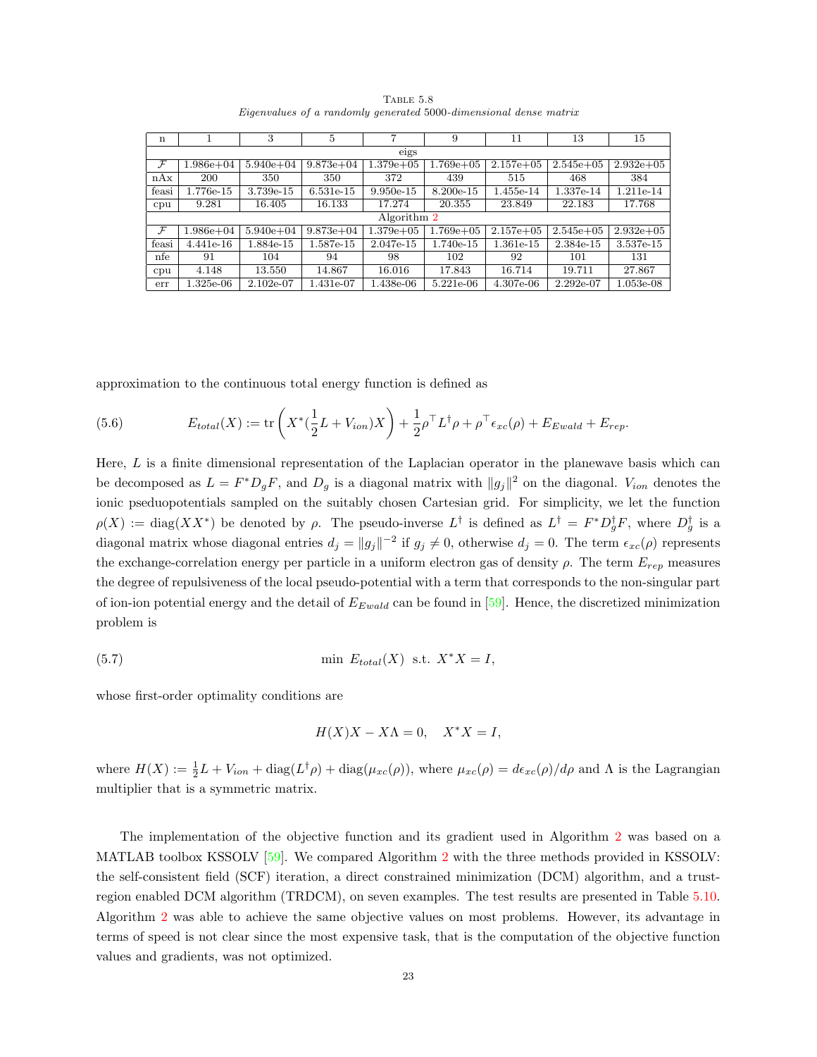Table 5.8
*Eigenvalues of a randomly generated 5000-dimensional dense matrix*

| n | 1 | 3 | 5 | 7 | 9 | 11 | 13 | 15 |
|---|---|---|---|---|---|---|---|---|
| | | | | eigs | | | | |
| $\mathcal{F}$ | 1.986e+04 | 5.940e+04 | 9.873e+04 | 1.379e+05 | 1.769e+05 | 2.157e+05 | 2.545e+05 | 2.932e+05 |
| nAx | 200 | 350 | 350 | 372 | 439 | 515 | 468 | 384 |
| feasi | 1.776e-15 | 3.739e-15 | 6.531e-15 | 9.950e-15 | 8.200e-15 | 1.455e-14 | 1.337e-14 | 1.211e-14 |
| cpu | 9.281 | 16.405 | 16.133 | 17.274 | 20.355 | 23.849 | 22.183 | 17.768 |
| | | | | Algorithm 2 | | | | |
| $\mathcal{F}$ | 1.986e+04 | 5.940e+04 | 9.873e+04 | 1.379e+05 | 1.769e+05 | 2.157e+05 | 2.545e+05 | 2.932e+05 |
| feasi | 4.441e-16 | 1.884e-15 | 1.587e-15 | 2.047e-15 | 1.740e-15 | 1.361e-15 | 2.384e-15 | 3.537e-15 |
| nfe | 91 | 104 | 94 | 98 | 102 | 92 | 101 | 131 |
| cpu | 4.148 | 13.550 | 14.867 | 16.016 | 17.843 | 16.714 | 19.711 | 27.867 |
| err | 1.325e-06 | 2.102e-07 | 1.431e-07 | 1.438e-06 | 5.221e-06 | 4.307e-06 | 2.292e-07 | 1.053e-08 |

approximation to the continuous total energy function is defined as

$$E_{total}(X) := \operatorname{tr}\left(X^*(\frac{1}{2}L + V_{ion})X\right) + \frac{1}{2}\rho^\top L^\dagger \rho + \rho^\top \epsilon_{xc}(\rho) + E_{Ewald} + E_{rep}. \tag{5.6}$$

Here, $L$ is a finite dimensional representation of the Laplacian operator in the planewave basis which can be decomposed as $L = F^* D_g F$, and $D_g$ is a diagonal matrix with $\|g_j\|^2$ on the diagonal. $V_{ion}$ denotes the ionic pseduopotentials sampled on the suitably chosen Cartesian grid. For simplicity, we let the function $\rho(X) := \operatorname{diag}(XX^*)$ be denoted by $\rho$. The pseudo-inverse $L^\dagger$ is defined as $L^\dagger = F^* D_g^\dagger F$, where $D_g^\dagger$ is a diagonal matrix whose diagonal entries $d_j = \|g_j\|^{-2}$ if $g_j \neq 0$, otherwise $d_j = 0$. The term $\epsilon_{xc}(\rho)$ represents the exchange-correlation energy per particle in a uniform electron gas of density $\rho$. The term $E_{rep}$ measures the degree of repulsiveness of the local pseudo-potential with a term that corresponds to the non-singular part of ion-ion potential energy and the detail of $E_{Ewald}$ can be found in [59]. Hence, the discretized minimization problem is

$$\min \; E_{total}(X) \;\; \text{s.t.} \;\; X^*X = I, \tag{5.7}$$

whose first-order optimality conditions are

$$H(X)X - X\Lambda = 0, \quad X^*X = I,$$

where $H(X) := \frac{1}{2}L + V_{ion} + \operatorname{diag}(L^\dagger\rho) + \operatorname{diag}(\mu_{xc}(\rho))$, where $\mu_{xc}(\rho) = d\epsilon_{xc}(\rho)/d\rho$ and $\Lambda$ is the Lagrangian multiplier that is a symmetric matrix.

The implementation of the objective function and its gradient used in Algorithm 2 was based on a MATLAB toolbox KSSOLV [59]. We compared Algorithm 2 with the three methods provided in KSSOLV: the self-consistent field (SCF) iteration, a direct constrained minimization (DCM) algorithm, and a trust-region enabled DCM algorithm (TRDCM), on seven examples. The test results are presented in Table 5.10. Algorithm 2 was able to achieve the same objective values on most problems. However, its advantage in terms of speed is not clear since the most expensive task, that is the computation of the objective function values and gradients, was not optimized.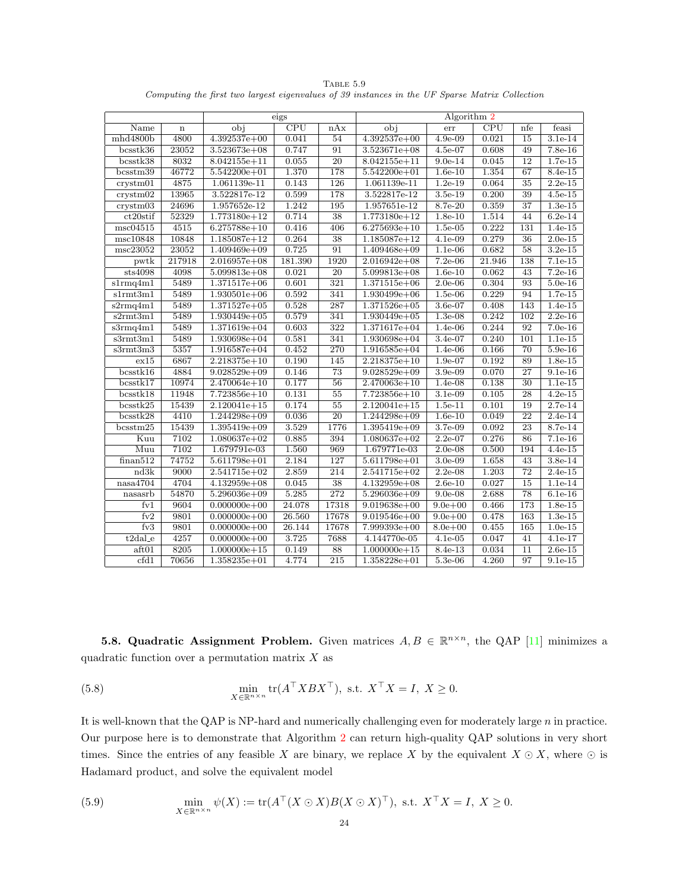Table 5.9
*Computing the first two largest eigenvalues of 39 instances in the UF Sparse Matrix Collection*

| | | eigs | | | Algorithm 2 | | | | |
|---|---|---|---|---|---|---|---|---|---|
| Name | n | obj | CPU | nAx | obj | err | CPU | nfe | feasi |
| mhd4800b | 4800 | 4.392537e+00 | 0.041 | 54 | 4.392537e+00 | 4.9e-09 | 0.021 | 15 | 3.1e-14 |
| bcsstk36 | 23052 | 3.523673e+08 | 0.747 | 91 | 3.523671e+08 | 4.5e-07 | 0.608 | 49 | 7.8e-16 |
| bcsstk38 | 8032 | 8.042155e+11 | 0.055 | 20 | 8.042155e+11 | 9.0e-14 | 0.045 | 12 | 1.7e-15 |
| bcsstm39 | 46772 | 5.542200e+01 | 1.370 | 178 | 5.542200e+01 | 1.6e-10 | 1.354 | 67 | 8.4e-15 |
| crystm01 | 4875 | 1.061139e-11 | 0.143 | 126 | 1.061139e-11 | 1.2e-19 | 0.064 | 35 | 2.2e-15 |
| crystm02 | 13965 | 3.522817e-12 | 0.599 | 178 | 3.522817e-12 | 3.5e-19 | 0.200 | 39 | 4.5e-15 |
| crystm03 | 24696 | 1.957652e-12 | 1.242 | 195 | 1.957651e-12 | 8.7e-20 | 0.359 | 37 | 1.3e-15 |
| ct20stif | 52329 | 1.773180e+12 | 0.714 | 38 | 1.773180e+12 | 1.8e-10 | 1.514 | 44 | 6.2e-14 |
| msc04515 | 4515 | 6.275788e+10 | 0.416 | 406 | 6.275693e+10 | 1.5e-05 | 0.222 | 131 | 1.4e-15 |
| msc10848 | 10848 | 1.185087e+12 | 0.264 | 38 | 1.185087e+12 | 4.1e-09 | 0.279 | 36 | 2.0e-15 |
| msc23052 | 23052 | 1.409469e+09 | 0.725 | 91 | 1.409468e+09 | 1.1e-06 | 0.682 | 58 | 3.2e-15 |
| pwtk | 217918 | 2.016957e+08 | 181.390 | 1920 | 2.016942e+08 | 7.2e-06 | 21.946 | 138 | 7.1e-15 |
| sts4098 | 4098 | 5.099813e+08 | 0.021 | 20 | 5.099813e+08 | 1.6e-10 | 0.062 | 43 | 7.2e-16 |
| s1rmq4m1 | 5489 | 1.371517e+06 | 0.601 | 321 | 1.371515e+06 | 2.0e-06 | 0.304 | 93 | 5.0e-16 |
| s1rmt3m1 | 5489 | 1.930501e+06 | 0.592 | 341 | 1.930499e+06 | 1.5e-06 | 0.229 | 94 | 1.7e-15 |
| s2rmq4m1 | 5489 | 1.371527e+05 | 0.528 | 287 | 1.371526e+05 | 3.6e-07 | 0.408 | 143 | 1.4e-15 |
| s2rmt3m1 | 5489 | 1.930449e+05 | 0.579 | 341 | 1.930449e+05 | 1.3e-08 | 0.242 | 102 | 2.2e-16 |
| s3rmq4m1 | 5489 | 1.371619e+04 | 0.603 | 322 | 1.371617e+04 | 1.4e-06 | 0.244 | 92 | 7.0e-16 |
| s3rmt3m1 | 5489 | 1.930698e+04 | 0.581 | 341 | 1.930698e+04 | 3.4e-07 | 0.240 | 101 | 1.1e-15 |
| s3rmt3m3 | 5357 | 1.916587e+04 | 0.452 | 270 | 1.916585e+04 | 1.4e-06 | 0.166 | 70 | 5.9e-16 |
| ex15 | 6867 | 2.218375e+10 | 0.190 | 145 | 2.218375e+10 | 1.9e-07 | 0.192 | 89 | 1.8e-15 |
| bcsstk16 | 4884 | 9.028529e+09 | 0.146 | 73 | 9.028529e+09 | 3.9e-09 | 0.070 | 27 | 9.1e-16 |
| bcsstk17 | 10974 | 2.470064e+10 | 0.177 | 56 | 2.470063e+10 | 1.4e-08 | 0.138 | 30 | 1.1e-15 |
| bcsstk18 | 11948 | 7.723856e+10 | 0.131 | 55 | 7.723856e+10 | 3.1e-09 | 0.105 | 28 | 4.2e-15 |
| bcsstk25 | 15439 | 2.120041e+15 | 0.174 | 55 | 2.120041e+15 | 1.5e-11 | 0.101 | 19 | 2.7e-14 |
| bcsstk28 | 4410 | 1.244298e+09 | 0.036 | 20 | 1.244298e+09 | 1.6e-10 | 0.049 | 22 | 2.4e-14 |
| bcsstm25 | 15439 | 1.395419e+09 | 3.529 | 1776 | 1.395419e+09 | 3.7e-09 | 0.092 | 23 | 8.7e-14 |
| Kuu | 7102 | 1.080637e+02 | 0.885 | 394 | 1.080637e+02 | 2.2e-07 | 0.276 | 86 | 7.1e-16 |
| Muu | 7102 | 1.679791e-03 | 1.560 | 969 | 1.679771e-03 | 2.0e-08 | 0.500 | 194 | 4.4e-15 |
| finan512 | 74752 | 5.611798e+01 | 2.184 | 127 | 5.611798e+01 | 3.0e-09 | 1.658 | 43 | 3.8e-14 |
| nd3k | 9000 | 2.541715e+02 | 2.859 | 214 | 2.541715e+02 | 2.2e-08 | 1.203 | 72 | 2.4e-15 |
| nasa4704 | 4704 | 4.132959e+08 | 0.045 | 38 | 4.132959e+08 | 2.6e-10 | 0.027 | 15 | 1.1e-14 |
| nasasrb | 54870 | 5.296036e+09 | 5.285 | 272 | 5.296036e+09 | 9.0e-08 | 2.688 | 78 | 6.1e-16 |
| fv1 | 9604 | 0.000000e+00 | 24.078 | 17318 | 9.019638e+00 | 9.0e+00 | 0.466 | 173 | 1.8e-15 |
| fv2 | 9801 | 0.000000e+00 | 26.560 | 17678 | 9.019546e+00 | 9.0e+00 | 0.478 | 163 | 1.3e-15 |
| fv3 | 9801 | 0.000000e+00 | 26.144 | 17678 | 7.999393e+00 | 8.0e+00 | 0.455 | 165 | 1.0e-15 |
| t2dal_e | 4257 | 0.000000e+00 | 3.725 | 7688 | 4.144770e-05 | 4.1e-05 | 0.047 | 41 | 4.1e-17 |
| aft01 | 8205 | 1.000000e+15 | 0.149 | 88 | 1.000000e+15 | 8.4e-13 | 0.034 | 11 | 2.6e-15 |
| cfd1 | 70656 | 1.358235e+01 | 4.774 | 215 | 1.358228e+01 | 5.3e-06 | 4.260 | 97 | 9.1e-15 |

**5.8. Quadratic Assignment Problem.** Given matrices $A, B \in \mathbb{R}^{n\times n}$, the QAP [11] minimizes a quadratic function over a permutation matrix $X$ as

$$\min_{X\in\mathbb{R}^{n\times n}} \operatorname{tr}(A^\top XBX^\top), \text{ s.t. } X^\top X = I,\ X \geq 0. \tag{5.8}$$

It is well-known that the QAP is NP-hard and numerically challenging even for moderately large $n$ in practice. Our purpose here is to demonstrate that Algorithm 2 can return high-quality QAP solutions in very short times. Since the entries of any feasible $X$ are binary, we replace $X$ by the equivalent $X \odot X$, where $\odot$ is Hadamard product, and solve the equivalent model

$$\min_{X\in\mathbb{R}^{n\times n}} \psi(X) := \operatorname{tr}(A^\top (X\odot X)B(X\odot X)^\top), \text{ s.t. } X^\top X = I,\ X \geq 0. \tag{5.9}$$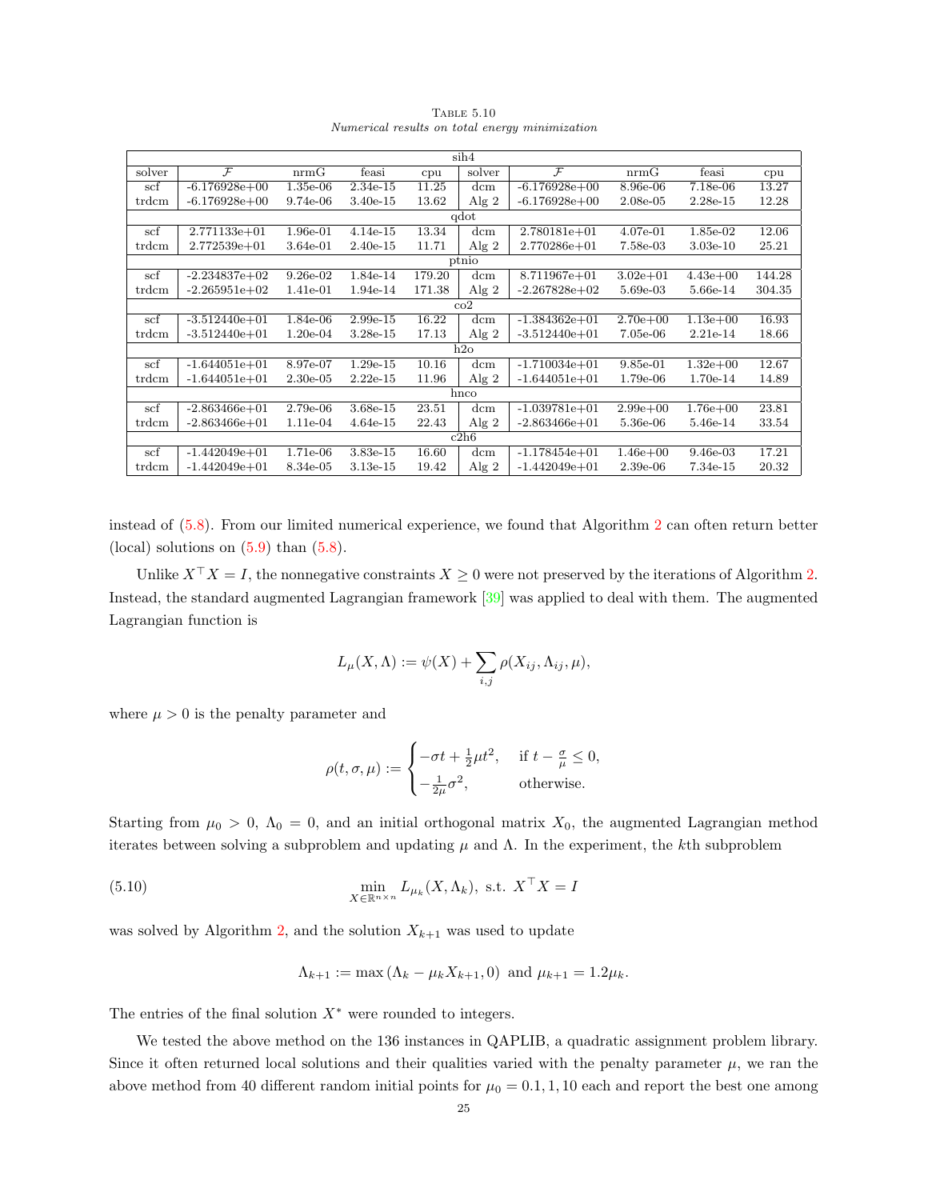Table 5.10
*Numerical results on total energy minimization*

| solver | $\mathcal{F}$ | nrmG | feasi | cpu | solver | $\mathcal{F}$ | nrmG | feasi | cpu |
|---|---|---|---|---|---|---|---|---|---|
| sih4 | | | | | | | | | |
| scf | -6.176928e+00 | 1.35e-06 | 2.34e-15 | 11.25 | dcm | -6.176928e+00 | 8.96e-06 | 7.18e-06 | 13.27 |
| trdcm | -6.176928e+00 | 9.74e-06 | 3.40e-15 | 13.62 | Alg 2 | -6.176928e+00 | 2.08e-05 | 2.28e-15 | 12.28 |
| qdot | | | | | | | | | |
| scf | 2.771133e+01 | 1.96e-01 | 4.14e-15 | 13.34 | dcm | 2.780181e+01 | 4.07e-01 | 1.85e-02 | 12.06 |
| trdcm | 2.772539e+01 | 3.64e-01 | 2.40e-15 | 11.71 | Alg 2 | 2.770286e+01 | 7.58e-03 | 3.03e-10 | 25.21 |
| ptnio | | | | | | | | | |
| scf | -2.234837e+02 | 9.26e-02 | 1.84e-14 | 179.20 | dcm | 8.711967e+01 | 3.02e+01 | 4.43e+00 | 144.28 |
| trdcm | -2.265951e+02 | 1.41e-01 | 1.94e-14 | 171.38 | Alg 2 | -2.267828e+02 | 5.69e-03 | 5.66e-14 | 304.35 |
| co2 | | | | | | | | | |
| scf | -3.512440e+01 | 1.84e-06 | 2.99e-15 | 16.22 | dcm | -1.384362e+01 | 2.70e+00 | 1.13e+00 | 16.93 |
| trdcm | -3.512440e+01 | 1.20e-04 | 3.28e-15 | 17.13 | Alg 2 | -3.512440e+01 | 7.05e-06 | 2.21e-14 | 18.66 |
| h2o | | | | | | | | | |
| scf | -1.644051e+01 | 8.97e-07 | 1.29e-15 | 10.16 | dcm | -1.710034e+01 | 9.85e-01 | 1.32e+00 | 12.67 |
| trdcm | -1.644051e+01 | 2.30e-05 | 2.22e-15 | 11.96 | Alg 2 | -1.644051e+01 | 1.79e-06 | 1.70e-14 | 14.89 |
| hnco | | | | | | | | | |
| scf | -2.863466e+01 | 2.79e-06 | 3.68e-15 | 23.51 | dcm | -1.039781e+01 | 2.99e+00 | 1.76e+00 | 23.81 |
| trdcm | -2.863466e+01 | 1.11e-04 | 4.64e-15 | 22.43 | Alg 2 | -2.863466e+01 | 5.36e-06 | 5.46e-14 | 33.54 |
| c2h6 | | | | | | | | | |
| scf | -1.442049e+01 | 1.71e-06 | 3.83e-15 | 16.60 | dcm | -1.178454e+01 | 1.46e+00 | 9.46e-03 | 17.21 |
| trdcm | -1.442049e+01 | 8.34e-05 | 3.13e-15 | 19.42 | Alg 2 | -1.442049e+01 | 2.39e-06 | 7.34e-15 | 20.32 |

instead of (5.8). From our limited numerical experience, we found that Algorithm 2 can often return better (local) solutions on (5.9) than (5.8).

Unlike $X^\top X = I$, the nonnegative constraints $X \geq 0$ were not preserved by the iterations of Algorithm 2. Instead, the standard augmented Lagrangian framework [39] was applied to deal with them. The augmented Lagrangian function is

$$L_\mu(X, \Lambda) := \psi(X) + \sum_{i,j} \rho(X_{ij}, \Lambda_{ij}, \mu),$$

where $\mu > 0$ is the penalty parameter and

$$\rho(t, \sigma, \mu) := \begin{cases} -\sigma t + \frac{1}{2}\mu t^2, & \text{if } t - \frac{\sigma}{\mu} \leq 0, \\ -\frac{1}{2\mu}\sigma^2, & \text{otherwise.} \end{cases}$$

Starting from $\mu_0 > 0$, $\Lambda_0 = 0$, and an initial orthogonal matrix $X_0$, the augmented Lagrangian method iterates between solving a subproblem and updating $\mu$ and $\Lambda$. In the experiment, the $k$th subproblem

$$\min_{X \in \mathbb{R}^{n \times n}} L_{\mu_k}(X, \Lambda_k), \text{ s.t. } X^\top X = I \tag{5.10}$$

was solved by Algorithm 2, and the solution $X_{k+1}$ was used to update

$$\Lambda_{k+1} := \max(\Lambda_k - \mu_k X_{k+1}, 0) \text{ and } \mu_{k+1} = 1.2\mu_k.$$

The entries of the final solution $X^*$ were rounded to integers.

We tested the above method on the 136 instances in QAPLIB, a quadratic assignment problem library. Since it often returned local solutions and their qualities varied with the penalty parameter $\mu$, we ran the above method from 40 different random initial points for $\mu_0 = 0.1, 1, 10$ each and report the best one among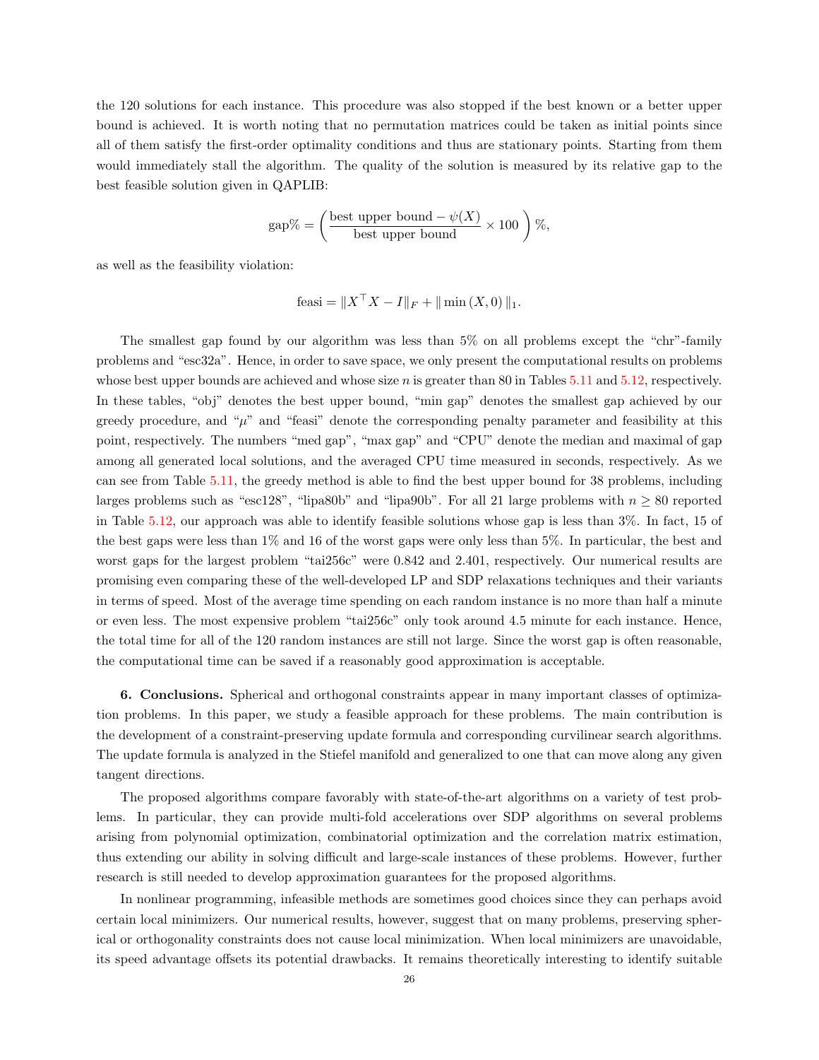the 120 solutions for each instance. This procedure was also stopped if the best known or a better upper bound is achieved. It is worth noting that no permutation matrices could be taken as initial points since all of them satisfy the first-order optimality conditions and thus are stationary points. Starting from them would immediately stall the algorithm. The quality of the solution is measured by its relative gap to the best feasible solution given in QAPLIB:

$$\text{gap}\% = \left( \frac{\text{best upper bound} - \psi(X)}{\text{best upper bound}} \times 100 \right) \%,$$

as well as the feasibility violation:

$$\text{feasi} = \|X^\top X - I\|_F + \|\min(X, 0)\|_1.$$

The smallest gap found by our algorithm was less than 5% on all problems except the "chr"-family problems and "esc32a". Hence, in order to save space, we only present the computational results on problems whose best upper bounds are achieved and whose size $n$ is greater than 80 in Tables 5.11 and 5.12, respectively. In these tables, "obj" denotes the best upper bound, "min gap" denotes the smallest gap achieved by our greedy procedure, and "$\mu$" and "feasi" denote the corresponding penalty parameter and feasibility at this point, respectively. The numbers "med gap", "max gap" and "CPU" denote the median and maximal of gap among all generated local solutions, and the averaged CPU time measured in seconds, respectively. As we can see from Table 5.11, the greedy method is able to find the best upper bound for 38 problems, including larges problems such as "esc128", "lipa80b" and "lipa90b". For all 21 large problems with $n \geq 80$ reported in Table 5.12, our approach was able to identify feasible solutions whose gap is less than 3%. In fact, 15 of the best gaps were less than 1% and 16 of the worst gaps were only less than 5%. In particular, the best and worst gaps for the largest problem "tai256c" were 0.842 and 2.401, respectively. Our numerical results are promising even comparing these of the well-developed LP and SDP relaxations techniques and their variants in terms of speed. Most of the average time spending on each random instance is no more than half a minute or even less. The most expensive problem "tai256c" only took around 4.5 minute for each instance. Hence, the total time for all of the 120 random instances are still not large. Since the worst gap is often reasonable, the computational time can be saved if a reasonably good approximation is acceptable.

**6. Conclusions.** Spherical and orthogonal constraints appear in many important classes of optimization problems. In this paper, we study a feasible approach for these problems. The main contribution is the development of a constraint-preserving update formula and corresponding curvilinear search algorithms. The update formula is analyzed in the Stiefel manifold and generalized to one that can move along any given tangent directions.

The proposed algorithms compare favorably with state-of-the-art algorithms on a variety of test problems. In particular, they can provide multi-fold accelerations over SDP algorithms on several problems arising from polynomial optimization, combinatorial optimization and the correlation matrix estimation, thus extending our ability in solving difficult and large-scale instances of these problems. However, further research is still needed to develop approximation guarantees for the proposed algorithms.

In nonlinear programming, infeasible methods are sometimes good choices since they can perhaps avoid certain local minimizers. Our numerical results, however, suggest that on many problems, preserving spherical or orthogonality constraints does not cause local minimization. When local minimizers are unavoidable, its speed advantage offsets its potential drawbacks. It remains theoretically interesting to identify suitable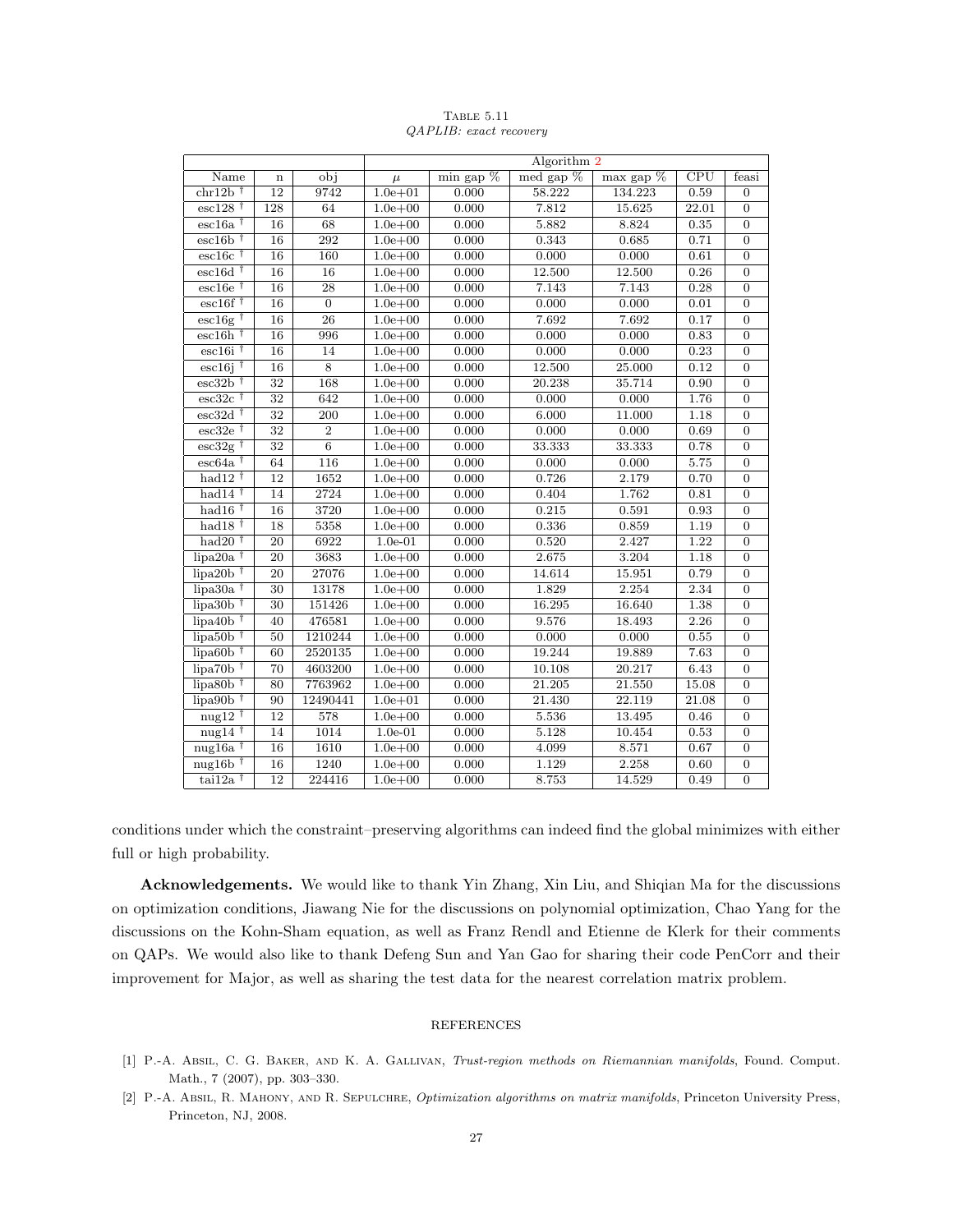Table 5.11

*QAPLIB: exact recovery*

| | | | Algorithm 2 | | | | | |
|---|---|---|---|---|---|---|---|---|
| Name | n | obj | $\mu$ | min gap % | med gap % | max gap % | CPU | feasi |
| chr12b † | 12 | 9742 | 1.0e+01 | 0.000 | 58.222 | 134.223 | 0.59 | 0 |
| esc128 † | 128 | 64 | 1.0e+00 | 0.000 | 7.812 | 15.625 | 22.01 | 0 |
| esc16a † | 16 | 68 | 1.0e+00 | 0.000 | 5.882 | 8.824 | 0.35 | 0 |
| esc16b † | 16 | 292 | 1.0e+00 | 0.000 | 0.343 | 0.685 | 0.71 | 0 |
| esc16c † | 16 | 160 | 1.0e+00 | 0.000 | 0.000 | 0.000 | 0.61 | 0 |
| esc16d † | 16 | 16 | 1.0e+00 | 0.000 | 12.500 | 12.500 | 0.26 | 0 |
| esc16e † | 16 | 28 | 1.0e+00 | 0.000 | 7.143 | 7.143 | 0.28 | 0 |
| esc16f † | 16 | 0 | 1.0e+00 | 0.000 | 0.000 | 0.000 | 0.01 | 0 |
| esc16g † | 16 | 26 | 1.0e+00 | 0.000 | 7.692 | 7.692 | 0.17 | 0 |
| esc16h † | 16 | 996 | 1.0e+00 | 0.000 | 0.000 | 0.000 | 0.83 | 0 |
| esc16i † | 16 | 14 | 1.0e+00 | 0.000 | 0.000 | 0.000 | 0.23 | 0 |
| esc16j † | 16 | 8 | 1.0e+00 | 0.000 | 12.500 | 25.000 | 0.12 | 0 |
| esc32b † | 32 | 168 | 1.0e+00 | 0.000 | 20.238 | 35.714 | 0.90 | 0 |
| esc32c † | 32 | 642 | 1.0e+00 | 0.000 | 0.000 | 0.000 | 1.76 | 0 |
| esc32d † | 32 | 200 | 1.0e+00 | 0.000 | 6.000 | 11.000 | 1.18 | 0 |
| esc32e † | 32 | 2 | 1.0e+00 | 0.000 | 0.000 | 0.000 | 0.69 | 0 |
| esc32g † | 32 | 6 | 1.0e+00 | 0.000 | 33.333 | 33.333 | 0.78 | 0 |
| esc64a † | 64 | 116 | 1.0e+00 | 0.000 | 0.000 | 0.000 | 5.75 | 0 |
| had12 † | 12 | 1652 | 1.0e+00 | 0.000 | 0.726 | 2.179 | 0.70 | 0 |
| had14 † | 14 | 2724 | 1.0e+00 | 0.000 | 0.404 | 1.762 | 0.81 | 0 |
| had16 † | 16 | 3720 | 1.0e+00 | 0.000 | 0.215 | 0.591 | 0.93 | 0 |
| had18 † | 18 | 5358 | 1.0e+00 | 0.000 | 0.336 | 0.859 | 1.19 | 0 |
| had20 † | 20 | 6922 | 1.0e-01 | 0.000 | 0.520 | 2.427 | 1.22 | 0 |
| lipa20a † | 20 | 3683 | 1.0e+00 | 0.000 | 2.675 | 3.204 | 1.18 | 0 |
| lipa20b † | 20 | 27076 | 1.0e+00 | 0.000 | 14.614 | 15.951 | 0.79 | 0 |
| lipa30a † | 30 | 13178 | 1.0e+00 | 0.000 | 1.829 | 2.254 | 2.34 | 0 |
| lipa30b † | 30 | 151426 | 1.0e+00 | 0.000 | 16.295 | 16.640 | 1.38 | 0 |
| lipa40b † | 40 | 476581 | 1.0e+00 | 0.000 | 9.576 | 18.493 | 2.26 | 0 |
| lipa50b † | 50 | 1210244 | 1.0e+00 | 0.000 | 0.000 | 0.000 | 0.55 | 0 |
| lipa60b † | 60 | 2520135 | 1.0e+00 | 0.000 | 19.244 | 19.889 | 7.63 | 0 |
| lipa70b † | 70 | 4603200 | 1.0e+00 | 0.000 | 10.108 | 20.217 | 6.43 | 0 |
| lipa80b † | 80 | 7763962 | 1.0e+00 | 0.000 | 21.205 | 21.550 | 15.08 | 0 |
| lipa90b † | 90 | 12490441 | 1.0e+01 | 0.000 | 21.430 | 22.119 | 21.08 | 0 |
| nug12 † | 12 | 578 | 1.0e+00 | 0.000 | 5.536 | 13.495 | 0.46 | 0 |
| nug14 † | 14 | 1014 | 1.0e-01 | 0.000 | 5.128 | 10.454 | 0.53 | 0 |
| nug16a † | 16 | 1610 | 1.0e+00 | 0.000 | 4.099 | 8.571 | 0.67 | 0 |
| nug16b † | 16 | 1240 | 1.0e+00 | 0.000 | 1.129 | 2.258 | 0.60 | 0 |
| tai12a † | 12 | 224416 | 1.0e+00 | 0.000 | 8.753 | 14.529 | 0.49 | 0 |

conditions under which the constraint–preserving algorithms can indeed find the global minimizes with either full or high probability.

**Acknowledgements.** We would like to thank Yin Zhang, Xin Liu, and Shiqian Ma for the discussions on optimization conditions, Jiawang Nie for the discussions on polynomial optimization, Chao Yang for the discussions on the Kohn-Sham equation, as well as Franz Rendl and Etienne de Klerk for their comments on QAPs. We would also like to thank Defeng Sun and Yan Gao for sharing their code PenCorr and their improvement for Major, as well as sharing the test data for the nearest correlation matrix problem.

## REFERENCES

[1] P.-A. Absil, C. G. Baker, and K. A. Gallivan, *Trust-region methods on Riemannian manifolds*, Found. Comput. Math., 7 (2007), pp. 303–330.

[2] P.-A. Absil, R. Mahony, and R. Sepulchre, *Optimization algorithms on matrix manifolds*, Princeton University Press, Princeton, NJ, 2008.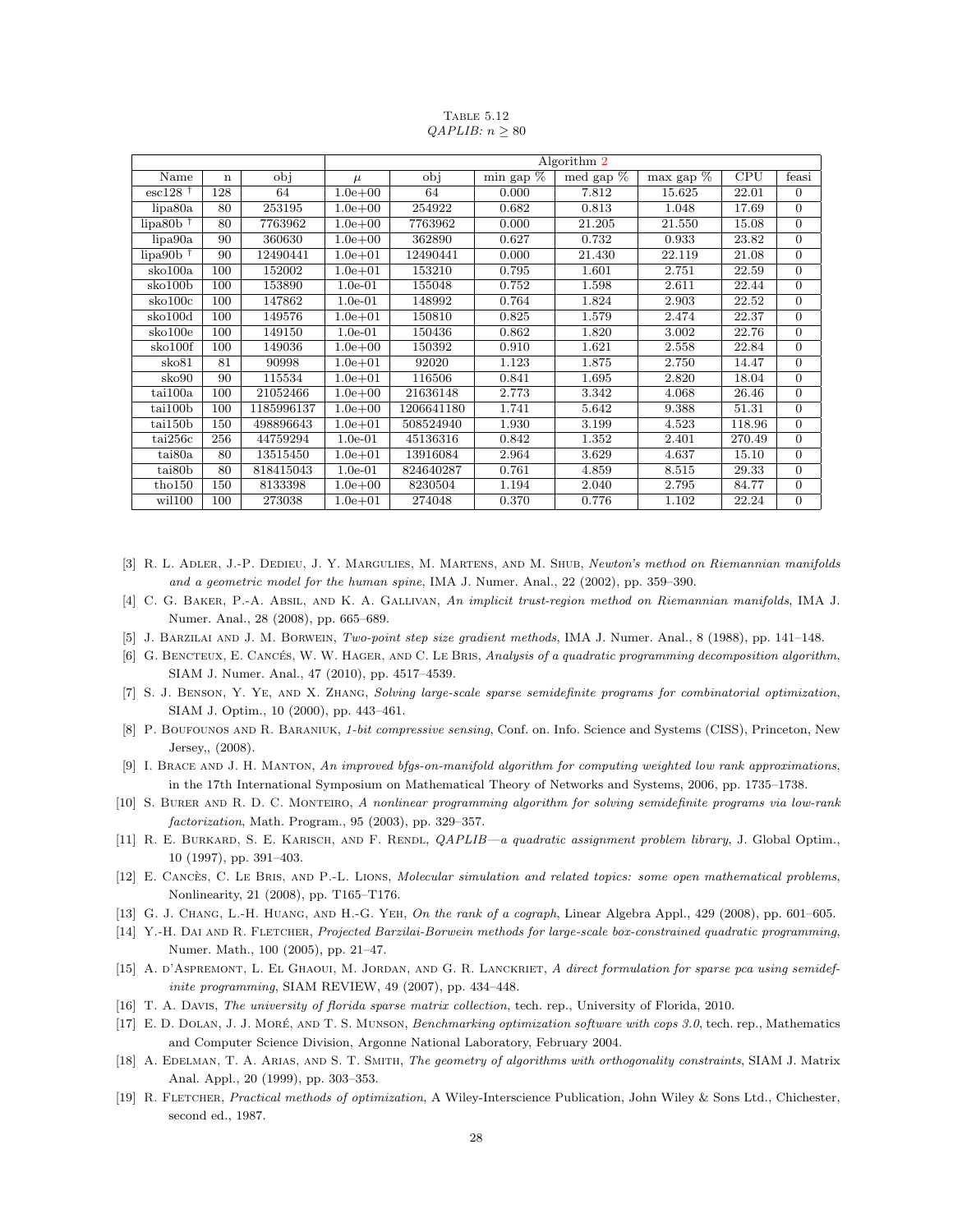Table 5.12
*QAPLIB: $n \geq 80$*

| | | | Algorithm 2 | | | | | | |
|---|---|---|---|---|---|---|---|---|---|
| Name | n | obj | $\mu$ | obj | min gap % | med gap % | max gap % | CPU | feasi |
| esc128 † | 128 | 64 | 1.0e+00 | 64 | 0.000 | 7.812 | 15.625 | 22.01 | 0 |
| lipa80a | 80 | 253195 | 1.0e+00 | 254922 | 0.682 | 0.813 | 1.048 | 17.69 | 0 |
| lipa80b † | 80 | 7763962 | 1.0e+00 | 7763962 | 0.000 | 21.205 | 21.550 | 15.08 | 0 |
| lipa90a | 90 | 360630 | 1.0e+00 | 362890 | 0.627 | 0.732 | 0.933 | 23.82 | 0 |
| lipa90b † | 90 | 12490441 | 1.0e+01 | 12490441 | 0.000 | 21.430 | 22.119 | 21.08 | 0 |
| sko100a | 100 | 152002 | 1.0e+01 | 153210 | 0.795 | 1.601 | 2.751 | 22.59 | 0 |
| sko100b | 100 | 153890 | 1.0e-01 | 155048 | 0.752 | 1.598 | 2.611 | 22.44 | 0 |
| sko100c | 100 | 147862 | 1.0e-01 | 148992 | 0.764 | 1.824 | 2.903 | 22.52 | 0 |
| sko100d | 100 | 149576 | 1.0e+01 | 150810 | 0.825 | 1.579 | 2.474 | 22.37 | 0 |
| sko100e | 100 | 149150 | 1.0e-01 | 150436 | 0.862 | 1.820 | 3.002 | 22.76 | 0 |
| sko100f | 100 | 149036 | 1.0e+00 | 150392 | 0.910 | 1.621 | 2.558 | 22.84 | 0 |
| sko81 | 81 | 90998 | 1.0e+01 | 92020 | 1.123 | 1.875 | 2.750 | 14.47 | 0 |
| sko90 | 90 | 115534 | 1.0e+01 | 116506 | 0.841 | 1.695 | 2.820 | 18.04 | 0 |
| tai100a | 100 | 21052466 | 1.0e+00 | 21636148 | 2.773 | 3.342 | 4.068 | 26.46 | 0 |
| tai100b | 100 | 1185996137 | 1.0e+00 | 1206641180 | 1.741 | 5.642 | 9.388 | 51.31 | 0 |
| tai150b | 150 | 498896643 | 1.0e+01 | 508524940 | 1.930 | 3.199 | 4.523 | 118.96 | 0 |
| tai256c | 256 | 44759294 | 1.0e-01 | 45136316 | 0.842 | 1.352 | 2.401 | 270.49 | 0 |
| tai80a | 80 | 13515450 | 1.0e+01 | 13916084 | 2.964 | 3.629 | 4.637 | 15.10 | 0 |
| tai80b | 80 | 818415043 | 1.0e-01 | 824640287 | 0.761 | 4.859 | 8.515 | 29.33 | 0 |
| tho150 | 150 | 8133398 | 1.0e+00 | 8230504 | 1.194 | 2.040 | 2.795 | 84.77 | 0 |
| wil100 | 100 | 273038 | 1.0e+01 | 274048 | 0.370 | 0.776 | 1.102 | 22.24 | 0 |

[3] R. L. Adler, J.-P. Dedieu, J. Y. Margulies, M. Martens, and M. Shub, *Newton's method on Riemannian manifolds and a geometric model for the human spine*, IMA J. Numer. Anal., 22 (2002), pp. 359–390.

[4] C. G. Baker, P.-A. Absil, and K. A. Gallivan, *An implicit trust-region method on Riemannian manifolds*, IMA J. Numer. Anal., 28 (2008), pp. 665–689.

[5] J. Barzilai and J. M. Borwein, *Two-point step size gradient methods*, IMA J. Numer. Anal., 8 (1988), pp. 141–148.

[6] G. Bencteux, E. Cancés, W. W. Hager, and C. Le Bris, *Analysis of a quadratic programming decomposition algorithm*, SIAM J. Numer. Anal., 47 (2010), pp. 4517–4539.

[7] S. J. Benson, Y. Ye, and X. Zhang, *Solving large-scale sparse semidefinite programs for combinatorial optimization*, SIAM J. Optim., 10 (2000), pp. 443–461.

[8] P. Boufounos and R. Baraniuk, *1-bit compressive sensing*, Conf. on. Info. Science and Systems (CISS), Princeton, New Jersey,, (2008).

[9] I. Brace and J. H. Manton, *An improved bfgs-on-manifold algorithm for computing weighted low rank approximations*, in the 17th International Symposium on Mathematical Theory of Networks and Systems, 2006, pp. 1735–1738.

[10] S. Burer and R. D. C. Monteiro, *A nonlinear programming algorithm for solving semidefinite programs via low-rank factorization*, Math. Program., 95 (2003), pp. 329–357.

[11] R. E. Burkard, S. E. Karisch, and F. Rendl, *QAPLIB—a quadratic assignment problem library*, J. Global Optim., 10 (1997), pp. 391–403.

[12] E. Cancès, C. Le Bris, and P.-L. Lions, *Molecular simulation and related topics: some open mathematical problems*, Nonlinearity, 21 (2008), pp. T165–T176.

[13] G. J. Chang, L.-H. Huang, and H.-G. Yeh, *On the rank of a cograph*, Linear Algebra Appl., 429 (2008), pp. 601–605.

[14] Y.-H. Dai and R. Fletcher, *Projected Barzilai-Borwein methods for large-scale box-constrained quadratic programming*, Numer. Math., 100 (2005), pp. 21–47.

[15] A. d'Aspremont, L. El Ghaoui, M. Jordan, and G. R. Lanckriet, *A direct formulation for sparse pca using semidefinite programming*, SIAM REVIEW, 49 (2007), pp. 434–448.

[16] T. A. Davis, *The university of florida sparse matrix collection*, tech. rep., University of Florida, 2010.

[17] E. D. Dolan, J. J. Moré, and T. S. Munson, *Benchmarking optimization software with cops 3.0*, tech. rep., Mathematics and Computer Science Division, Argonne National Laboratory, February 2004.

[18] A. Edelman, T. A. Arias, and S. T. Smith, *The geometry of algorithms with orthogonality constraints*, SIAM J. Matrix Anal. Appl., 20 (1999), pp. 303–353.

[19] R. Fletcher, *Practical methods of optimization*, A Wiley-Interscience Publication, John Wiley & Sons Ltd., Chichester, second ed., 1987.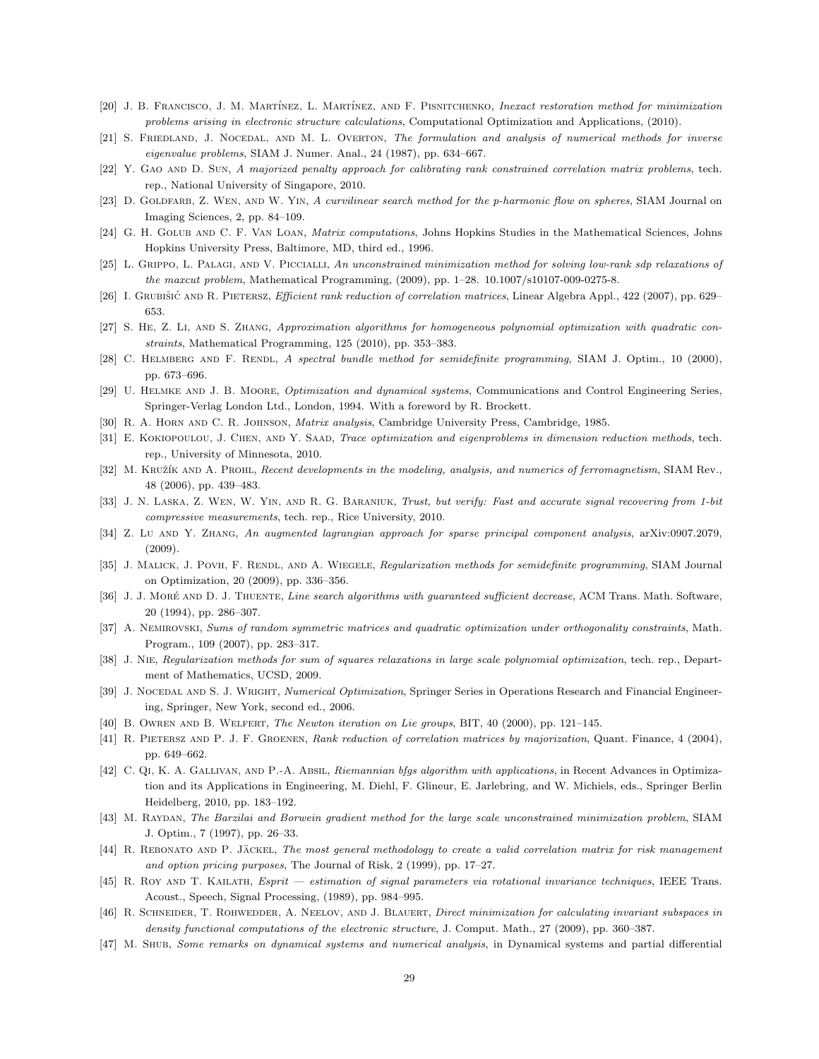[20] J. B. Francisco, J. M. Martínez, L. Martínez, and F. Pisnitchenko, *Inexact restoration method for minimization problems arising in electronic structure calculations*, Computational Optimization and Applications, (2010).

[21] S. Friedland, J. Nocedal, and M. L. Overton, *The formulation and analysis of numerical methods for inverse eigenvalue problems*, SIAM J. Numer. Anal., 24 (1987), pp. 634–667.

[22] Y. Gao and D. Sun, *A majorized penalty approach for calibrating rank constrained correlation matrix problems*, tech. rep., National University of Singapore, 2010.

[23] D. Goldfarb, Z. Wen, and W. Yin, *A curvilinear search method for the p-harmonic flow on spheres*, SIAM Journal on Imaging Sciences, 2, pp. 84–109.

[24] G. H. Golub and C. F. Van Loan, *Matrix computations*, Johns Hopkins Studies in the Mathematical Sciences, Johns Hopkins University Press, Baltimore, MD, third ed., 1996.

[25] L. Grippo, L. Palagi, and V. Piccialli, *An unconstrained minimization method for solving low-rank sdp relaxations of the maxcut problem*, Mathematical Programming, (2009), pp. 1–28. 10.1007/s10107-009-0275-8.

[26] I. Grubišić and R. Pietersz, *Efficient rank reduction of correlation matrices*, Linear Algebra Appl., 422 (2007), pp. 629–653.

[27] S. He, Z. Li, and S. Zhang, *Approximation algorithms for homogeneous polynomial optimization with quadratic constraints*, Mathematical Programming, 125 (2010), pp. 353–383.

[28] C. Helmberg and F. Rendl, *A spectral bundle method for semidefinite programming*, SIAM J. Optim., 10 (2000), pp. 673–696.

[29] U. Helmke and J. B. Moore, *Optimization and dynamical systems*, Communications and Control Engineering Series, Springer-Verlag London Ltd., London, 1994. With a foreword by R. Brockett.

[30] R. A. Horn and C. R. Johnson, *Matrix analysis*, Cambridge University Press, Cambridge, 1985.

[31] E. Kokiopoulou, J. Chen, and Y. Saad, *Trace optimization and eigenproblems in dimension reduction methods*, tech. rep., University of Minnesota, 2010.

[32] M. Kružík and A. Prohl, *Recent developments in the modeling, analysis, and numerics of ferromagnetism*, SIAM Rev., 48 (2006), pp. 439–483.

[33] J. N. Laska, Z. Wen, W. Yin, and R. G. Baraniuk, *Trust, but verify: Fast and accurate signal recovering from 1-bit compressive measurements*, tech. rep., Rice University, 2010.

[34] Z. Lu and Y. Zhang, *An augmented lagrangian approach for sparse principal component analysis*, arXiv:0907.2079, (2009).

[35] J. Malick, J. Povh, F. Rendl, and A. Wiegele, *Regularization methods for semidefinite programming*, SIAM Journal on Optimization, 20 (2009), pp. 336–356.

[36] J. J. Moré and D. J. Thuente, *Line search algorithms with guaranteed sufficient decrease*, ACM Trans. Math. Software, 20 (1994), pp. 286–307.

[37] A. Nemirovski, *Sums of random symmetric matrices and quadratic optimization under orthogonality constraints*, Math. Program., 109 (2007), pp. 283–317.

[38] J. Nie, *Regularization methods for sum of squares relaxations in large scale polynomial optimization*, tech. rep., Department of Mathematics, UCSD, 2009.

[39] J. Nocedal and S. J. Wright, *Numerical Optimization*, Springer Series in Operations Research and Financial Engineering, Springer, New York, second ed., 2006.

[40] B. Owren and B. Welfert, *The Newton iteration on Lie groups*, BIT, 40 (2000), pp. 121–145.

[41] R. Pietersz and P. J. F. Groenen, *Rank reduction of correlation matrices by majorization*, Quant. Finance, 4 (2004), pp. 649–662.

[42] C. Qi, K. A. Gallivan, and P.-A. Absil, *Riemannian bfgs algorithm with applications*, in Recent Advances in Optimization and its Applications in Engineering, M. Diehl, F. Glineur, E. Jarlebring, and W. Michiels, eds., Springer Berlin Heidelberg, 2010, pp. 183–192.

[43] M. Raydan, *The Barzilai and Borwein gradient method for the large scale unconstrained minimization problem*, SIAM J. Optim., 7 (1997), pp. 26–33.

[44] R. Rebonato and P. Jäckel, *The most general methodology to create a valid correlation matrix for risk management and option pricing purposes*, The Journal of Risk, 2 (1999), pp. 17–27.

[45] R. Roy and T. Kailath, *Esprit — estimation of signal parameters via rotational invariance techniques*, IEEE Trans. Acoust., Speech, Signal Processing, (1989), pp. 984–995.

[46] R. Schneider, T. Rohwedder, A. Neelov, and J. Blauert, *Direct minimization for calculating invariant subspaces in density functional computations of the electronic structure*, J. Comput. Math., 27 (2009), pp. 360–387.

[47] M. Shub, *Some remarks on dynamical systems and numerical analysis*, in Dynamical systems and partial differential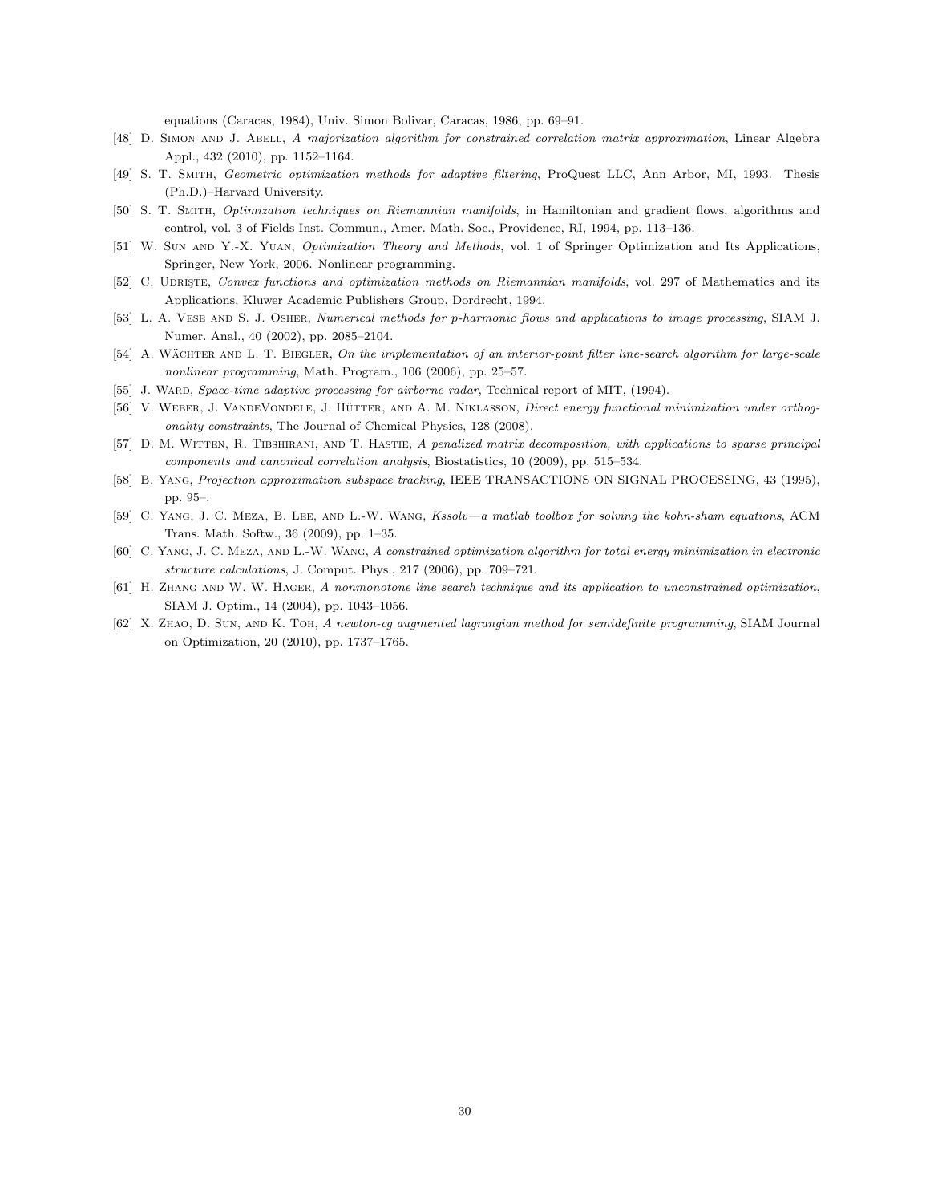equations (Caracas, 1984), Univ. Simon Bolivar, Caracas, 1986, pp. 69–91.

[48] D. Simon and J. Abell, *A majorization algorithm for constrained correlation matrix approximation*, Linear Algebra Appl., 432 (2010), pp. 1152–1164.

[49] S. T. Smith, *Geometric optimization methods for adaptive filtering*, ProQuest LLC, Ann Arbor, MI, 1993. Thesis (Ph.D.)–Harvard University.

[50] S. T. Smith, *Optimization techniques on Riemannian manifolds*, in Hamiltonian and gradient flows, algorithms and control, vol. 3 of Fields Inst. Commun., Amer. Math. Soc., Providence, RI, 1994, pp. 113–136.

[51] W. Sun and Y.-X. Yuan, *Optimization Theory and Methods*, vol. 1 of Springer Optimization and Its Applications, Springer, New York, 2006. Nonlinear programming.

[52] C. Udrişte, *Convex functions and optimization methods on Riemannian manifolds*, vol. 297 of Mathematics and its Applications, Kluwer Academic Publishers Group, Dordrecht, 1994.

[53] L. A. Vese and S. J. Osher, *Numerical methods for p-harmonic flows and applications to image processing*, SIAM J. Numer. Anal., 40 (2002), pp. 2085–2104.

[54] A. Wächter and L. T. Biegler, *On the implementation of an interior-point filter line-search algorithm for large-scale nonlinear programming*, Math. Program., 106 (2006), pp. 25–57.

[55] J. Ward, *Space-time adaptive processing for airborne radar*, Technical report of MIT, (1994).

[56] V. Weber, J. VandeVondele, J. Hütter, and A. M. Niklasson, *Direct energy functional minimization under orthogonality constraints*, The Journal of Chemical Physics, 128 (2008).

[57] D. M. Witten, R. Tibshirani, and T. Hastie, *A penalized matrix decomposition, with applications to sparse principal components and canonical correlation analysis*, Biostatistics, 10 (2009), pp. 515–534.

[58] B. Yang, *Projection approximation subspace tracking*, IEEE TRANSACTIONS ON SIGNAL PROCESSING, 43 (1995), pp. 95–.

[59] C. Yang, J. C. Meza, B. Lee, and L.-W. Wang, *Kssolv—a matlab toolbox for solving the kohn-sham equations*, ACM Trans. Math. Softw., 36 (2009), pp. 1–35.

[60] C. Yang, J. C. Meza, and L.-W. Wang, *A constrained optimization algorithm for total energy minimization in electronic structure calculations*, J. Comput. Phys., 217 (2006), pp. 709–721.

[61] H. Zhang and W. W. Hager, *A nonmonotone line search technique and its application to unconstrained optimization*, SIAM J. Optim., 14 (2004), pp. 1043–1056.

[62] X. Zhao, D. Sun, and K. Toh, *A newton-cg augmented lagrangian method for semidefinite programming*, SIAM Journal on Optimization, 20 (2010), pp. 1737–1765.